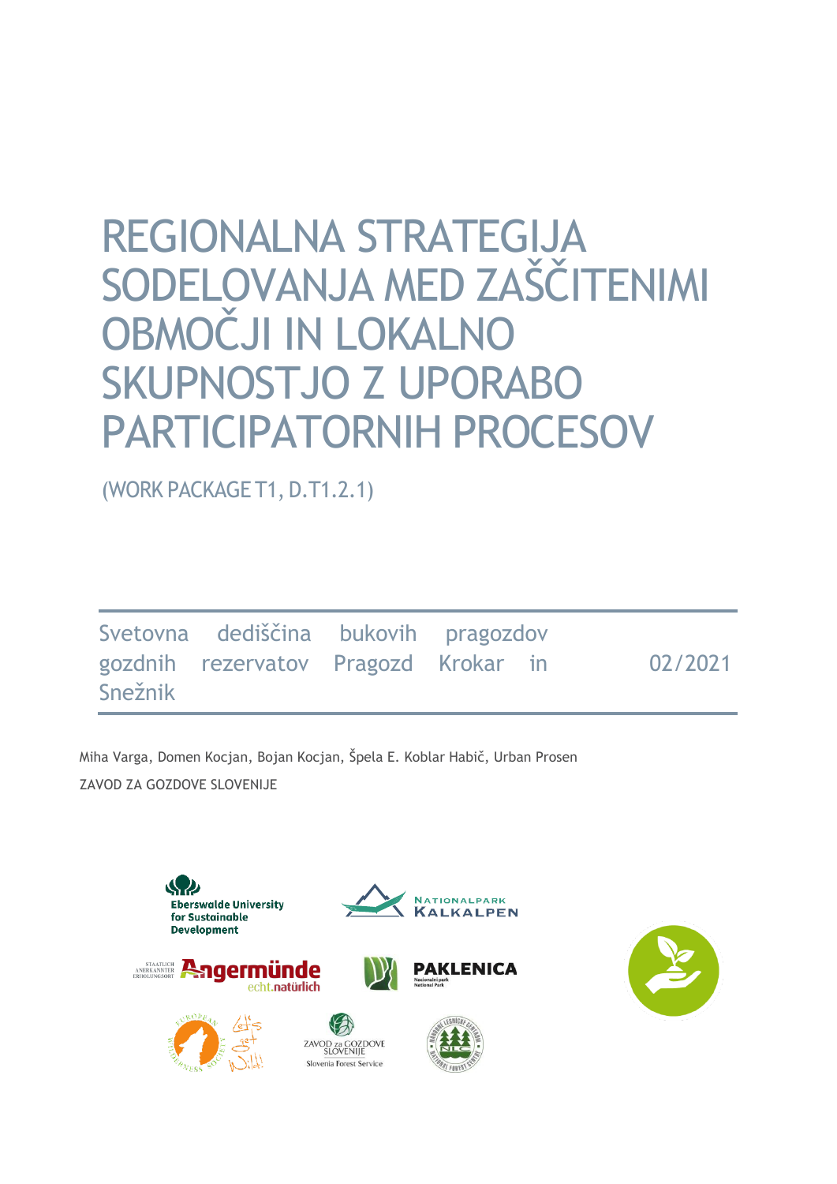# REGIONALNA STRATEGIJA SODELOVANJA MED ZAŠČITENIMI OBMOČJI IN LOKALNO SKUPNOSTJO Z UPORABO PARTICIPATORNIH PROCESOV

(WORK PACKAGE T1, D.T1.2.1)

Svetovna dediščina bukovih pragozdov gozdnih rezervatov Pragozd Krokar in Snežnik

02/2021

Miha Varga, Domen Kocjan, Bojan Kocjan, Špela E. Koblar Habič, Urban Prosen

ZAVOD ZA GOZDOVE SLOVENIJE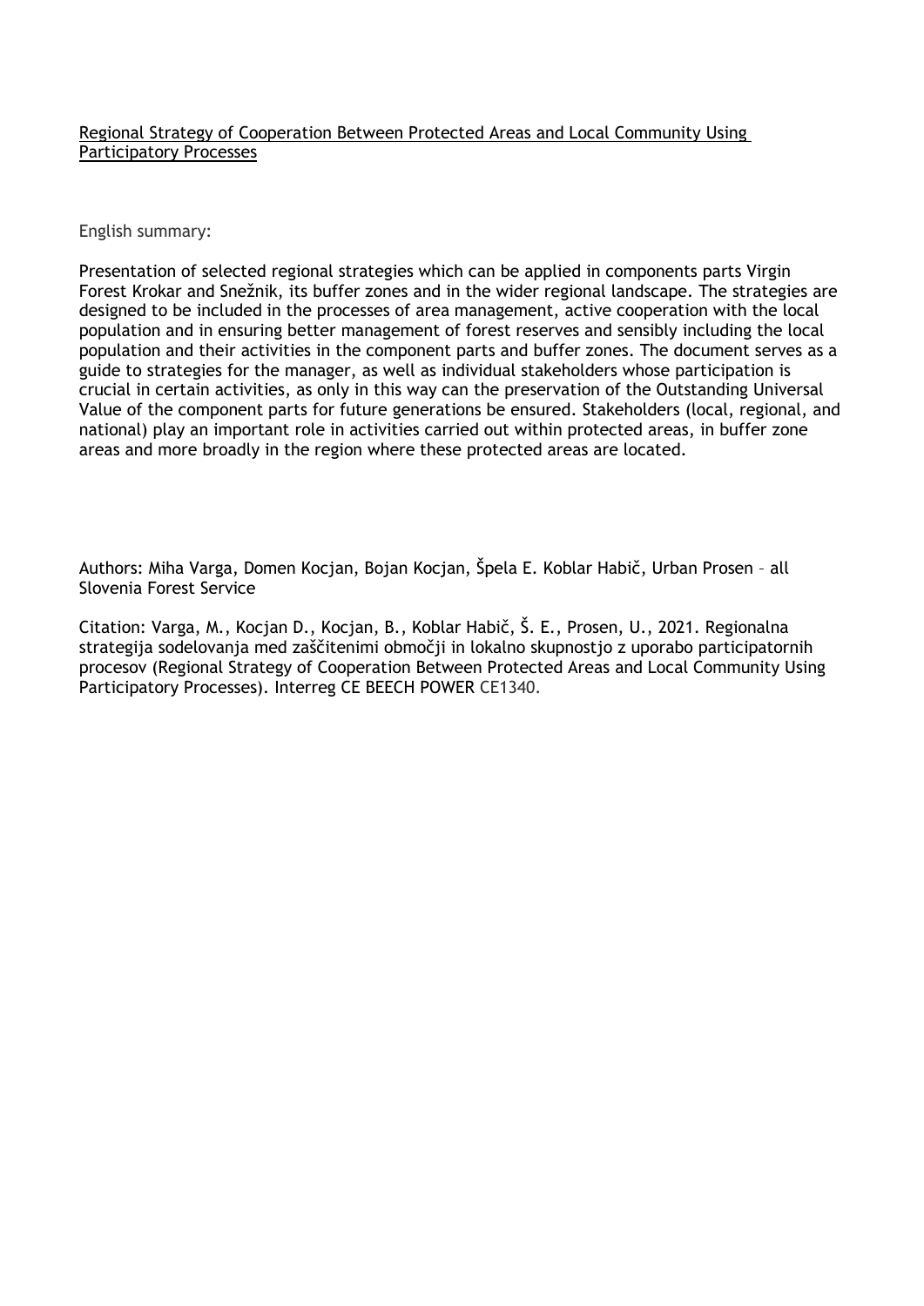Regional Strategy of Cooperation Between Protected Areas and Local Community Using Participatory Processes

English summary:

Presentation of selected regional strategies which can be applied in components parts Virgin Forest Krokar and Snežnik, its buffer zones and in the wider regional landscape. The strategies are designed to be included in the processes of area management, active cooperation with the local population and in ensuring better management of forest reserves and sensibly including the local population and their activities in the component parts and buffer zones. The document serves as a guide to strategies for the manager, as well as individual stakeholders whose participation is crucial in certain activities, as only in this way can the preservation of the Outstanding Universal Value of the component parts for future generations be ensured. Stakeholders (local, regional, and national) play an important role in activities carried out within protected areas, in buffer zone areas and more broadly in the region where these protected areas are located.

Authors: Miha Varga, Domen Kocjan, Bojan Kocjan, Špela E. Koblar Habič, Urban Prosen – all Slovenia Forest Service

Citation: Varga, M., Kocjan D., Kocjan, B., Koblar Habič, Š. E., Prosen, U., 2021. Regionalna strategija sodelovanja med zaščitenimi območji in lokalno skupnostjo z uporabo participatornih procesov (Regional Strategy of Cooperation Between Protected Areas and Local Community Using Participatory Processes). Interreg CE BEECH POWER CE1340.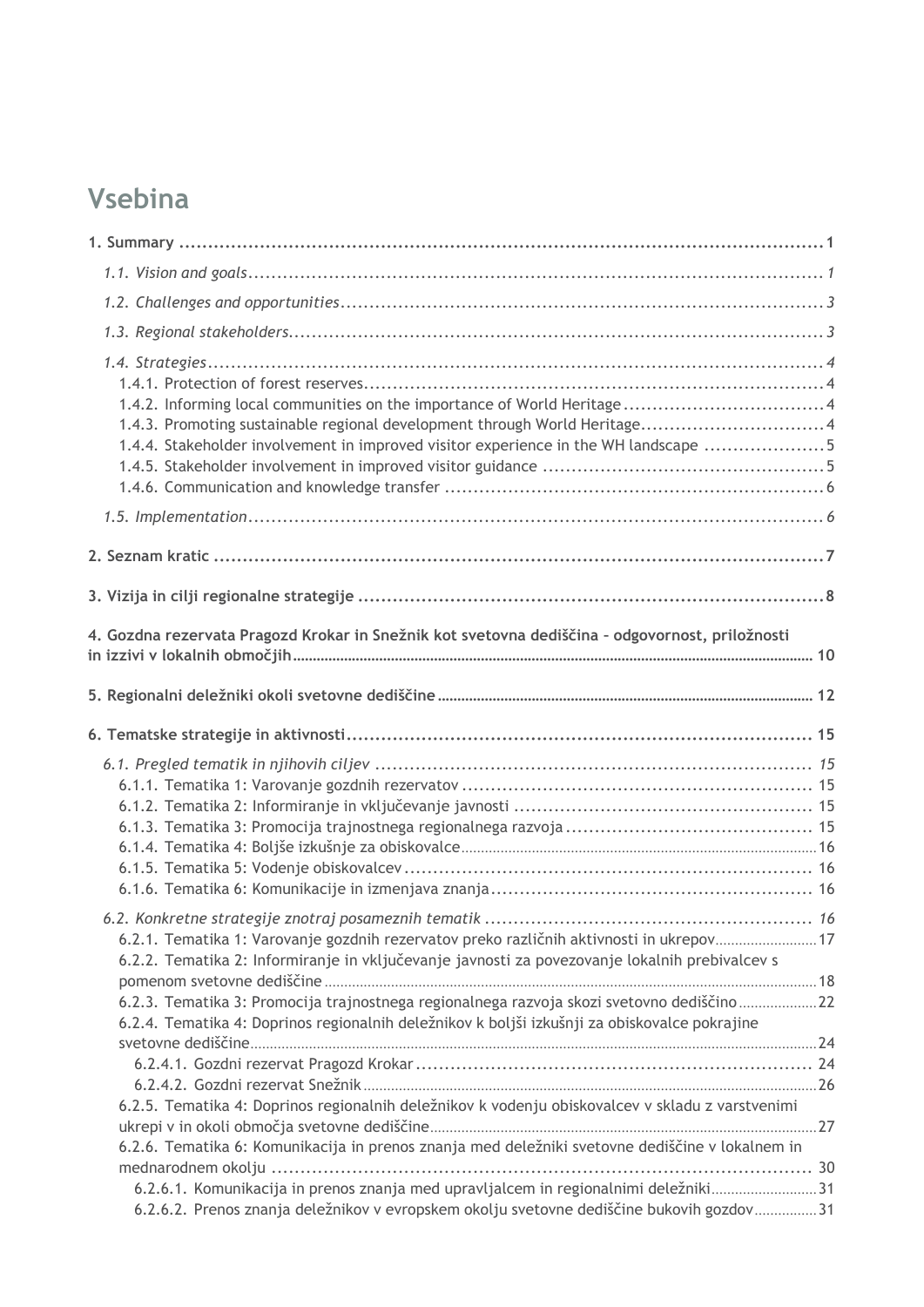# Vsebina

**1. Summary** .......... 1

*1.1. Vision and goals* .......... 1

*1.2. Challenges and opportunities* .......... 3

*1.3. Regional stakeholders* .......... 3

*1.4. Strategies* .......... 4

1.4.1. Protection of forest reserves .......... 4

1.4.2. Informing local communities on the importance of World Heritage .......... 4

1.4.3. Promoting sustainable regional development through World Heritage .......... 4

1.4.4. Stakeholder involvement in improved visitor experience in the WH landscape .......... 5

1.4.5. Stakeholder involvement in improved visitor guidance .......... 5

1.4.6. Communication and knowledge transfer .......... 6

*1.5. Implementation* .......... 6

**2. Seznam kratic** .......... 7

**3. Vizija in cilji regionalne strategije** .......... 8

**4. Gozdna rezervata Pragozd Krokar in Snežnik kot svetovna dediščina – odgovornost, priložnosti in izzivi v lokalnih območjih** .......... 10

**5. Regionalni deležniki okoli svetovne dediščine** .......... 12

**6. Tematske strategije in aktivnosti** .......... 15

*6.1. Pregled tematik in njihovih ciljev* .......... 15

6.1.1. Tematika 1: Varovanje gozdnih rezervatov .......... 15

6.1.2. Tematika 2: Informiranje in vključevanje javnosti .......... 15

6.1.3. Tematika 3: Promocija trajnostnega regionalnega razvoja .......... 15

6.1.4. Tematika 4: Boljše izkušnje za obiskovalce .......... 16

6.1.5. Tematika 5: Vodenje obiskovalcev .......... 16

6.1.6. Tematika 6: Komunikacije in izmenjava znanja .......... 16

*6.2. Konkretne strategije znotraj posameznih tematik* .......... 16

6.2.1. Tematika 1: Varovanje gozdnih rezervatov preko različnih aktivnosti in ukrepov .......... 17

6.2.2. Tematika 2: Informiranje in vključevanje javnosti za povezovanje lokalnih prebivalcev s pomenom svetovne dediščine .......... 18

6.2.3. Tematika 3: Promocija trajnostnega regionalnega razvoja skozi svetovno dediščino .......... 22

6.2.4. Tematika 4: Doprinos regionalnih deležnikov k boljši izkušnji za obiskovalce pokrajine svetovne dediščine .......... 24

6.2.4.1. Gozdni rezervat Pragozd Krokar .......... 24

6.2.4.2. Gozdni rezervat Snežnik .......... 26

6.2.5. Tematika 4: Doprinos regionalnih deležnikov k vodenju obiskovalcev v skladu z varstvenimi ukrepi v in okoli območja svetovne dediščine .......... 27

6.2.6. Tematika 6: Komunikacija in prenos znanja med deležniki svetovne dediščine v lokalnem in mednarodnem okolju .......... 30

6.2.6.1. Komunikacija in prenos znanja med upravljalcem in regionalnimi deležniki .......... 31

6.2.6.2. Prenos znanja deležnikov v evropskem okolju svetovne dediščine bukovih gozdov .......... 31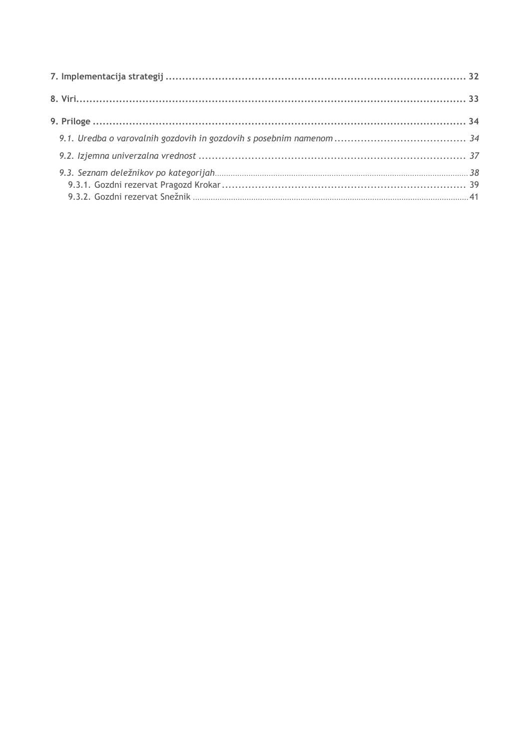**7. Implementacija strategij** .......... 32

**8. Viri** .......... 33

**9. Priloge** .......... 34

*9.1. Uredba o varovalnih gozdovih in gozdovih s posebnim namenom* .......... *34*

*9.2. Izjemna univerzalna vrednost* .......... *37*

*9.3. Seznam deležnikov po kategorijah* .......... *38*

9.3.1. Gozdni rezervat Pragozd Krokar .......... 39

9.3.2. Gozdni rezervat Snežnik .......... 41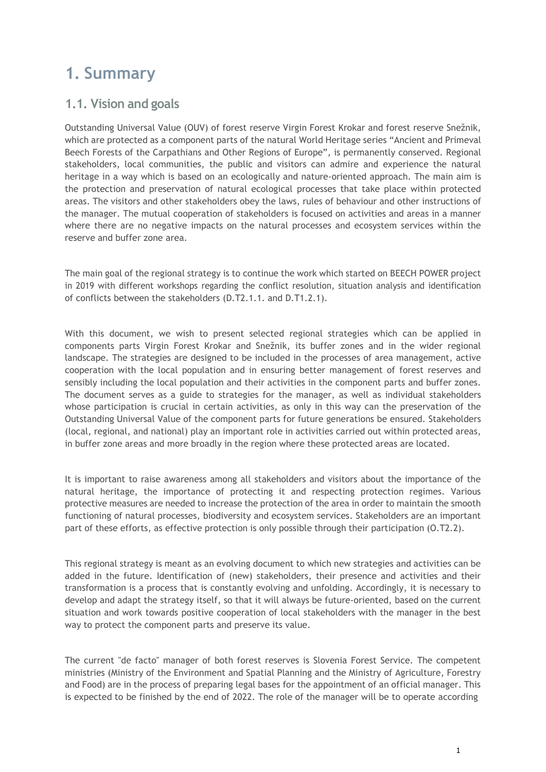# 1. Summary

## 1.1. Vision and goals

Outstanding Universal Value (OUV) of forest reserve Virgin Forest Krokar and forest reserve Snežnik, which are protected as a component parts of the natural World Heritage series "Ancient and Primeval Beech Forests of the Carpathians and Other Regions of Europe", is permanently conserved. Regional stakeholders, local communities, the public and visitors can admire and experience the natural heritage in a way which is based on an ecologically and nature-oriented approach. The main aim is the protection and preservation of natural ecological processes that take place within protected areas. The visitors and other stakeholders obey the laws, rules of behaviour and other instructions of the manager. The mutual cooperation of stakeholders is focused on activities and areas in a manner where there are no negative impacts on the natural processes and ecosystem services within the reserve and buffer zone area.

The main goal of the regional strategy is to continue the work which started on BEECH POWER project in 2019 with different workshops regarding the conflict resolution, situation analysis and identification of conflicts between the stakeholders (D.T2.1.1. and D.T1.2.1).

With this document, we wish to present selected regional strategies which can be applied in components parts Virgin Forest Krokar and Snežnik, its buffer zones and in the wider regional landscape. The strategies are designed to be included in the processes of area management, active cooperation with the local population and in ensuring better management of forest reserves and sensibly including the local population and their activities in the component parts and buffer zones. The document serves as a guide to strategies for the manager, as well as individual stakeholders whose participation is crucial in certain activities, as only in this way can the preservation of the Outstanding Universal Value of the component parts for future generations be ensured. Stakeholders (local, regional, and national) play an important role in activities carried out within protected areas, in buffer zone areas and more broadly in the region where these protected areas are located.

It is important to raise awareness among all stakeholders and visitors about the importance of the natural heritage, the importance of protecting it and respecting protection regimes. Various protective measures are needed to increase the protection of the area in order to maintain the smooth functioning of natural processes, biodiversity and ecosystem services. Stakeholders are an important part of these efforts, as effective protection is only possible through their participation (O.T2.2).

This regional strategy is meant as an evolving document to which new strategies and activities can be added in the future. Identification of (new) stakeholders, their presence and activities and their transformation is a process that is constantly evolving and unfolding. Accordingly, it is necessary to develop and adapt the strategy itself, so that it will always be future-oriented, based on the current situation and work towards positive cooperation of local stakeholders with the manager in the best way to protect the component parts and preserve its value.

The current "de facto" manager of both forest reserves is Slovenia Forest Service. The competent ministries (Ministry of the Environment and Spatial Planning and the Ministry of Agriculture, Forestry and Food) are in the process of preparing legal bases for the appointment of an official manager. This is expected to be finished by the end of 2022. The role of the manager will be to operate according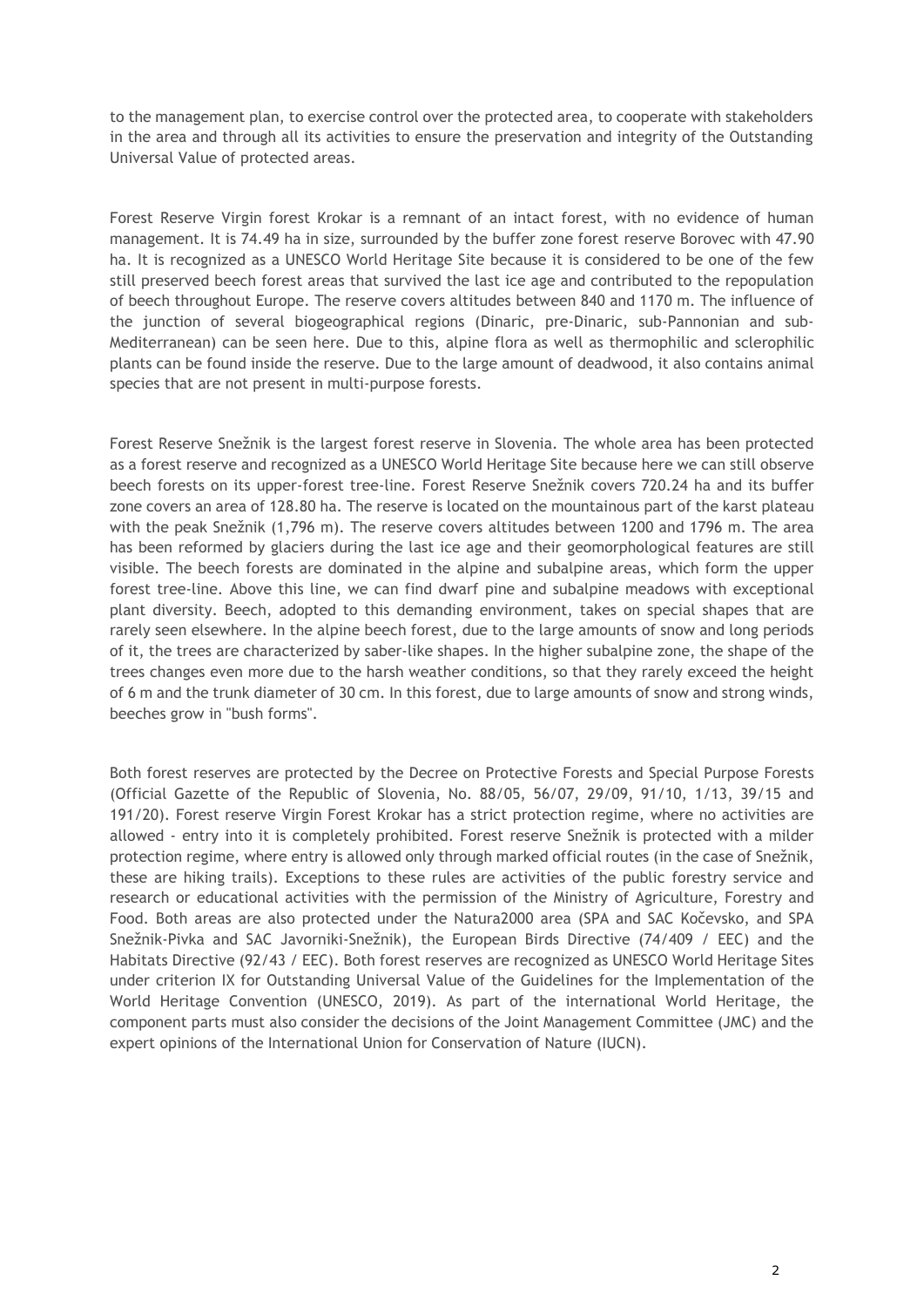to the management plan, to exercise control over the protected area, to cooperate with stakeholders in the area and through all its activities to ensure the preservation and integrity of the Outstanding Universal Value of protected areas.

Forest Reserve Virgin forest Krokar is a remnant of an intact forest, with no evidence of human management. It is 74.49 ha in size, surrounded by the buffer zone forest reserve Borovec with 47.90 ha. It is recognized as a UNESCO World Heritage Site because it is considered to be one of the few still preserved beech forest areas that survived the last ice age and contributed to the repopulation of beech throughout Europe. The reserve covers altitudes between 840 and 1170 m. The influence of the junction of several biogeographical regions (Dinaric, pre-Dinaric, sub-Pannonian and sub-Mediterranean) can be seen here. Due to this, alpine flora as well as thermophilic and sclerophilic plants can be found inside the reserve. Due to the large amount of deadwood, it also contains animal species that are not present in multi-purpose forests.

Forest Reserve Snežnik is the largest forest reserve in Slovenia. The whole area has been protected as a forest reserve and recognized as a UNESCO World Heritage Site because here we can still observe beech forests on its upper-forest tree-line. Forest Reserve Snežnik covers 720.24 ha and its buffer zone covers an area of 128.80 ha. The reserve is located on the mountainous part of the karst plateau with the peak Snežnik (1,796 m). The reserve covers altitudes between 1200 and 1796 m. The area has been reformed by glaciers during the last ice age and their geomorphological features are still visible. The beech forests are dominated in the alpine and subalpine areas, which form the upper forest tree-line. Above this line, we can find dwarf pine and subalpine meadows with exceptional plant diversity. Beech, adopted to this demanding environment, takes on special shapes that are rarely seen elsewhere. In the alpine beech forest, due to the large amounts of snow and long periods of it, the trees are characterized by saber-like shapes. In the higher subalpine zone, the shape of the trees changes even more due to the harsh weather conditions, so that they rarely exceed the height of 6 m and the trunk diameter of 30 cm. In this forest, due to large amounts of snow and strong winds, beeches grow in "bush forms".

Both forest reserves are protected by the Decree on Protective Forests and Special Purpose Forests (Official Gazette of the Republic of Slovenia, No. 88/05, 56/07, 29/09, 91/10, 1/13, 39/15 and 191/20). Forest reserve Virgin Forest Krokar has a strict protection regime, where no activities are allowed - entry into it is completely prohibited. Forest reserve Snežnik is protected with a milder protection regime, where entry is allowed only through marked official routes (in the case of Snežnik, these are hiking trails). Exceptions to these rules are activities of the public forestry service and research or educational activities with the permission of the Ministry of Agriculture, Forestry and Food. Both areas are also protected under the Natura2000 area (SPA and SAC Kočevsko, and SPA Snežnik-Pivka and SAC Javorniki-Snežnik), the European Birds Directive (74/409 / EEC) and the Habitats Directive (92/43 / EEC). Both forest reserves are recognized as UNESCO World Heritage Sites under criterion IX for Outstanding Universal Value of the Guidelines for the Implementation of the World Heritage Convention (UNESCO, 2019). As part of the international World Heritage, the component parts must also consider the decisions of the Joint Management Committee (JMC) and the expert opinions of the International Union for Conservation of Nature (IUCN).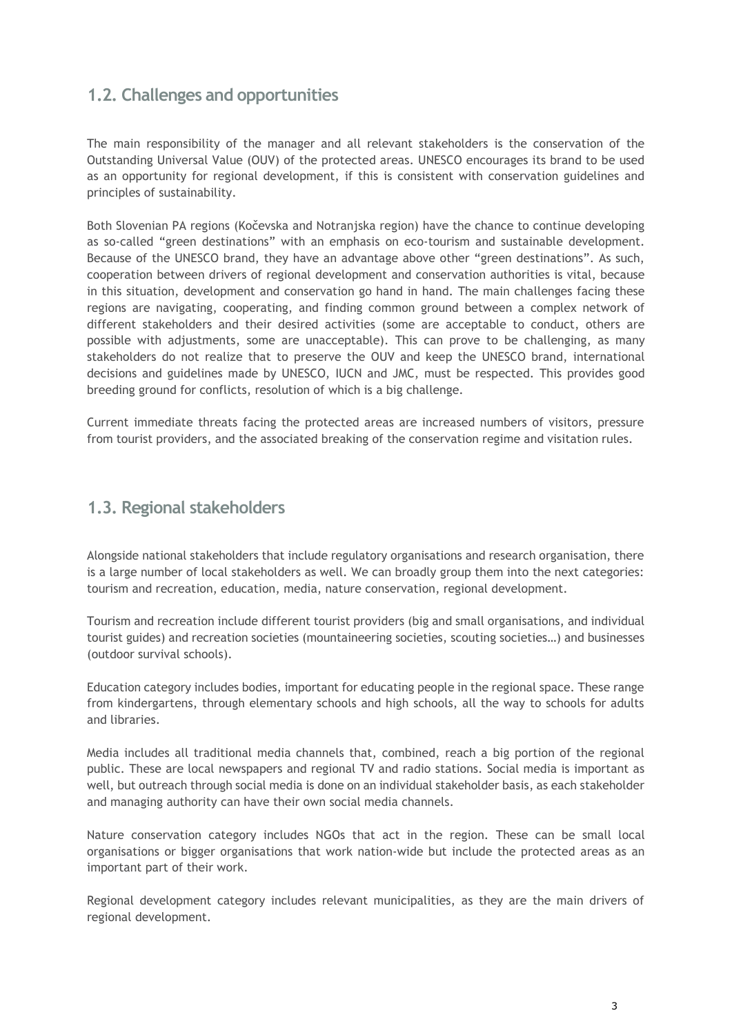## 1.2. Challenges and opportunities

The main responsibility of the manager and all relevant stakeholders is the conservation of the Outstanding Universal Value (OUV) of the protected areas. UNESCO encourages its brand to be used as an opportunity for regional development, if this is consistent with conservation guidelines and principles of sustainability.

Both Slovenian PA regions (Kočevska and Notranjska region) have the chance to continue developing as so-called "green destinations" with an emphasis on eco-tourism and sustainable development. Because of the UNESCO brand, they have an advantage above other "green destinations". As such, cooperation between drivers of regional development and conservation authorities is vital, because in this situation, development and conservation go hand in hand. The main challenges facing these regions are navigating, cooperating, and finding common ground between a complex network of different stakeholders and their desired activities (some are acceptable to conduct, others are possible with adjustments, some are unacceptable). This can prove to be challenging, as many stakeholders do not realize that to preserve the OUV and keep the UNESCO brand, international decisions and guidelines made by UNESCO, IUCN and JMC, must be respected. This provides good breeding ground for conflicts, resolution of which is a big challenge.

Current immediate threats facing the protected areas are increased numbers of visitors, pressure from tourist providers, and the associated breaking of the conservation regime and visitation rules.

## 1.3. Regional stakeholders

Alongside national stakeholders that include regulatory organisations and research organisation, there is a large number of local stakeholders as well. We can broadly group them into the next categories: tourism and recreation, education, media, nature conservation, regional development.

Tourism and recreation include different tourist providers (big and small organisations, and individual tourist guides) and recreation societies (mountaineering societies, scouting societies…) and businesses (outdoor survival schools).

Education category includes bodies, important for educating people in the regional space. These range from kindergartens, through elementary schools and high schools, all the way to schools for adults and libraries.

Media includes all traditional media channels that, combined, reach a big portion of the regional public. These are local newspapers and regional TV and radio stations. Social media is important as well, but outreach through social media is done on an individual stakeholder basis, as each stakeholder and managing authority can have their own social media channels.

Nature conservation category includes NGOs that act in the region. These can be small local organisations or bigger organisations that work nation-wide but include the protected areas as an important part of their work.

Regional development category includes relevant municipalities, as they are the main drivers of regional development.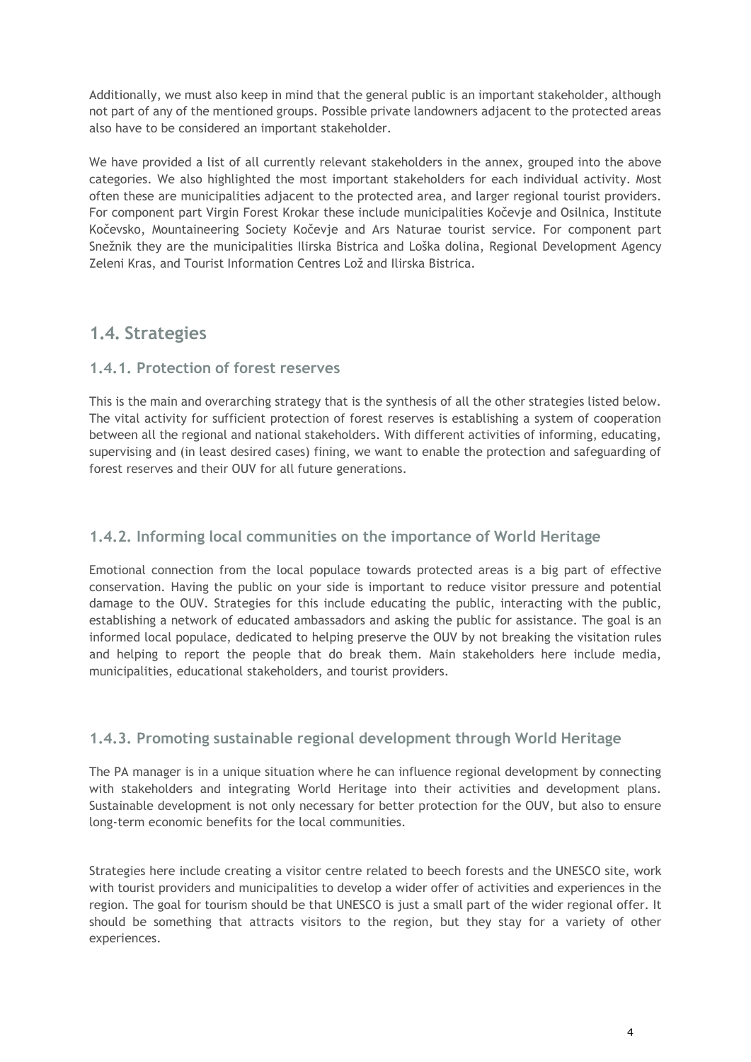Additionally, we must also keep in mind that the general public is an important stakeholder, although not part of any of the mentioned groups. Possible private landowners adjacent to the protected areas also have to be considered an important stakeholder.

We have provided a list of all currently relevant stakeholders in the annex, grouped into the above categories. We also highlighted the most important stakeholders for each individual activity. Most often these are municipalities adjacent to the protected area, and larger regional tourist providers. For component part Virgin Forest Krokar these include municipalities Kočevje and Osilnica, Institute Kočevsko, Mountaineering Society Kočevje and Ars Naturae tourist service. For component part Snežnik they are the municipalities Ilirska Bistrica and Loška dolina, Regional Development Agency Zeleni Kras, and Tourist Information Centres Lož and Ilirska Bistrica.

## 1.4. Strategies

### 1.4.1. Protection of forest reserves

This is the main and overarching strategy that is the synthesis of all the other strategies listed below. The vital activity for sufficient protection of forest reserves is establishing a system of cooperation between all the regional and national stakeholders. With different activities of informing, educating, supervising and (in least desired cases) fining, we want to enable the protection and safeguarding of forest reserves and their OUV for all future generations.

### 1.4.2. Informing local communities on the importance of World Heritage

Emotional connection from the local populace towards protected areas is a big part of effective conservation. Having the public on your side is important to reduce visitor pressure and potential damage to the OUV. Strategies for this include educating the public, interacting with the public, establishing a network of educated ambassadors and asking the public for assistance. The goal is an informed local populace, dedicated to helping preserve the OUV by not breaking the visitation rules and helping to report the people that do break them. Main stakeholders here include media, municipalities, educational stakeholders, and tourist providers.

### 1.4.3. Promoting sustainable regional development through World Heritage

The PA manager is in a unique situation where he can influence regional development by connecting with stakeholders and integrating World Heritage into their activities and development plans. Sustainable development is not only necessary for better protection for the OUV, but also to ensure long-term economic benefits for the local communities.

Strategies here include creating a visitor centre related to beech forests and the UNESCO site, work with tourist providers and municipalities to develop a wider offer of activities and experiences in the region. The goal for tourism should be that UNESCO is just a small part of the wider regional offer. It should be something that attracts visitors to the region, but they stay for a variety of other experiences.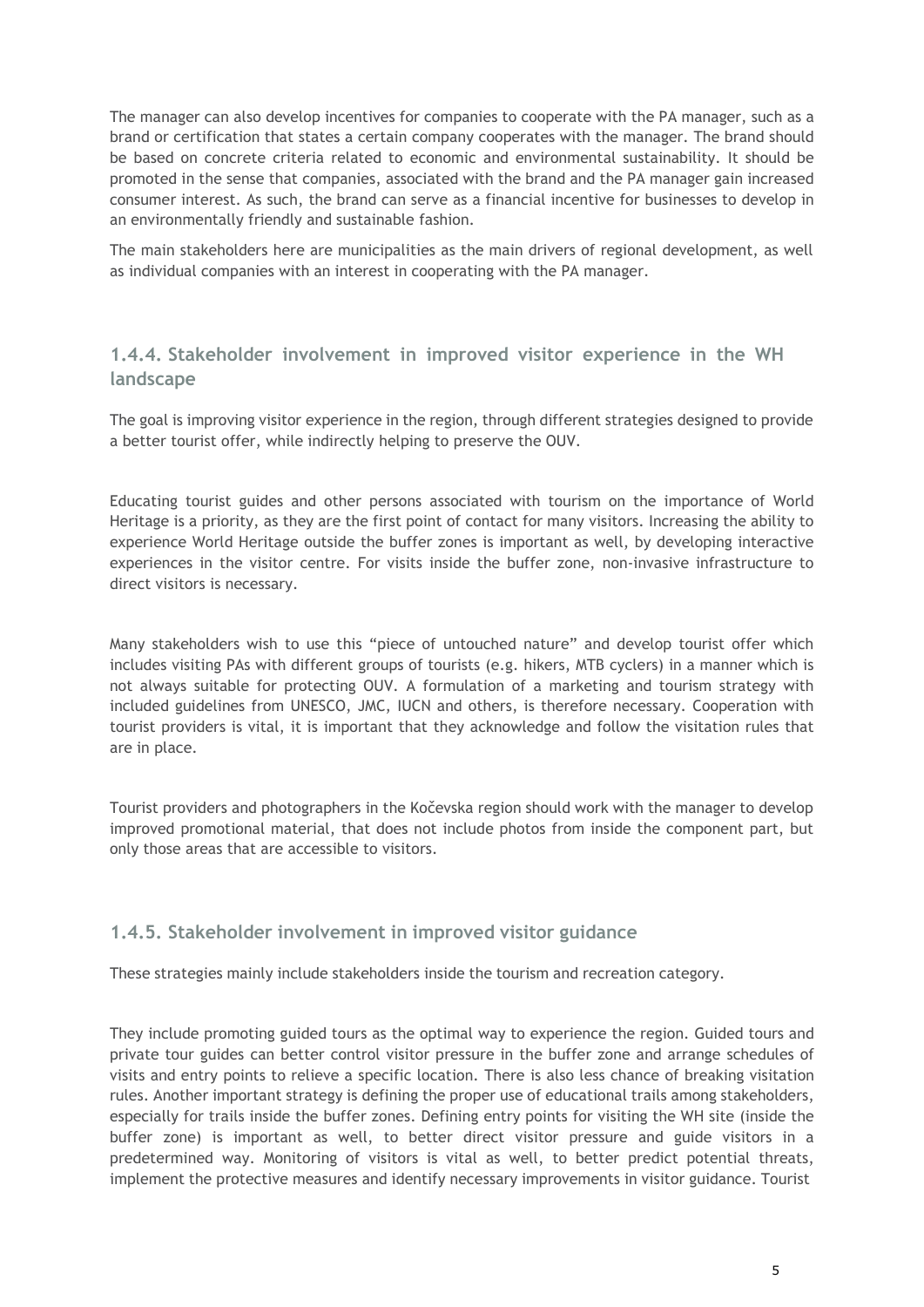The manager can also develop incentives for companies to cooperate with the PA manager, such as a brand or certification that states a certain company cooperates with the manager. The brand should be based on concrete criteria related to economic and environmental sustainability. It should be promoted in the sense that companies, associated with the brand and the PA manager gain increased consumer interest. As such, the brand can serve as a financial incentive for businesses to develop in an environmentally friendly and sustainable fashion.

The main stakeholders here are municipalities as the main drivers of regional development, as well as individual companies with an interest in cooperating with the PA manager.

### 1.4.4. Stakeholder involvement in improved visitor experience in the WH landscape

The goal is improving visitor experience in the region, through different strategies designed to provide a better tourist offer, while indirectly helping to preserve the OUV.

Educating tourist guides and other persons associated with tourism on the importance of World Heritage is a priority, as they are the first point of contact for many visitors. Increasing the ability to experience World Heritage outside the buffer zones is important as well, by developing interactive experiences in the visitor centre. For visits inside the buffer zone, non-invasive infrastructure to direct visitors is necessary.

Many stakeholders wish to use this "piece of untouched nature" and develop tourist offer which includes visiting PAs with different groups of tourists (e.g. hikers, MTB cyclers) in a manner which is not always suitable for protecting OUV. A formulation of a marketing and tourism strategy with included guidelines from UNESCO, JMC, IUCN and others, is therefore necessary. Cooperation with tourist providers is vital, it is important that they acknowledge and follow the visitation rules that are in place.

Tourist providers and photographers in the Kočevska region should work with the manager to develop improved promotional material, that does not include photos from inside the component part, but only those areas that are accessible to visitors.

### 1.4.5. Stakeholder involvement in improved visitor guidance

These strategies mainly include stakeholders inside the tourism and recreation category.

They include promoting guided tours as the optimal way to experience the region. Guided tours and private tour guides can better control visitor pressure in the buffer zone and arrange schedules of visits and entry points to relieve a specific location. There is also less chance of breaking visitation rules. Another important strategy is defining the proper use of educational trails among stakeholders, especially for trails inside the buffer zones. Defining entry points for visiting the WH site (inside the buffer zone) is important as well, to better direct visitor pressure and guide visitors in a predetermined way. Monitoring of visitors is vital as well, to better predict potential threats, implement the protective measures and identify necessary improvements in visitor guidance. Tourist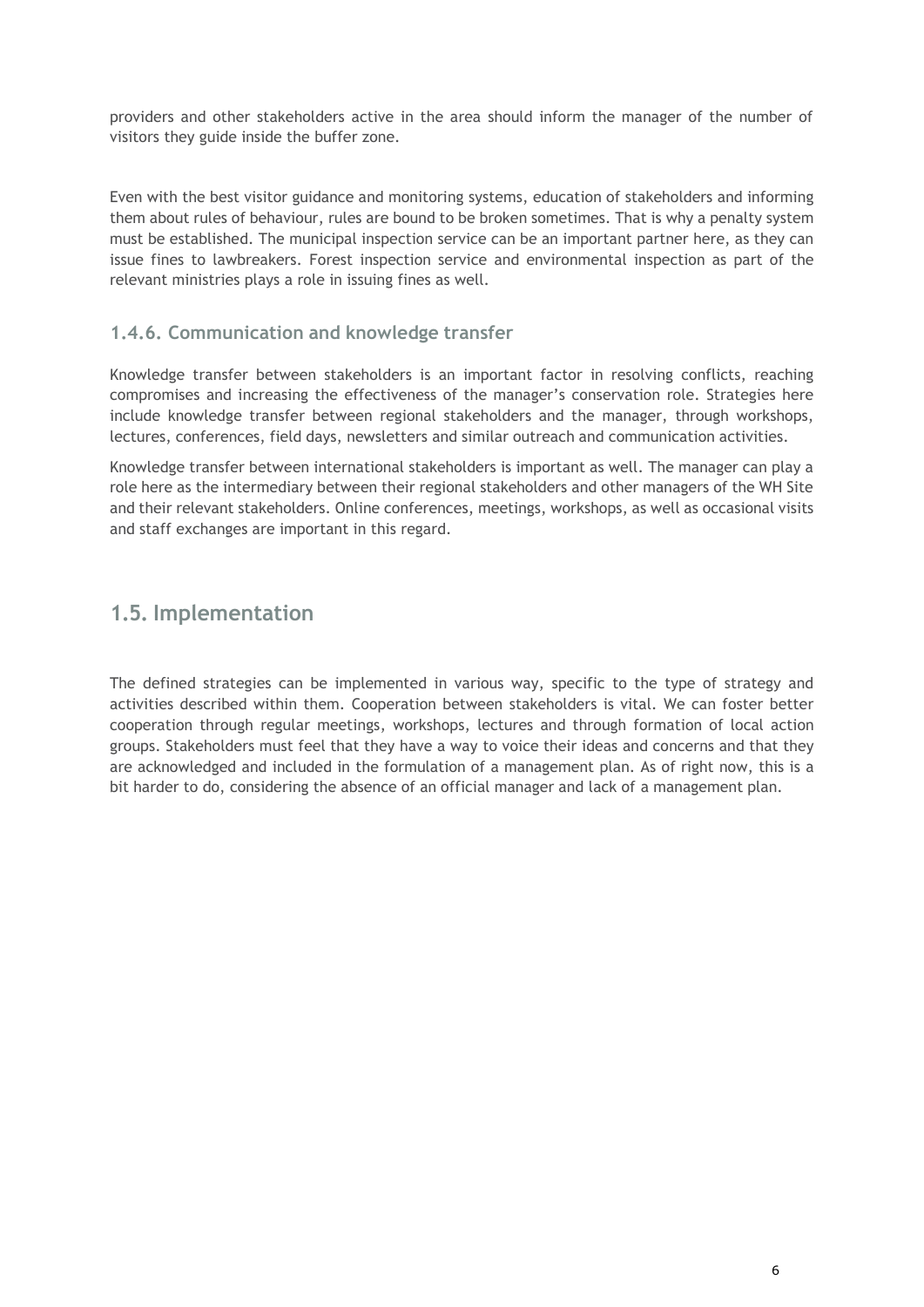providers and other stakeholders active in the area should inform the manager of the number of visitors they guide inside the buffer zone.

Even with the best visitor guidance and monitoring systems, education of stakeholders and informing them about rules of behaviour, rules are bound to be broken sometimes. That is why a penalty system must be established. The municipal inspection service can be an important partner here, as they can issue fines to lawbreakers. Forest inspection service and environmental inspection as part of the relevant ministries plays a role in issuing fines as well.

### 1.4.6. Communication and knowledge transfer

Knowledge transfer between stakeholders is an important factor in resolving conflicts, reaching compromises and increasing the effectiveness of the manager's conservation role. Strategies here include knowledge transfer between regional stakeholders and the manager, through workshops, lectures, conferences, field days, newsletters and similar outreach and communication activities.

Knowledge transfer between international stakeholders is important as well. The manager can play a role here as the intermediary between their regional stakeholders and other managers of the WH Site and their relevant stakeholders. Online conferences, meetings, workshops, as well as occasional visits and staff exchanges are important in this regard.

## 1.5. Implementation

The defined strategies can be implemented in various way, specific to the type of strategy and activities described within them. Cooperation between stakeholders is vital. We can foster better cooperation through regular meetings, workshops, lectures and through formation of local action groups. Stakeholders must feel that they have a way to voice their ideas and concerns and that they are acknowledged and included in the formulation of a management plan. As of right now, this is a bit harder to do, considering the absence of an official manager and lack of a management plan.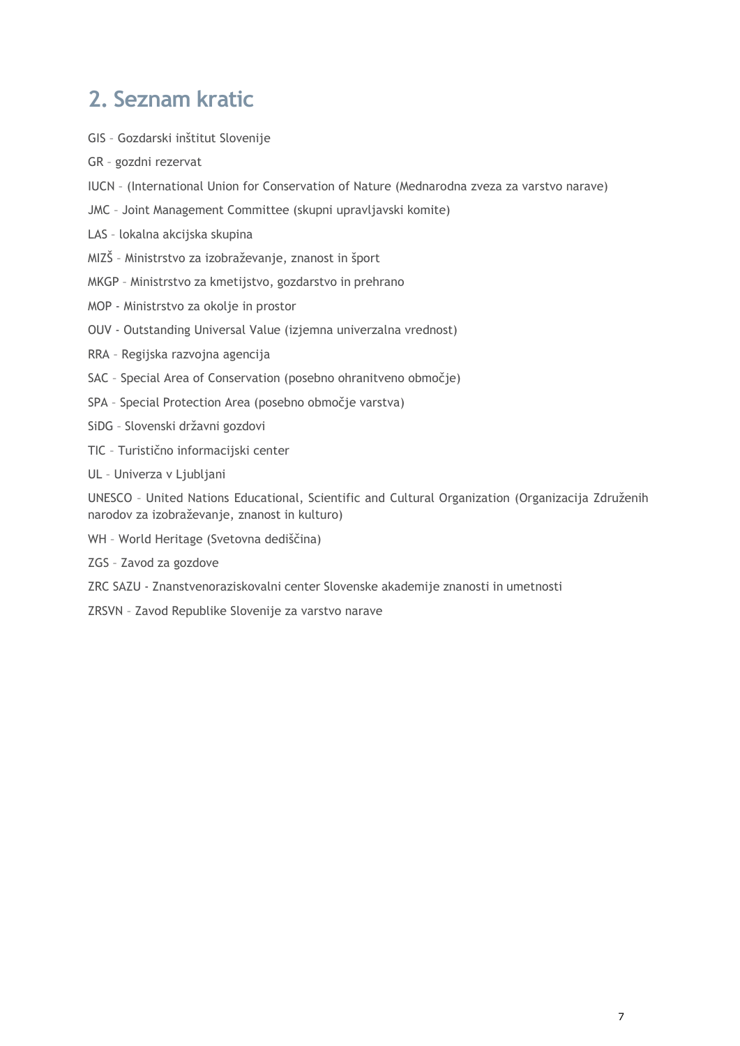## 2. Seznam kratic

GIS – Gozdarski inštitut Slovenije

GR – gozdni rezervat

IUCN – (International Union for Conservation of Nature (Mednarodna zveza za varstvo narave)

JMC – Joint Management Committee (skupni upravljavski komite)

LAS – lokalna akcijska skupina

MIZŠ – Ministrstvo za izobraževanje, znanost in šport

MKGP – Ministrstvo za kmetijstvo, gozdarstvo in prehrano

MOP - Ministrstvo za okolje in prostor

OUV - Outstanding Universal Value (izjemna univerzalna vrednost)

RRA – Regijska razvojna agencija

SAC – Special Area of Conservation (posebno ohranitveno območje)

SPA – Special Protection Area (posebno območje varstva)

SiDG – Slovenski državni gozdovi

TIC – Turistično informacijski center

UL – Univerza v Ljubljani

UNESCO – United Nations Educational, Scientific and Cultural Organization (Organizacija Združenih narodov za izobraževanje, znanost in kulturo)

WH – World Heritage (Svetovna dediščina)

ZGS – Zavod za gozdove

ZRC SAZU - Znanstvenoraziskovalni center Slovenske akademije znanosti in umetnosti

ZRSVN – Zavod Republike Slovenije za varstvo narave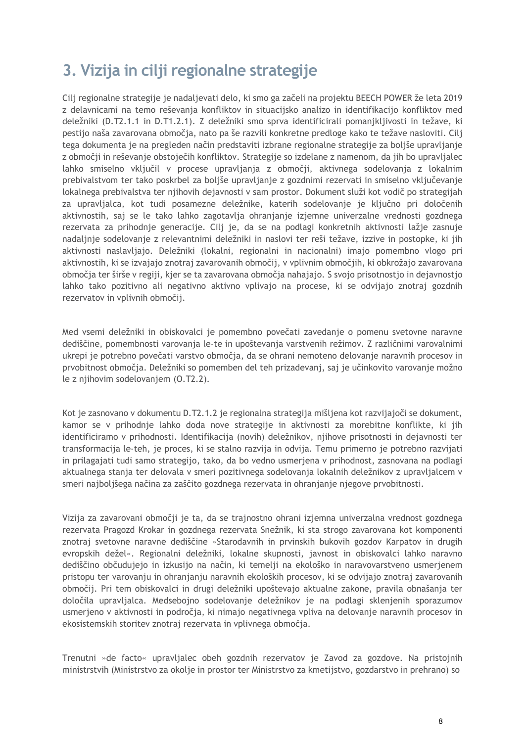# 3. Vizija in cilji regionalne strategije

Cilj regionalne strategije je nadaljevati delo, ki smo ga začeli na projektu BEECH POWER že leta 2019 z delavnicami na temo reševanja konfliktov in situacijsko analizo in identifikacijo konfliktov med deležniki (D.T2.1.1 in D.T1.2.1). Z deležniki smo sprva identificirali pomanjkljivosti in težave, ki pestijo naša zavarovana območja, nato pa še razvili konkretne predloge kako te težave nasloviti. Cilj tega dokumenta je na pregleden način predstaviti izbrane regionalne strategije za boljše upravljanje z območji in reševanje obstoječih konfliktov. Strategije so izdelane z namenom, da jih bo upravljalec lahko smiselno vključil v procese upravljanja z območji, aktivnega sodelovanja z lokalnim prebivalstvom ter tako poskrbel za boljše upravljanje z gozdnimi rezervati in smiselno vključevanje lokalnega prebivalstva ter njihovih dejavnosti v sam prostor. Dokument služi kot vodič po strategijah za upravljalca, kot tudi posamezne deležnike, katerih sodelovanje je ključno pri določenih aktivnostih, saj se le tako lahko zagotavlja ohranjanje izjemne univerzalne vrednosti gozdnega rezervata za prihodnje generacije. Cilj je, da se na podlagi konkretnih aktivnosti lažje zasnuje nadaljnje sodelovanje z relevantnimi deležniki in naslovi ter reši težave, izzive in postopke, ki jih aktivnosti naslavljajo. Deležniki (lokalni, regionalni in nacionalni) imajo pomembno vlogo pri aktivnostih, ki se izvajajo znotraj zavarovanih območij, v vplivnim območjih, ki obkrožajo zavarovana območja ter širše v regiji, kjer se ta zavarovana območja nahajajo. S svojo prisotnostjo in dejavnostjo lahko tako pozitivno ali negativno aktivno vplivajo na procese, ki se odvijajo znotraj gozdnih rezervatov in vplivnih območij.

Med vsemi deležniki in obiskovalci je pomembno povečati zavedanje o pomenu svetovne naravne dediščine, pomembnosti varovanja le-te in upoštevanja varstvenih režimov. Z različnimi varovalnimi ukrepi je potrebno povečati varstvo območja, da se ohrani nemoteno delovanje naravnih procesov in prvobitnost območja. Deležniki so pomemben del teh prizadevanj, saj je učinkovito varovanje možno le z njihovim sodelovanjem (O.T2.2).

Kot je zasnovano v dokumentu D.T2.1.2 je regionalna strategija mišljena kot razvijajoči se dokument, kamor se v prihodnje lahko doda nove strategije in aktivnosti za morebitne konflikte, ki jih identificiramo v prihodnosti. Identifikacija (novih) deležnikov, njihove prisotnosti in dejavnosti ter transformacija le-teh, je proces, ki se stalno razvija in odvija. Temu primerno je potrebno razvijati in prilagajati tudi samo strategijo, tako, da bo vedno usmerjena v prihodnost, zasnovana na podlagi aktualnega stanja ter delovala v smeri pozitivnega sodelovanja lokalnih deležnikov z upravljalcem v smeri najboljšega načina za zaščito gozdnega rezervata in ohranjanje njegove prvobitnosti.

Vizija za zavarovani območji je ta, da se trajnostno ohrani izjemna univerzalna vrednost gozdnega rezervata Pragozd Krokar in gozdnega rezervata Snežnik, ki sta strogo zavarovana kot komponenti znotraj svetovne naravne dediščine »Starodavnih in prvinskih bukovih gozdov Karpatov in drugih evropskih dežel«. Regionalni deležniki, lokalne skupnosti, javnost in obiskovalci lahko naravno dediščino občudujejo in izkusijo na način, ki temelji na ekološko in naravovarstveno usmerjenem pristopu ter varovanju in ohranjanju naravnih ekoloških procesov, ki se odvijajo znotraj zavarovanih območij. Pri tem obiskovalci in drugi deležniki upoštevajo aktualne zakone, pravila obnašanja ter določila upravljalca. Medsebojno sodelovanje deležnikov je na podlagi sklenjenih sporazumov usmerjeno v aktivnosti in področja, ki nimajo negativnega vpliva na delovanje naravnih procesov in ekosistemskih storitev znotraj rezervata in vplivnega območja.

Trenutni »de facto« upravljalec obeh gozdnih rezervatov je Zavod za gozdove. Na pristojnih ministrstvih (Ministrstvo za okolje in prostor ter Ministrstvo za kmetijstvo, gozdarstvo in prehrano) so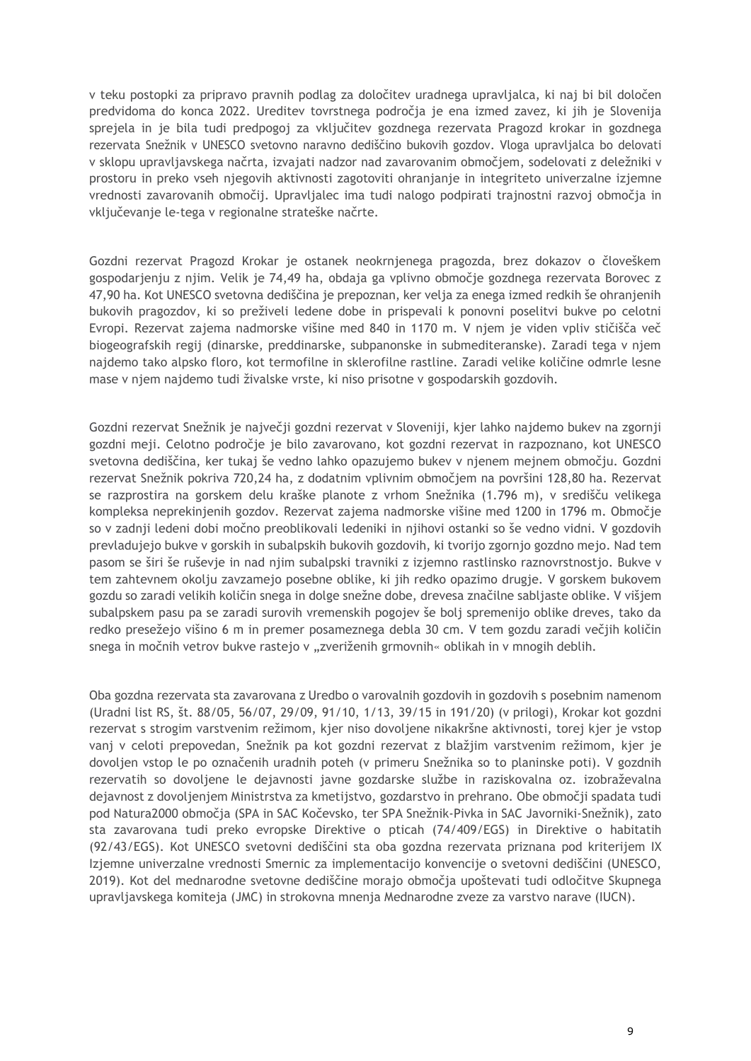v teku postopki za pripravo pravnih podlag za določitev uradnega upravljalca, ki naj bi bil določen predvidoma do konca 2022. Ureditev tovrstnega področja je ena izmed zavez, ki jih je Slovenija sprejela in je bila tudi predpogoj za vključitev gozdnega rezervata Pragozd krokar in gozdnega rezervata Snežnik v UNESCO svetovno naravno dediščino bukovih gozdov. Vloga upravljalca bo delovati v sklopu upravljavskega načrta, izvajati nadzor nad zavarovanim območjem, sodelovati z deležniki v prostoru in preko vseh njegovih aktivnosti zagotoviti ohranjanje in integriteto univerzalne izjemne vrednosti zavarovanih območij. Upravljalec ima tudi nalogo podpirati trajnostni razvoj območja in vključevanje le-tega v regionalne strateške načrte.

Gozdni rezervat Pragozd Krokar je ostanek neokrnjenega pragozda, brez dokazov o človeškem gospodarjenju z njim. Velik je 74,49 ha, obdaja ga vplivno območje gozdnega rezervata Borovec z 47,90 ha. Kot UNESCO svetovna dediščina je prepoznan, ker velja za enega izmed redkih še ohranjenih bukovih pragozdov, ki so preživeli ledene dobe in prispevali k ponovni poselitvi bukve po celotni Evropi. Rezervat zajema nadmorske višine med 840 in 1170 m. V njem je viden vpliv stičišča več biogeografskih regij (dinarske, preddinarske, subpanonske in submediteranske). Zaradi tega v njem najdemo tako alpsko floro, kot termofilne in sklerofilne rastline. Zaradi velike količine odmrle lesne mase v njem najdemo tudi živalske vrste, ki niso prisotne v gospodarskih gozdovih.

Gozdni rezervat Snežnik je največji gozdni rezervat v Sloveniji, kjer lahko najdemo bukev na zgornji gozdni meji. Celotno področje je bilo zavarovano, kot gozdni rezervat in razpoznano, kot UNESCO svetovna dediščina, ker tukaj še vedno lahko opazujemo bukev v njenem mejnem območju. Gozdni rezervat Snežnik pokriva 720,24 ha, z dodatnim vplivnim območjem na površini 128,80 ha. Rezervat se razprostira na gorskem delu kraške planote z vrhom Snežnika (1.796 m), v središču velikega kompleksa neprekinjenih gozdov. Rezervat zajema nadmorske višine med 1200 in 1796 m. Območje so v zadnji ledeni dobi močno preoblikovali ledeniki in njihovi ostanki so še vedno vidni. V gozdovih prevladujejo bukve v gorskih in subalpskih bukovih gozdovih, ki tvorijo zgornjo gozdno mejo. Nad tem pasom se širi še ruševje in nad njim subalpski travniki z izjemno rastlinsko raznovrstnostjo. Bukve v tem zahtevnem okolju zavzamejo posebne oblike, ki jih redko opazimo drugje. V gorskem bukovem gozdu so zaradi velikih količin snega in dolge snežne dobe, drevesa značilne sabljaste oblike. V višjem subalpskem pasu pa se zaradi surovih vremenskih pogojev še bolj spremenijo oblike dreves, tako da redko presežejo višino 6 m in premer posameznega debla 30 cm. V tem gozdu zaradi večjih količin snega in močnih vetrov bukve rastejo v „zveriženih grmovnih« oblikah in v mnogih deblih.

Oba gozdna rezervata sta zavarovana z Uredbo o varovalnih gozdovih in gozdovih s posebnim namenom (Uradni list RS, št. 88/05, 56/07, 29/09, 91/10, 1/13, 39/15 in 191/20) (v prilogi), Krokar kot gozdni rezervat s strogim varstvenim režimom, kjer niso dovoljene nikakršne aktivnosti, torej kjer je vstop vanj v celoti prepovedan, Snežnik pa kot gozdni rezervat z blažjim varstvenim režimom, kjer je dovoljen vstop le po označenih uradnih poteh (v primeru Snežnika so to planinske poti). V gozdnih rezervatih so dovoljene le dejavnosti javne gozdarske službe in raziskovalna oz. izobraževalna dejavnost z dovoljenjem Ministrstva za kmetijstvo, gozdarstvo in prehrano. Obe območji spadata tudi pod Natura2000 območja (SPA in SAC Kočevsko, ter SPA Snežnik-Pivka in SAC Javorniki-Snežnik), zato sta zavarovana tudi preko evropske Direktive o pticah (74/409/EGS) in Direktive o habitatih (92/43/EGS). Kot UNESCO svetovni dediščini sta oba gozdna rezervata priznana pod kriterijem IX Izjemne univerzalne vrednosti Smernic za implementacijo konvencije o svetovni dediščini (UNESCO, 2019). Kot del mednarodne svetovne dediščine morajo območja upoštevati tudi odločitve Skupnega upravljavskega komiteja (JMC) in strokovna mnenja Mednarodne zveze za varstvo narave (IUCN).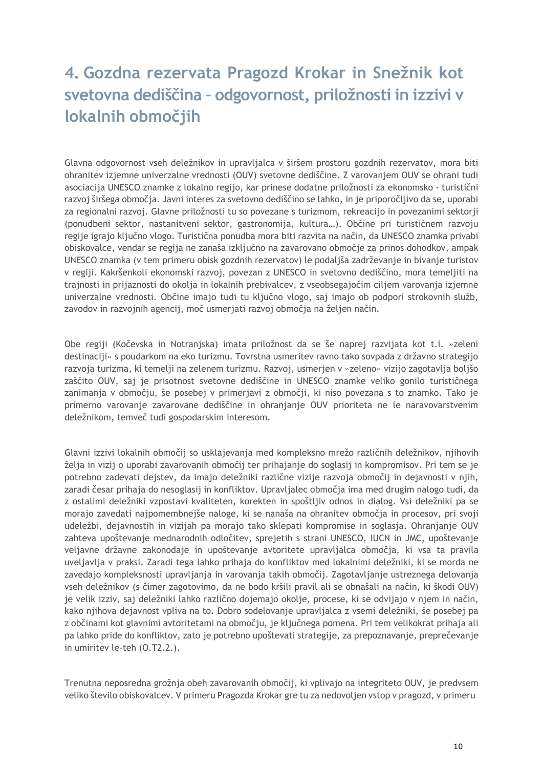# 4. Gozdna rezervata Pragozd Krokar in Snežnik kot svetovna dediščina – odgovornost, priložnosti in izzivi v lokalnih območjih

Glavna odgovornost vseh deležnikov in upravljalca v širšem prostoru gozdnih rezervatov, mora biti ohranitev izjemne univerzalne vrednosti (OUV) svetovne dediščine. Z varovanjem OUV se ohrani tudi asociacija UNESCO znamke z lokalno regijo, kar prinese dodatne priložnosti za ekonomsko - turistični razvoj širšega območja. Javni interes za svetovno dediščino se lahko, in je priporočljivo da se, uporabi za regionalni razvoj. Glavne priložnosti tu so povezane s turizmom, rekreacijo in povezanimi sektorji (ponudbeni sektor, nastanitveni sektor, gastronomija, kultura…). Občine pri turističnem razvoju regije igrajo ključno vlogo. Turistična ponudba mora biti razvita na način, da UNESCO znamka privabi obiskovalce, vendar se regija ne zanaša izključno na zavarovano območje za prinos dohodkov, ampak UNESCO znamka (v tem primeru obisk gozdnih rezervatov) le podaljša zadrževanje in bivanje turistov v regiji. Kakršenkoli ekonomski razvoj, povezan z UNESCO in svetovno dediščino, mora temeljiti na trajnosti in prijaznosti do okolja in lokalnih prebivalcev, z vseobsegajočim ciljem varovanja izjemne univerzalne vrednosti. Občine imajo tudi tu ključno vlogo, saj imajo ob podpori strokovnih služb, zavodov in razvojnih agencij, moč usmerjati razvoj območja na željen način.

Obe regiji (Kočevska in Notranjska) imata priložnost da se še naprej razvijata kot t.i. »zeleni destinaciji« s poudarkom na eko turizmu. Tovrstna usmeritev ravno tako sovpada z državno strategijo razvoja turizma, ki temelji na zelenem turizmu. Razvoj, usmerjen v »zeleno« vizijo zagotavlja boljšo zaščito OUV, saj je prisotnost svetovne dediščine in UNESCO znamke veliko gonilo turističnega zanimanja v območju, še posebej v primerjavi z območji, ki niso povezana s to znamko. Tako je primerno varovanje zavarovane dediščine in ohranjanje OUV prioriteta ne le naravovarstvenim deležnikom, temveč tudi gospodarskim interesom.

Glavni izzivi lokalnih območij so usklajevanja med kompleksno mrežo različnih deležnikov, njihovih želja in vizij o uporabi zavarovanih območij ter prihajanje do soglasij in kompromisov. Pri tem se je potrebno zadevati dejstev, da imajo deležniki različne vizije razvoja območij in dejavnosti v njih, zaradi česar prihaja do nesoglasij in konfliktov. Upravljalec območja ima med drugim nalogo tudi, da z ostalimi deležniki vzpostavi kvaliteten, korekten in spoštljiv odnos in dialog. Vsi deležniki pa se morajo zavedati najpomembnejše naloge, ki se nanaša na ohranitev območja in procesov, pri svoji udeležbi, dejavnostih in vizijah pa morajo tako sklepati kompromise in soglasja. Ohranjanje OUV zahteva upoštevanje mednarodnih odločitev, sprejetih s strani UNESCO, IUCN in JMC, upoštevanje veljavne državne zakonodaje in upoštevanje avtoritete upravljalca območja, ki vsa ta pravila uveljavlja v praksi. Zaradi tega lahko prihaja do konfliktov med lokalnimi deležniki, ki se morda ne zavedajo kompleksnosti upravljanja in varovanja takih območij. Zagotavljanje ustreznega delovanja vseh deležnikov (s čimer zagotovimo, da ne bodo kršili pravil ali se obnašali na način, ki škodi OUV) je velik izziv, saj deležniki lahko različno dojemajo okolje, procese, ki se odvijajo v njem in način, kako njihova dejavnost vpliva na to. Dobro sodelovanje upravljalca z vsemi deležniki, še posebej pa z občinami kot glavnimi avtoritetami na območju, je ključnega pomena. Pri tem velikokrat prihaja ali pa lahko pride do konfliktov, zato je potrebno upoštevati strategije, za prepoznavanje, preprečevanje in umiritev le-teh (O.T2.2.).

Trenutna neposredna grožnja obeh zavarovanih območij, ki vplivajo na integriteto OUV, je predvsem veliko število obiskovalcev. V primeru Pragozda Krokar gre tu za nedovoljen vstop v pragozd, v primeru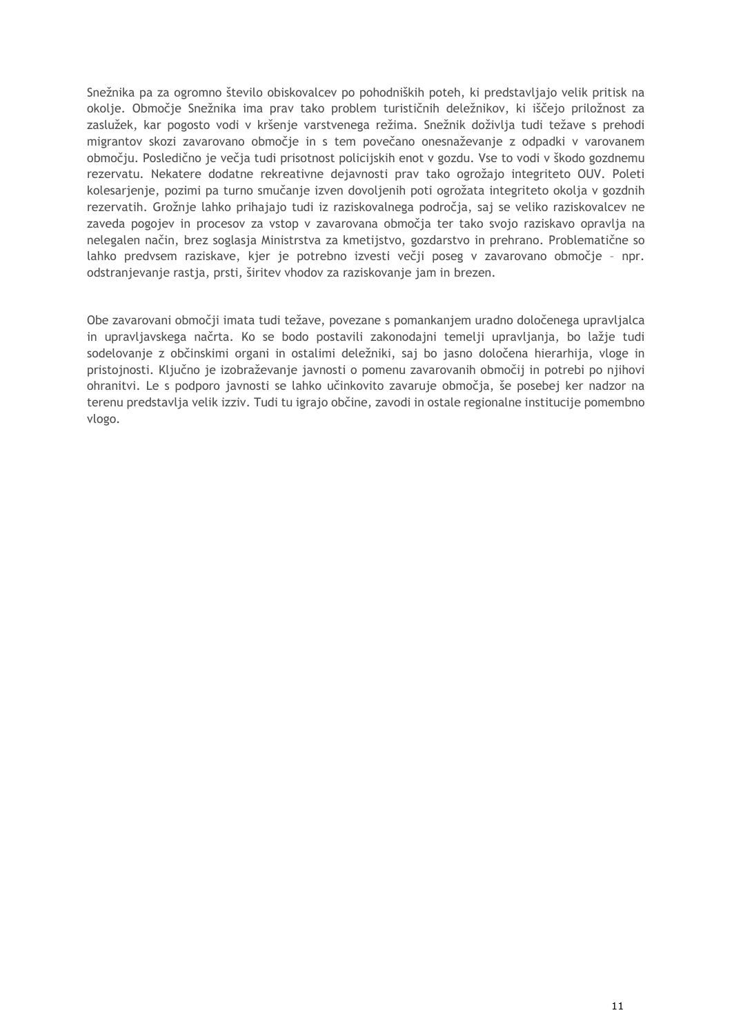Snežnika pa za ogromno število obiskovalcev po pohodniških poteh, ki predstavljajo velik pritisk na okolje. Območje Snežnika ima prav tako problem turističnih deležnikov, ki iščejo priložnost za zaslužek, kar pogosto vodi v kršenje varstvenega režima. Snežnik doživlja tudi težave s prehodi migrantov skozi zavarovano območje in s tem povečano onesnaževanje z odpadki v varovanem območju. Posledično je večja tudi prisotnost policijskih enot v gozdu. Vse to vodi v škodo gozdnemu rezervatu. Nekatere dodatne rekreativne dejavnosti prav tako ogrožajo integriteto OUV. Poleti kolesarjenje, pozimi pa turno smučanje izven dovoljenih poti ogrožata integriteto okolja v gozdnih rezervatih. Grožnje lahko prihajajo tudi iz raziskovalnega področja, saj se veliko raziskovalcev ne zaveda pogojev in procesov za vstop v zavarovana območja ter tako svojo raziskavo opravlja na nelegalen način, brez soglasja Ministrstva za kmetijstvo, gozdarstvo in prehrano. Problematične so lahko predvsem raziskave, kjer je potrebno izvesti večji poseg v zavarovano območje – npr. odstranjevanje rastja, prsti, širitev vhodov za raziskovanje jam in brezen.

Obe zavarovani območji imata tudi težave, povezane s pomankanjem uradno določenega upravljalca in upravljavskega načrta. Ko se bodo postavili zakonodajni temelji upravljanja, bo lažje tudi sodelovanje z občinskimi organi in ostalimi deležniki, saj bo jasno določena hierarhija, vloge in pristojnosti. Ključno je izobraževanje javnosti o pomenu zavarovanih območij in potrebi po njihovi ohranitvi. Le s podporo javnosti se lahko učinkovito zavaruje območja, še posebej ker nadzor na terenu predstavlja velik izziv. Tudi tu igrajo občine, zavodi in ostale regionalne institucije pomembno vlogo.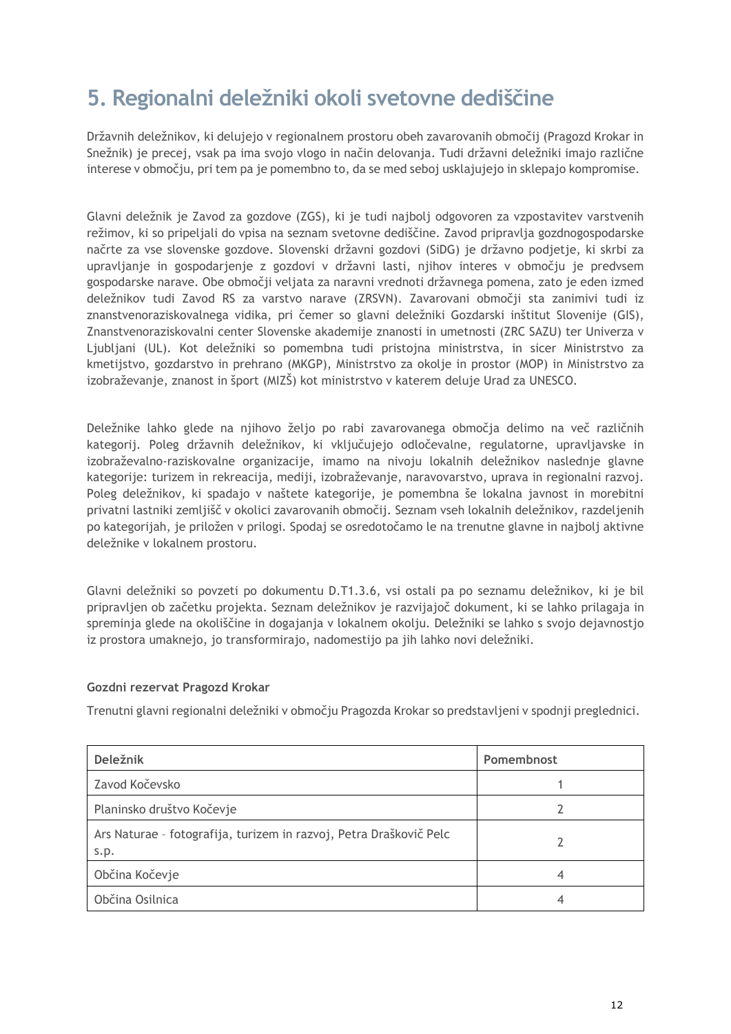# 5. Regionalni deležniki okoli svetovne dediščine

Državnih deležnikov, ki delujejo v regionalnem prostoru obeh zavarovanih območij (Pragozd Krokar in Snežnik) je precej, vsak pa ima svojo vlogo in način delovanja. Tudi državni deležniki imajo različne interese v območju, pri tem pa je pomembno to, da se med seboj usklajujejo in sklepajo kompromise.

Glavni deležnik je Zavod za gozdove (ZGS), ki je tudi najbolj odgovoren za vzpostavitev varstvenih režimov, ki so pripeljali do vpisa na seznam svetovne dediščine. Zavod pripravlja gozdnogospodarske načrte za vse slovenske gozdove. Slovenski državni gozdovi (SiDG) je državno podjetje, ki skrbi za upravljanje in gospodarjenje z gozdovi v državni lasti, njihov interes v območju je predvsem gospodarske narave. Obe območji veljata za naravni vrednoti državnega pomena, zato je eden izmed deležnikov tudi Zavod RS za varstvo narave (ZRSVN). Zavarovani območji sta zanimivi tudi iz znanstvenoraziskovalnega vidika, pri čemer so glavni deležniki Gozdarski inštitut Slovenije (GIS), Znanstvenoraziskovalni center Slovenske akademije znanosti in umetnosti (ZRC SAZU) ter Univerza v Ljubljani (UL). Kot deležniki so pomembna tudi pristojna ministrstva, in sicer Ministrstvo za kmetijstvo, gozdarstvo in prehrano (MKGP), Ministrstvo za okolje in prostor (MOP) in Ministrstvo za izobraževanje, znanost in šport (MIZŠ) kot ministrstvo v katerem deluje Urad za UNESCO.

Deležnike lahko glede na njihovo željo po rabi zavarovanega območja delimo na več različnih kategorij. Poleg državnih deležnikov, ki vključujejo odločevalne, regulatorne, upravljavske in izobraževalno-raziskovalne organizacije, imamo na nivoju lokalnih deležnikov naslednje glavne kategorije: turizem in rekreacija, mediji, izobraževanje, naravovarstvo, uprava in regionalni razvoj. Poleg deležnikov, ki spadajo v naštete kategorije, je pomembna še lokalna javnost in morebitni privatni lastniki zemljišč v okolici zavarovanih območij. Seznam vseh lokalnih deležnikov, razdeljenih po kategorijah, je priložen v prilogi. Spodaj se osredotočamo le na trenutne glavne in najbolj aktivne deležnike v lokalnem prostoru.

Glavni deležniki so povzeti po dokumentu D.T1.3.6, vsi ostali pa po seznamu deležnikov, ki je bil pripravljen ob začetku projekta. Seznam deležnikov je razvijajoč dokument, ki se lahko prilagaja in spreminja glede na okoliščine in dogajanja v lokalnem okolju. Deležniki se lahko s svojo dejavnostjo iz prostora umaknejo, jo transformirajo, nadomestijo pa jih lahko novi deležniki.

**Gozdni rezervat Pragozd Krokar**

Trenutni glavni regionalni deležniki v območju Pragozda Krokar so predstavljeni v spodnji preglednici.

| Deležnik | Pomembnost |
|---|---|
| Zavod Kočevsko | 1 |
| Planinsko društvo Kočevje | 2 |
| Ars Naturae – fotografija, turizem in razvoj, Petra Draškovič Pelc s.p. | 2 |
| Občina Kočevje | 4 |
| Občina Osilnica | 4 |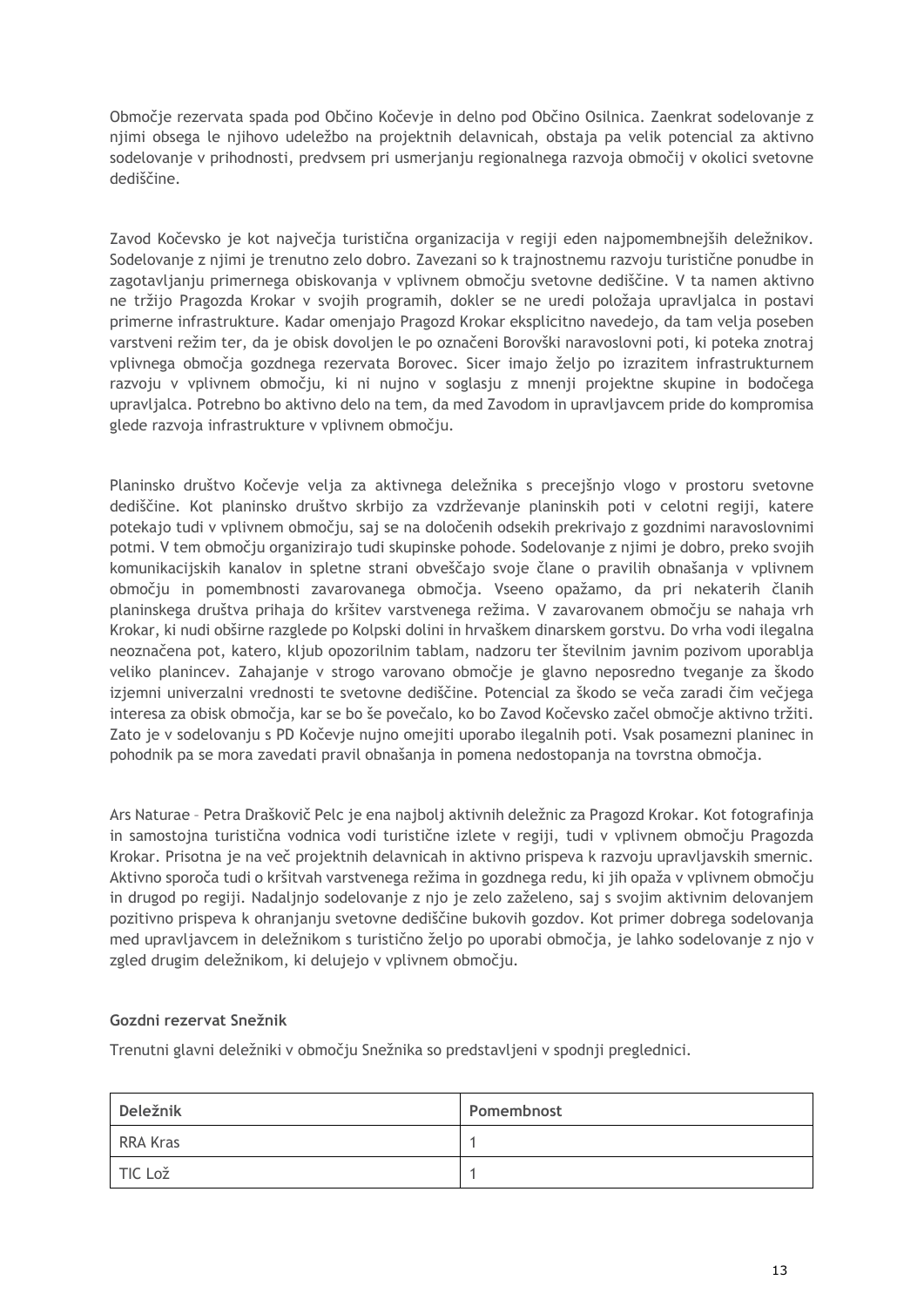Območje rezervata spada pod Občino Kočevje in delno pod Občino Osilnica. Zaenkrat sodelovanje z njimi obsega le njihovo udeležbo na projektnih delavnicah, obstaja pa velik potencial za aktivno sodelovanje v prihodnosti, predvsem pri usmerjanju regionalnega razvoja območij v okolici svetovne dediščine.

Zavod Kočevsko je kot največja turistična organizacija v regiji eden najpomembnejših deležnikov. Sodelovanje z njimi je trenutno zelo dobro. Zavezani so k trajnostnemu razvoju turistične ponudbe in zagotavljanju primernega obiskovanja v vplivnem območju svetovne dediščine. V ta namen aktivno ne tržijo Pragozda Krokar v svojih programih, dokler se ne uredi položaja upravljalca in postavi primerne infrastrukture. Kadar omenjajo Pragozd Krokar eksplicitno navedejo, da tam velja poseben varstveni režim ter, da je obisk dovoljen le po označeni Borovški naravoslovni poti, ki poteka znotraj vplivnega območja gozdnega rezervata Borovec. Sicer imajo željo po izrazitem infrastrukturnem razvoju v vplivnem območju, ki ni nujno v soglasju z mnenji projektne skupine in bodočega upravljalca. Potrebno bo aktivno delo na tem, da med Zavodom in upravljavcem pride do kompromisa glede razvoja infrastrukture v vplivnem območju.

Planinsko društvo Kočevje velja za aktivnega deležnika s precejšnjo vlogo v prostoru svetovne dediščine. Kot planinsko društvo skrbijo za vzdrževanje planinskih poti v celotni regiji, katere potekajo tudi v vplivnem območju, saj se na določenih odsekih prekrivajo z gozdnimi naravoslovnimi potmi. V tem območju organizirajo tudi skupinske pohode. Sodelovanje z njimi je dobro, preko svojih komunikacijskih kanalov in spletne strani obveščajo svoje člane o pravilih obnašanja v vplivnem območju in pomembnosti zavarovanega območja. Vseeno opažamo, da pri nekaterih članih planinskega društva prihaja do kršitev varstvenega režima. V zavarovanem območju se nahaja vrh Krokar, ki nudi obširne razglede po Kolpski dolini in hrvaškem dinarskem gorstvu. Do vrha vodi ilegalna neoznačena pot, katero, kljub opozorilnim tablam, nadzoru ter številnim javnim pozivom uporablja veliko planincev. Zahajanje v strogo varovano območje je glavno neposredno tveganje za škodo izjemni univerzalni vrednosti te svetovne dediščine. Potencial za škodo se veča zaradi čim večjega interesa za obisk območja, kar se bo še povečalo, ko bo Zavod Kočevsko začel območje aktivno tržiti. Zato je v sodelovanju s PD Kočevje nujno omejiti uporabo ilegalnih poti. Vsak posamezni planinec in pohodnik pa se mora zavedati pravil obnašanja in pomena nedostopanja na tovrstna območja.

Ars Naturae – Petra Draškovič Pelc je ena najbolj aktivnih deležnic za Pragozd Krokar. Kot fotografinja in samostojna turistična vodnica vodi turistične izlete v regiji, tudi v vplivnem območju Pragozda Krokar. Prisotna je na več projektnih delavnicah in aktivno prispeva k razvoju upravljavskih smernic. Aktivno sporoča tudi o kršitvah varstvenega režima in gozdnega redu, ki jih opaža v vplivnem območju in drugod po regiji. Nadaljnjo sodelovanje z njo je zelo zaželeno, saj s svojim aktivnim delovanjem pozitivno prispeva k ohranjanju svetovne dediščine bukovih gozdov. Kot primer dobrega sodelovanja med upravljavcem in deležnikom s turistično željo po uporabi območja, je lahko sodelovanje z njo v zgled drugim deležnikom, ki delujejo v vplivnem območju.

**Gozdni rezervat Snežnik**

Trenutni glavni deležniki v območju Snežnika so predstavljeni v spodnji preglednici.

| Deležnik | Pomembnost |
|---|---|
| RRA Kras | 1 |
| TIC Lož | 1 |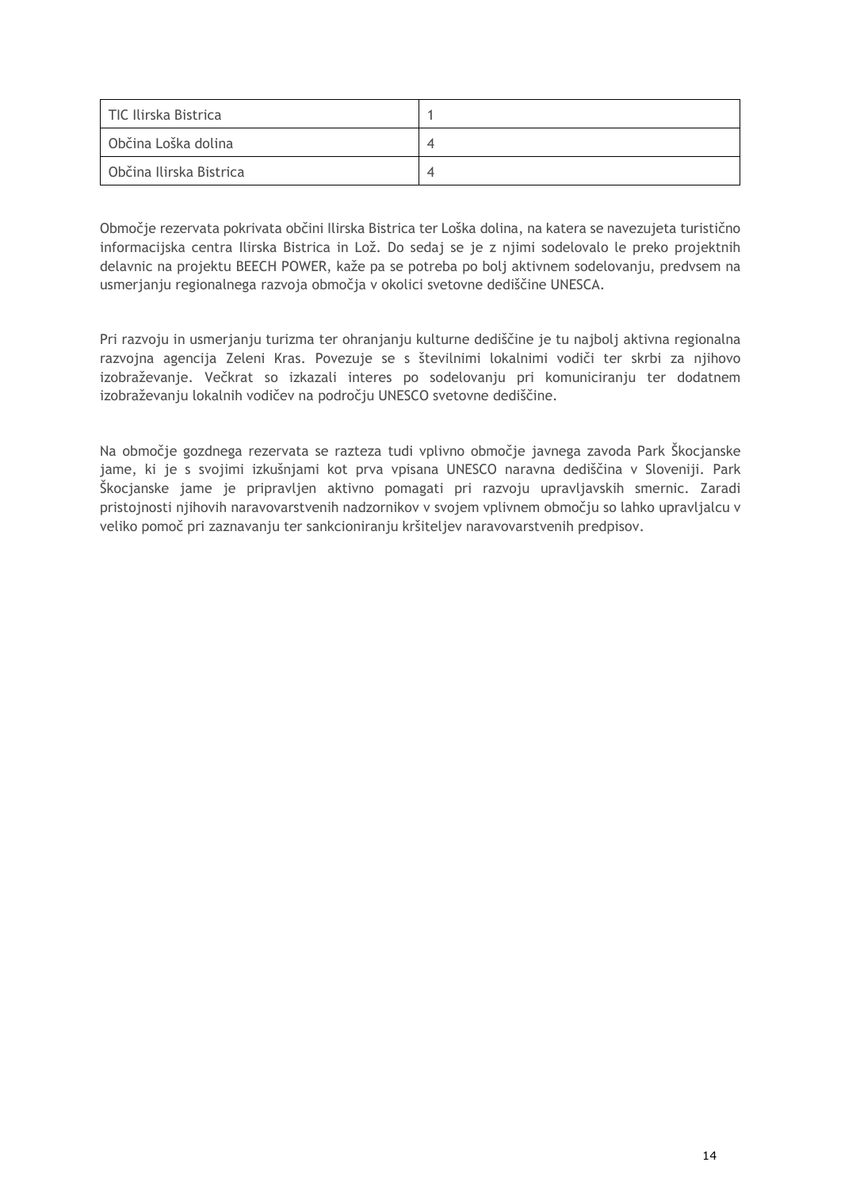| TIC Ilirska Bistrica | 1 |
|---|---|
| Občina Loška dolina | 4 |
| Občina Ilirska Bistrica | 4 |

Območje rezervata pokrivata občini Ilirska Bistrica ter Loška dolina, na katera se navezujeta turistično informacijska centra Ilirska Bistrica in Lož. Do sedaj se je z njimi sodelovalo le preko projektnih delavnic na projektu BEECH POWER, kaže pa se potreba po bolj aktivnem sodelovanju, predvsem na usmerjanju regionalnega razvoja območja v okolici svetovne dediščine UNESCA.

Pri razvoju in usmerjanju turizma ter ohranjanju kulturne dediščine je tu najbolj aktivna regionalna razvojna agencija Zeleni Kras. Povezuje se s številnimi lokalnimi vodiči ter skrbi za njihovo izobraževanje. Večkrat so izkazali interes po sodelovanju pri komuniciranju ter dodatnem izobraževanju lokalnih vodičev na področju UNESCO svetovne dediščine.

Na območje gozdnega rezervata se razteza tudi vplivno območje javnega zavoda Park Škocjanske jame, ki je s svojimi izkušnjami kot prva vpisana UNESCO naravna dediščina v Sloveniji. Park Škocjanske jame je pripravljen aktivno pomagati pri razvoju upravljavskih smernic. Zaradi pristojnosti njihovih naravovarstvenih nadzornikov v svojem vplivnem območju so lahko upravljalcu v veliko pomoč pri zaznavanju ter sankcioniranju kršiteljev naravovarstvenih predpisov.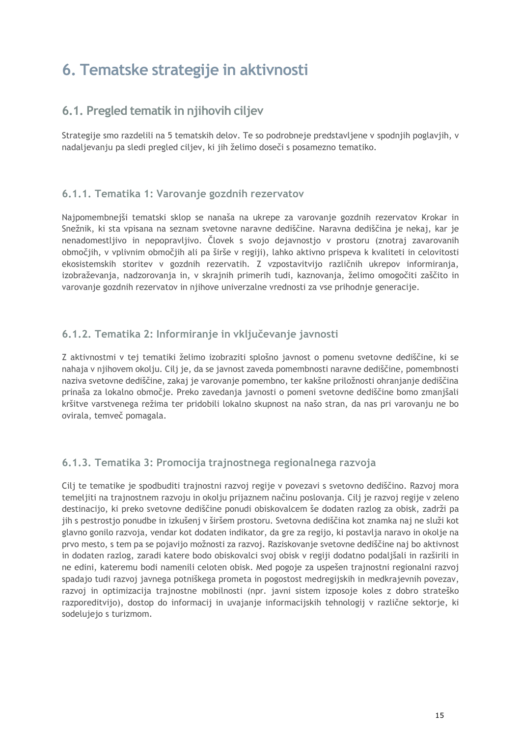# 6. Tematske strategije in aktivnosti

## 6.1. Pregled tematik in njihovih ciljev

Strategije smo razdelili na 5 tematskih delov. Te so podrobneje predstavljene v spodnjih poglavjih, v nadaljevanju pa sledi pregled ciljev, ki jih želimo doseči s posamezno tematiko.

### 6.1.1. Tematika 1: Varovanje gozdnih rezervatov

Najpomembnejši tematski sklop se nanaša na ukrepe za varovanje gozdnih rezervatov Krokar in Snežnik, ki sta vpisana na seznam svetovne naravne dediščine. Naravna dediščina je nekaj, kar je nenadomestljivo in nepopravljivo. Človek s svojo dejavnostjo v prostoru (znotraj zavarovanih območjih, v vplivnim območjih ali pa širše v regiji), lahko aktivno prispeva k kvaliteti in celovitosti ekosistemskih storitev v gozdnih rezervatih. Z vzpostavitvijo različnih ukrepov informiranja, izobraževanja, nadzorovanja in, v skrajnih primerih tudi, kaznovanja, želimo omogočiti zaščito in varovanje gozdnih rezervatov in njihove univerzalne vrednosti za vse prihodnje generacije.

### 6.1.2. Tematika 2: Informiranje in vključevanje javnosti

Z aktivnostmi v tej tematiki želimo izobraziti splošno javnost o pomenu svetovne dediščine, ki se nahaja v njihovem okolju. Cilj je, da se javnost zaveda pomembnosti naravne dediščine, pomembnosti naziva svetovne dediščine, zakaj je varovanje pomembno, ter kakšne priložnosti ohranjanje dediščina prinaša za lokalno območje. Preko zavedanja javnosti o pomeni svetovne dediščine bomo zmanjšali kršitve varstvenega režima ter pridobili lokalno skupnost na našo stran, da nas pri varovanju ne bo ovirala, temveč pomagala.

### 6.1.3. Tematika 3: Promocija trajnostnega regionalnega razvoja

Cilj te tematike je spodbuditi trajnostni razvoj regije v povezavi s svetovno dediščino. Razvoj mora temeljiti na trajnostnem razvoju in okolju prijaznem načinu poslovanja. Cilj je razvoj regije v zeleno destinacijo, ki preko svetovne dediščine ponudi obiskovalcem še dodaten razlog za obisk, zadrži pa jih s pestrostjo ponudbe in izkušenj v širšem prostoru. Svetovna dediščina kot znamka naj ne služi kot glavno gonilo razvoja, vendar kot dodaten indikator, da gre za regijo, ki postavlja naravo in okolje na prvo mesto, s tem pa se pojavijo možnosti za razvoj. Raziskovanje svetovne dediščine naj bo aktivnost in dodaten razlog, zaradi katere bodo obiskovalci svoj obisk v regiji dodatno podaljšali in razširili in ne edini, kateremu bodi namenili celoten obisk. Med pogoje za uspešen trajnostni regionalni razvoj spadajo tudi razvoj javnega potniškega prometa in pogostost medregijskih in medkrajevnih povezav, razvoj in optimizacija trajnostne mobilnosti (npr. javni sistem izposoje koles z dobro strateško razporeditvijo), dostop do informacij in uvajanje informacijskih tehnologij v različne sektorje, ki sodelujejo s turizmom.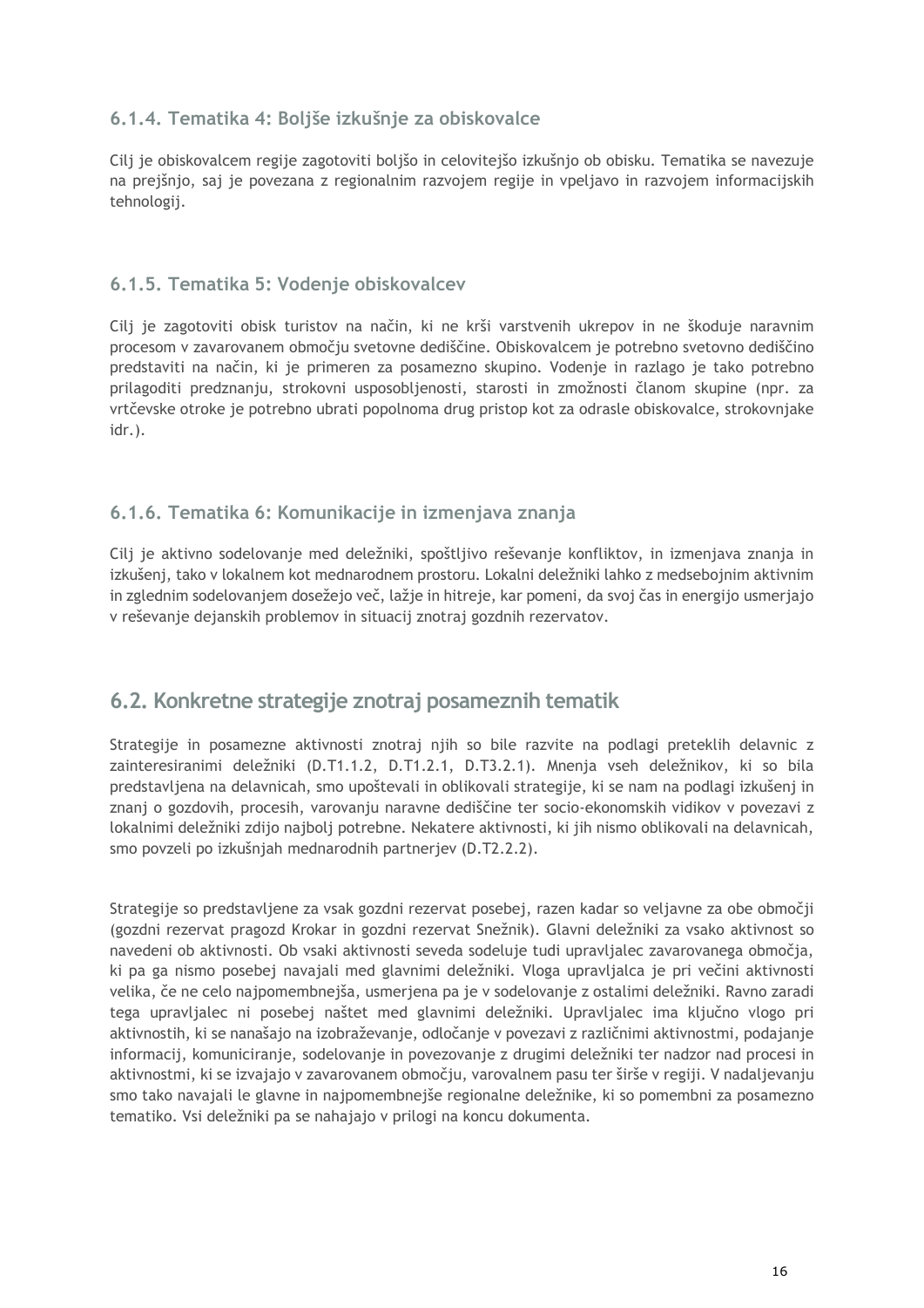### 6.1.4. Tematika 4: Boljše izkušnje za obiskovalce

Cilj je obiskovalcem regije zagotoviti boljšo in celovitejšo izkušnjo ob obisku. Tematika se navezuje na prejšnjo, saj je povezana z regionalnim razvojem regije in vpeljavo in razvojem informacijskih tehnologij.

### 6.1.5. Tematika 5: Vodenje obiskovalcev

Cilj je zagotoviti obisk turistov na način, ki ne krši varstvenih ukrepov in ne škoduje naravnim procesom v zavarovanem območju svetovne dediščine. Obiskovalcem je potrebno svetovno dediščino predstaviti na način, ki je primeren za posamezno skupino. Vodenje in razlago je tako potrebno prilagoditi predznanju, strokovni usposobljenosti, starosti in zmožnosti članom skupine (npr. za vrtčevske otroke je potrebno ubrati popolnoma drug pristop kot za odrasle obiskovalce, strokovnjake idr.).

### 6.1.6. Tematika 6: Komunikacije in izmenjava znanja

Cilj je aktivno sodelovanje med deležniki, spoštljivo reševanje konfliktov, in izmenjava znanja in izkušenj, tako v lokalnem kot mednarodnem prostoru. Lokalni deležniki lahko z medsebojnim aktivnim in zglednim sodelovanjem dosežejo več, lažje in hitreje, kar pomeni, da svoj čas in energijo usmerjajo v reševanje dejanskih problemov in situacij znotraj gozdnih rezervatov.

## 6.2. Konkretne strategije znotraj posameznih tematik

Strategije in posamezne aktivnosti znotraj njih so bile razvite na podlagi preteklih delavnic z zainteresiranimi deležniki (D.T1.1.2, D.T1.2.1, D.T3.2.1). Mnenja vseh deležnikov, ki so bila predstavljena na delavnicah, smo upoštevali in oblikovali strategije, ki se nam na podlagi izkušenj in znanj o gozdovih, procesih, varovanju naravne dediščine ter socio-ekonomskih vidikov v povezavi z lokalnimi deležniki zdijo najbolj potrebne. Nekatere aktivnosti, ki jih nismo oblikovali na delavnicah, smo povzeli po izkušnjah mednarodnih partnerjev (D.T2.2.2).

Strategije so predstavljene za vsak gozdni rezervat posebej, razen kadar so veljavne za obe območji (gozdni rezervat pragozd Krokar in gozdni rezervat Snežnik). Glavni deležniki za vsako aktivnost so navedeni ob aktivnosti. Ob vsaki aktivnosti seveda sodeluje tudi upravljalec zavarovanega območja, ki pa ga nismo posebej navajali med glavnimi deležniki. Vloga upravljalca je pri večini aktivnosti velika, če ne celo najpomembnejša, usmerjena pa je v sodelovanje z ostalimi deležniki. Ravno zaradi tega upravljalec ni posebej naštet med glavnimi deležniki. Upravljalec ima ključno vlogo pri aktivnostih, ki se nanašajo na izobraževanje, odločanje v povezavi z različnimi aktivnostmi, podajanje informacij, komuniciranje, sodelovanje in povezovanje z drugimi deležniki ter nadzor nad procesi in aktivnostmi, ki se izvajajo v zavarovanem območju, varovalnem pasu ter širše v regiji. V nadaljevanju smo tako navajali le glavne in najpomembnejše regionalne deležnike, ki so pomembni za posamezno tematiko. Vsi deležniki pa se nahajajo v prilogi na koncu dokumenta.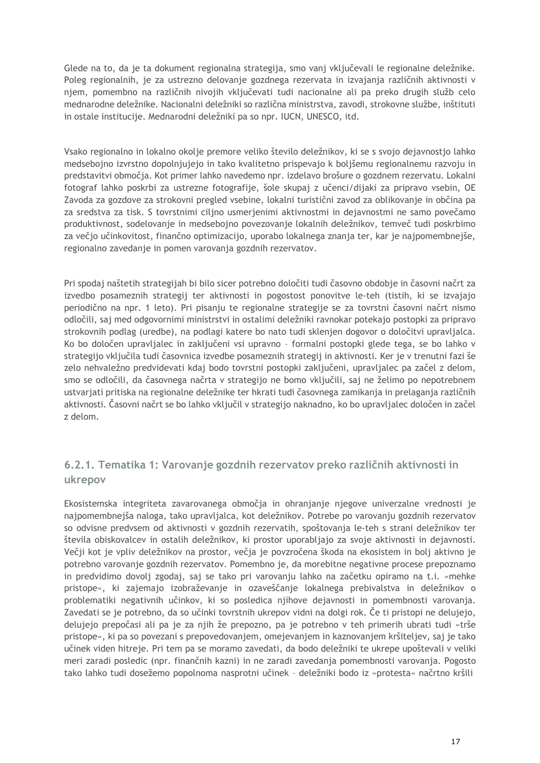Glede na to, da je ta dokument regionalna strategija, smo vanj vključevali le regionalne deležnike. Poleg regionalnih, je za ustrezno delovanje gozdnega rezervata in izvajanja različnih aktivnosti v njem, pomembno na različnih nivojih vključevati tudi nacionalne ali pa preko drugih služb celo mednarodne deležnike. Nacionalni deležniki so različna ministrstva, zavodi, strokovne službe, inštituti in ostale institucije. Mednarodni deležniki pa so npr. IUCN, UNESCO, itd.

Vsako regionalno in lokalno okolje premore veliko število deležnikov, ki se s svojo dejavnostjo lahko medsebojno izvrstno dopolnjujejo in tako kvalitetno prispevajo k boljšemu regionalnemu razvoju in predstavitvi območja. Kot primer lahko navedemo npr. izdelavo brošure o gozdnem rezervatu. Lokalni fotograf lahko poskrbi za ustrezne fotografije, šole skupaj z učenci/dijaki za pripravo vsebin, OE Zavoda za gozdove za strokovni pregled vsebine, lokalni turistični zavod za oblikovanje in občina pa za sredstva za tisk. S tovrstnimi ciljno usmerjenimi aktivnostmi in dejavnostmi ne samo povečamo produktivnost, sodelovanje in medsebojno povezovanje lokalnih deležnikov, temveč tudi poskrbimo za večjo učinkovitost, finančno optimizacijo, uporabo lokalnega znanja ter, kar je najpomembnejše, regionalno zavedanje in pomen varovanja gozdnih rezervatov.

Pri spodaj naštetih strategijah bi bilo sicer potrebno določiti tudi časovno obdobje in časovni načrt za izvedbo posameznih strategij ter aktivnosti in pogostost ponovitve le-teh (tistih, ki se izvajajo periodično na npr. 1 leto). Pri pisanju te regionalne strategije se za tovrstni časovni načrt nismo odločili, saj med odgovornimi ministrstvi in ostalimi deležniki ravnokar potekajo postopki za pripravo strokovnih podlag (uredbe), na podlagi katere bo nato tudi sklenjen dogovor o določitvi upravljalca. Ko bo določen upravljalec in zaključeni vsi upravno – formalni postopki glede tega, se bo lahko v strategijo vključila tudi časovnica izvedbe posameznih strategij in aktivnosti. Ker je v trenutni fazi še zelo nehvaležno predvidevati kdaj bodo tovrstni postopki zaključeni, upravljalec pa začel z delom, smo se odločili, da časovnega načrta v strategijo ne bomo vključili, saj ne želimo po nepotrebnem ustvarjati pritiska na regionalne deležnike ter hkrati tudi časovnega zamikanja in prelaganja različnih aktivnosti. Časovni načrt se bo lahko vključil v strategijo naknadno, ko bo upravljalec določen in začel z delom.

### 6.2.1. Tematika 1: Varovanje gozdnih rezervatov preko različnih aktivnosti in ukrepov

Ekosistemska integriteta zavarovanega območja in ohranjanje njegove univerzalne vrednosti je najpomembnejša naloga, tako upravljalca, kot deležnikov. Potrebe po varovanju gozdnih rezervatov so odvisne predvsem od aktivnosti v gozdnih rezervatih, spoštovanja le-teh s strani deležnikov ter števila obiskovalcev in ostalih deležnikov, ki prostor uporabljajo za svoje aktivnosti in dejavnosti. Večji kot je vpliv deležnikov na prostor, večja je povzročena škoda na ekosistem in bolj aktivno je potrebno varovanje gozdnih rezervatov. Pomembno je, da morebitne negativne procese prepoznamo in predvidimo dovolj zgodaj, saj se tako pri varovanju lahko na začetku opiramo na t.i. »mehke pristope«, ki zajemajo izobraževanje in ozaveščanje lokalnega prebivalstva in deležnikov o problematiki negativnih učinkov, ki so posledica njihove dejavnosti in pomembnosti varovanja. Zavedati se je potrebno, da so učinki tovrstnih ukrepov vidni na dolgi rok. Če ti pristopi ne delujejo, delujejo prepočasi ali pa je za njih že prepozno, pa je potrebno v teh primerih ubrati tudi »trše pristope«, ki pa so povezani s prepovedovanjem, omejevanjem in kaznovanjem kršiteljev, saj je tako učinek viden hitreje. Pri tem pa se moramo zavedati, da bodo deležniki te ukrepe upoštevali v veliki meri zaradi posledic (npr. finančnih kazni) in ne zaradi zavedanja pomembnosti varovanja. Pogosto tako lahko tudi dosežemo popolnoma nasprotni učinek – deležniki bodo iz »protesta« načrtno kršili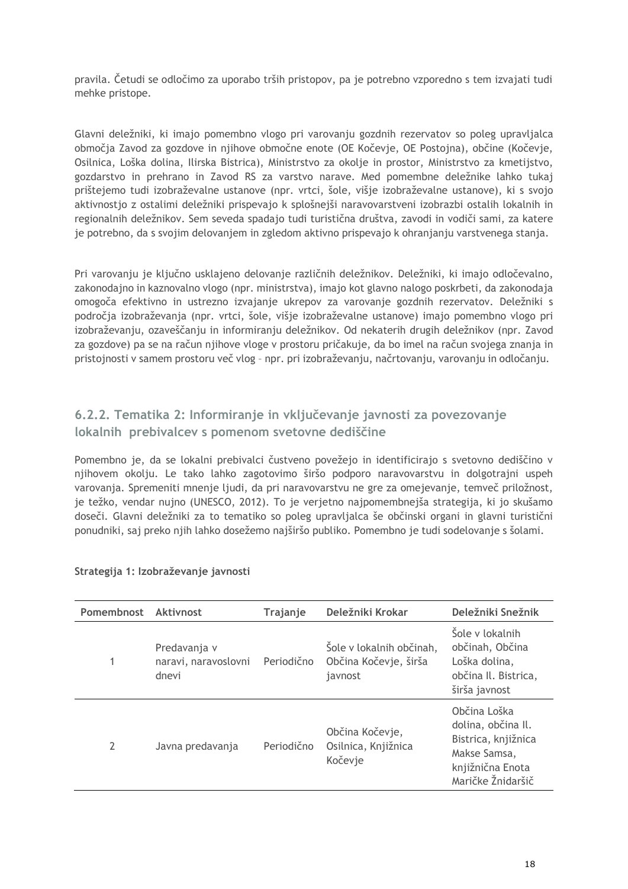pravila. Četudi se odločimo za uporabo trših pristopov, pa je potrebno vzporedno s tem izvajati tudi mehke pristope.

Glavni deležniki, ki imajo pomembno vlogo pri varovanju gozdnih rezervatov so poleg upravljalca območja Zavod za gozdove in njihove območne enote (OE Kočevje, OE Postojna), občine (Kočevje, Osilnica, Loška dolina, Ilirska Bistrica), Ministrstvo za okolje in prostor, Ministrstvo za kmetijstvo, gozdarstvo in prehrano in Zavod RS za varstvo narave. Med pomembne deležnike lahko tukaj prištejemo tudi izobraževalne ustanove (npr. vrtci, šole, višje izobraževalne ustanove), ki s svojo aktivnostjo z ostalimi deležniki prispevajo k splošnejši naravovarstveni izobrazbi ostalih lokalnih in regionalnih deležnikov. Sem seveda spadajo tudi turistična društva, zavodi in vodiči sami, za katere je potrebno, da s svojim delovanjem in zgledom aktivno prispevajo k ohranjanju varstvenega stanja.

Pri varovanju je ključno usklajeno delovanje različnih deležnikov. Deležniki, ki imajo odločevalno, zakonodajno in kaznovalno vlogo (npr. ministrstva), imajo kot glavno nalogo poskrbeti, da zakonodaja omogoča efektivno in ustrezno izvajanje ukrepov za varovanje gozdnih rezervatov. Deležniki s področja izobraževanja (npr. vrtci, šole, višje izobraževalne ustanove) imajo pomembno vlogo pri izobraževanju, ozaveščanju in informiranju deležnikov. Od nekaterih drugih deležnikov (npr. Zavod za gozdove) pa se na račun njihove vloge v prostoru pričakuje, da bo imel na račun svojega znanja in pristojnosti v samem prostoru več vlog – npr. pri izobraževanju, načrtovanju, varovanju in odločanju.

### 6.2.2. Tematika 2: Informiranje in vključevanje javnosti za povezovanje lokalnih prebivalcev s pomenom svetovne dediščine

Pomembno je, da se lokalni prebivalci čustveno povežejo in identificirajo s svetovno dediščino v njihovem okolju. Le tako lahko zagotovimo širšo podporo naravovarstvu in dolgotrajni uspeh varovanja. Spremeniti mnenje ljudi, da pri naravovarstvu ne gre za omejevanje, temveč priložnost, je težko, vendar nujno (UNESCO, 2012). To je verjetno najpomembnejša strategija, ki jo skušamo doseči. Glavni deležniki za to tematiko so poleg upravljalca še občinski organi in glavni turistični ponudniki, saj preko njih lahko dosežemo najširšo publiko. Pomembno je tudi sodelovanje s šolami.

**Strategija 1: Izobraževanje javnosti**

| Pomembnost | Aktivnost | Trajanje | Deležniki Krokar | Deležniki Snežnik |
|---|---|---|---|---|
| 1 | Predavanja v naravi, naravoslovni dnevi | Periodično | Šole v lokalnih občinah, Občina Kočevje, širša javnost | Šole v lokalnih občinah, Občina Loška dolina, občina Il. Bistrica, širša javnost |
| 2 | Javna predavanja | Periodično | Občina Kočevje, Osilnica, Knjižnica Kočevje | Občina Loška dolina, občina Il. Bistrica, knjižnica Makse Samsa, knjižnična Enota Maričke Žnidaršič |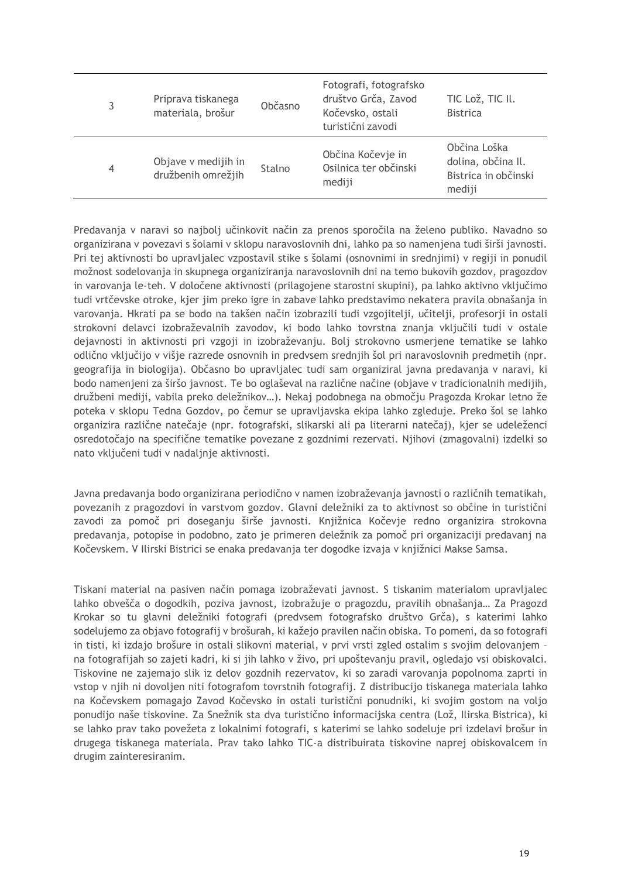| 3 | Priprava tiskanega materiala, brošur | Občasno | Fotografi, fotografsko društvo Grča, Zavod Kočevsko, ostali turistični zavodi | TIC Lož, TIC Il. Bistrica |
|---|---|---|---|---|
| 4 | Objave v medijih in družbenih omrežjih | Stalno | Občina Kočevje in Osilnica ter občinski mediji | Občina Loška dolina, občina Il. Bistrica in občinski mediji |

Predavanja v naravi so najbolj učinkovit način za prenos sporočila na želeno publiko. Navadno so organizirana v povezavi s šolami v sklopu naravoslovnih dni, lahko pa so namenjena tudi širši javnosti. Pri tej aktivnosti bo upravljalec vzpostavil stike s šolami (osnovnimi in srednjimi) v regiji in ponudil možnost sodelovanja in skupnega organiziranja naravoslovnih dni na temo bukovih gozdov, pragozdov in varovanja le-teh. V določene aktivnosti (prilagojene starostni skupini), pa lahko aktivno vključimo tudi vrtčevske otroke, kjer jim preko igre in zabave lahko predstavimo nekatera pravila obnašanja in varovanja. Hkrati pa se bodo na takšen način izobrazili tudi vzgojitelji, učitelji, profesorji in ostali strokovni delavci izobraževalnih zavodov, ki bodo lahko tovrstna znanja vključili tudi v ostale dejavnosti in aktivnosti pri vzgoji in izobraževanju. Bolj strokovno usmerjene tematike se lahko odlično vključijo v višje razrede osnovnih in predvsem srednjih šol pri naravoslovnih predmetih (npr. geografija in biologija). Občasno bo upravljalec tudi sam organiziral javna predavanja v naravi, ki bodo namenjeni za širšo javnost. Te bo oglaševal na različne načine (objave v tradicionalnih medijih, družbeni mediji, vabila preko deležnikov…). Nekaj podobnega na območju Pragozda Krokar letno že poteka v sklopu Tedna Gozdov, po čemur se upravljavska ekipa lahko zgleduje. Preko šol se lahko organizira različne natečaje (npr. fotografski, slikarski ali pa literarni natečaj), kjer se udeleženci osredotočajo na specifične tematike povezane z gozdnimi rezervati. Njihovi (zmagovalni) izdelki so nato vključeni tudi v nadaljnje aktivnosti.

Javna predavanja bodo organizirana periodično v namen izobraževanja javnosti o različnih tematikah, povezanih z pragozdovi in varstvom gozdov. Glavni deležniki za to aktivnost so občine in turistični zavodi za pomoč pri doseganju širše javnosti. Knjižnica Kočevje redno organizira strokovna predavanja, potopise in podobno, zato je primeren deležnik za pomoč pri organizaciji predavanj na Kočevskem. V Ilirski Bistrici se enaka predavanja ter dogodke izvaja v knjižnici Makse Samsa.

Tiskani material na pasiven način pomaga izobraževati javnost. S tiskanim materialom upravljalec lahko obvešča o dogodkih, poziva javnost, izobražuje o pragozdu, pravilih obnašanja… Za Pragozd Krokar so tu glavni deležniki fotografi (predvsem fotografsko društvo Grča), s katerimi lahko sodelujemo za objavo fotografij v brošurah, ki kažejo pravilen način obiska. To pomeni, da so fotografi in tisti, ki izdajo brošure in ostali slikovni material, v prvi vrsti zgled ostalim s svojim delovanjem – na fotografijah so zajeti kadri, ki si jih lahko v živo, pri upoštevanju pravil, ogledajo vsi obiskovalci. Tiskovine ne zajemajo slik iz delov gozdnih rezervatov, ki so zaradi varovanja popolnoma zaprti in vstop v njih ni dovoljen niti fotografom tovrstnih fotografij. Z distribucijo tiskanega materiala lahko na Kočevskem pomagajo Zavod Kočevsko in ostali turistični ponudniki, ki svojim gostom na voljo ponudijo naše tiskovine. Za Snežnik sta dva turistično informacijska centra (Lož, Ilirska Bistrica), ki se lahko prav tako povežeta z lokalnimi fotografi, s katerimi se lahko sodeluje pri izdelavi brošur in drugega tiskanega materiala. Prav tako lahko TIC-a distribuirata tiskovine naprej obiskovalcem in drugim zainteresiranim.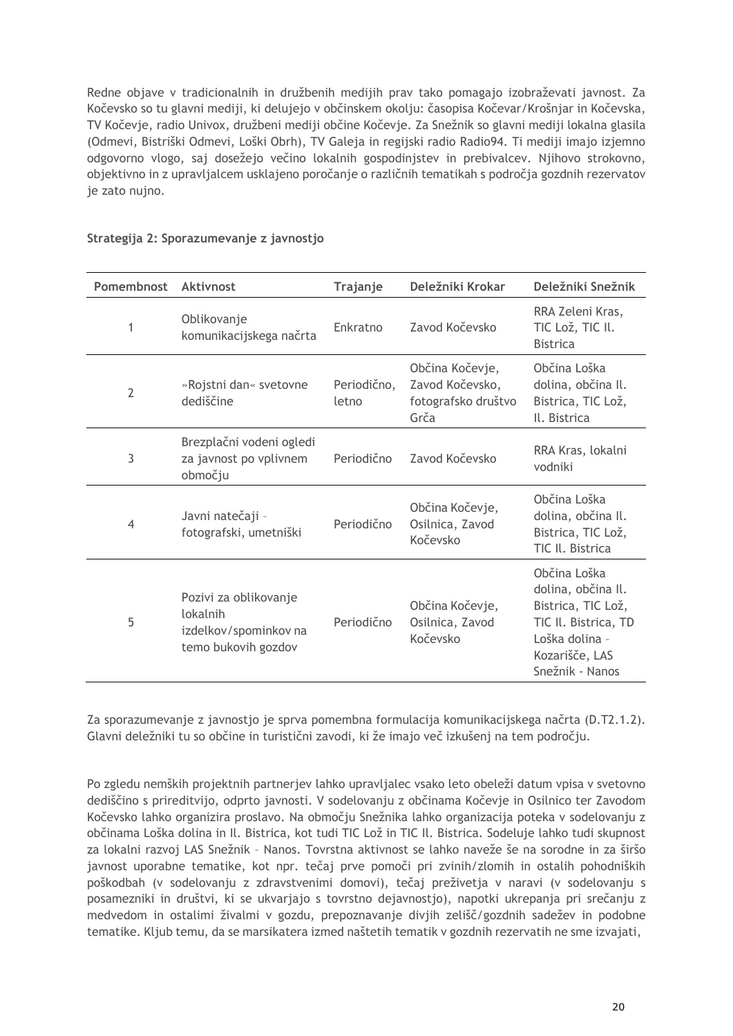Redne objave v tradicionalnih in družbenih medijih prav tako pomagajo izobraževati javnost. Za Kočevsko so tu glavni mediji, ki delujejo v občinskem okolju: časopisa Kočevar/Krošnjar in Kočevska, TV Kočevje, radio Univox, družbeni mediji občine Kočevje. Za Snežnik so glavni mediji lokalna glasila (Odmevi, Bistriški Odmevi, Loški Obrh), TV Galeja in regijski radio Radio94. Ti mediji imajo izjemno odgovorno vlogo, saj dosežejo večino lokalnih gospodinjstev in prebivalcev. Njihovo strokovno, objektivno in z upravljalcem usklajeno poročanje o različnih tematikah s področja gozdnih rezervatov je zato nujno.

**Strategija 2: Sporazumevanje z javnostjo**

| Pomembnost | Aktivnost | Trajanje | Deležniki Krokar | Deležniki Snežnik |
|---|---|---|---|---|
| 1 | Oblikovanje komunikacijskega načrta | Enkratno | Zavod Kočevsko | RRA Zeleni Kras, TIC Lož, TIC Il. Bistrica |
| 2 | »Rojstni dan« svetovne dediščine | Periodično, letno | Občina Kočevje, Zavod Kočevsko, fotografsko društvo Grča | Občina Loška dolina, občina Il. Bistrica, TIC Lož, Il. Bistrica |
| 3 | Brezplačni vodeni ogledi za javnost po vplivnem območju | Periodično | Zavod Kočevsko | RRA Kras, lokalni vodniki |
| 4 | Javni natečaji – fotografski, umetniški | Periodično | Občina Kočevje, Osilnica, Zavod Kočevsko | Občina Loška dolina, občina Il. Bistrica, TIC Lož, TIC Il. Bistrica |
| 5 | Pozivi za oblikovanje lokalnih izdelkov/spominkov na temo bukovih gozdov | Periodično | Občina Kočevje, Osilnica, Zavod Kočevsko | Občina Loška dolina, občina Il. Bistrica, TIC Lož, TIC Il. Bistrica, TD Loška dolina – Kozarišče, LAS Snežnik - Nanos |

Za sporazumevanje z javnostjo je sprva pomembna formulacija komunikacijskega načrta (D.T2.1.2). Glavni deležniki tu so občine in turistični zavodi, ki že imajo več izkušenj na tem področju.

Po zgledu nemških projektnih partnerjev lahko upravljalec vsako leto obeleži datum vpisa v svetovno dediščino s prireditvijo, odprto javnosti. V sodelovanju z občinama Kočevje in Osilnico ter Zavodom Kočevsko lahko organizira proslavo. Na območju Snežnika lahko organizacija poteka v sodelovanju z občinama Loška dolina in Il. Bistrica, kot tudi TIC Lož in TIC Il. Bistrica. Sodeluje lahko tudi skupnost za lokalni razvoj LAS Snežnik – Nanos. Tovrstna aktivnost se lahko naveže še na sorodne in za širšo javnost uporabne tematike, kot npr. tečaj prve pomoči pri zvinih/zlomih in ostalih pohodniških poškodbah (v sodelovanju z zdravstvenimi domovi), tečaj preživetja v naravi (v sodelovanju s posamezniki in društvi, ki se ukvarjajo s tovrstno dejavnostjo), napotki ukrepanja pri srečanju z medvedom in ostalimi živalmi v gozdu, prepoznavanje divjih zelišč/gozdnih sadežev in podobne tematike. Kljub temu, da se marsikatera izmed naštetih tematik v gozdnih rezervatih ne sme izvajati,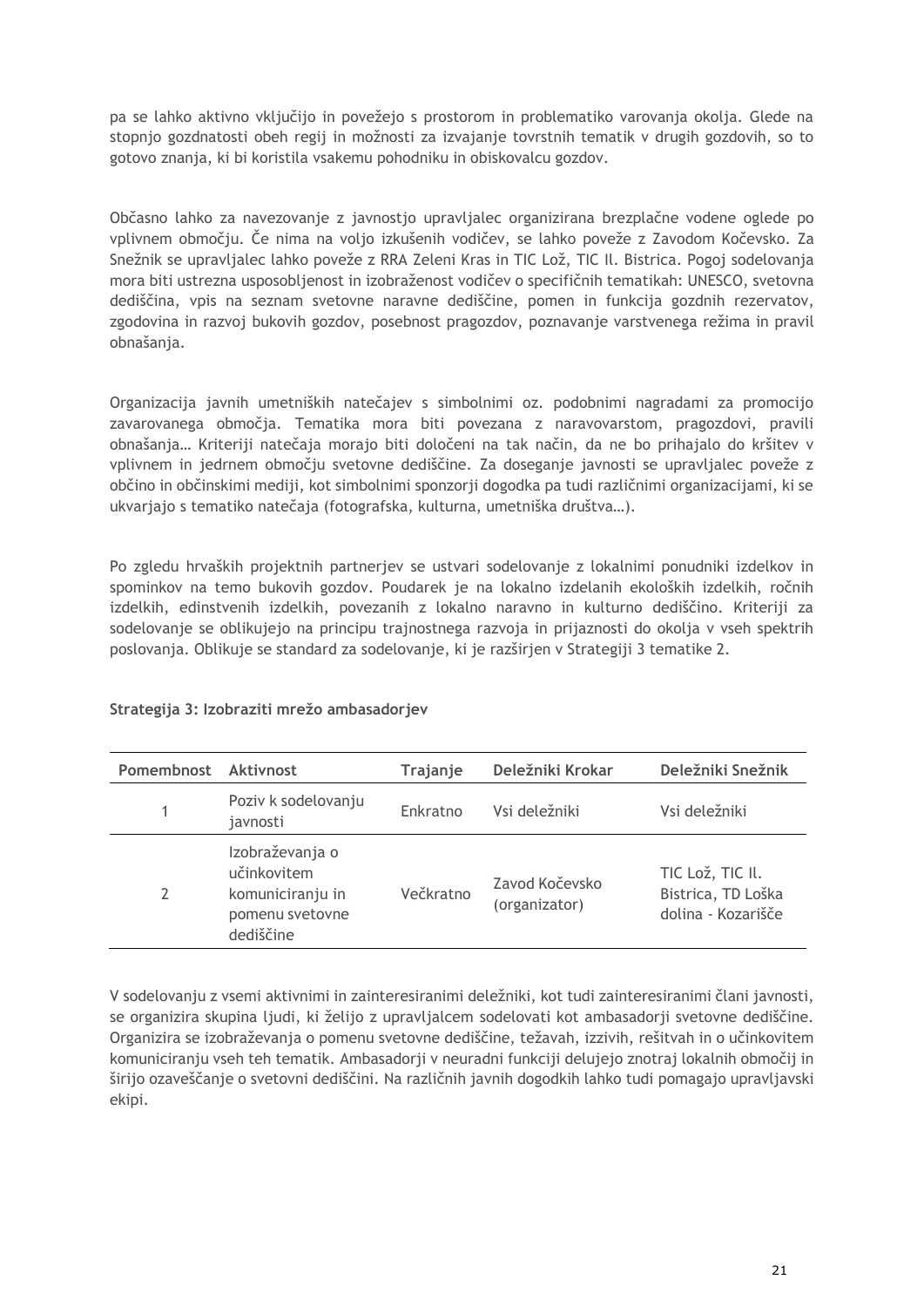pa se lahko aktivno vključijo in povežejo s prostorom in problematiko varovanja okolja. Glede na stopnjo gozdnatosti obeh regij in možnosti za izvajanje tovrstnih tematik v drugih gozdovih, so to gotovo znanja, ki bi koristila vsakemu pohodniku in obiskovalcu gozdov.

Občasno lahko za navezovanje z javnostjo upravljalec organizirana brezplačne vodene oglede po vplivnem območju. Če nima na voljo izkušenih vodičev, se lahko poveže z Zavodom Kočevsko. Za Snežnik se upravljalec lahko poveže z RRA Zeleni Kras in TIC Lož, TIC Il. Bistrica. Pogoj sodelovanja mora biti ustrezna usposobljenost in izobraženost vodičev o specifičnih tematikah: UNESCO, svetovna dediščina, vpis na seznam svetovne naravne dediščine, pomen in funkcija gozdnih rezervatov, zgodovina in razvoj bukovih gozdov, posebnost pragozdov, poznavanje varstvenega režima in pravil obnašanja.

Organizacija javnih umetniških natečajev s simbolnimi oz. podobnimi nagradami za promocijo zavarovanega območja. Tematika mora biti povezana z naravovarstvom, pragozdovi, pravili obnašanja… Kriteriji natečaja morajo biti določeni na tak način, da ne bo prihajalo do kršitev v vplivnem in jedrnem območju svetovne dediščine. Za doseganje javnosti se upravljalec poveže z občino in občinskimi mediji, kot simbolnimi sponzorji dogodka pa tudi različnimi organizacijami, ki se ukvarjajo s tematiko natečaja (fotografska, kulturna, umetniška društva…).

Po zgledu hrvaških projektnih partnerjev se ustvari sodelovanje z lokalnimi ponudniki izdelkov in spominkov na temo bukovih gozdov. Poudarek je na lokalno izdelanih ekoloških izdelkih, ročnih izdelkih, edinstvenih izdelkih, povezanih z lokalno naravno in kulturno dediščino. Kriteriji za sodelovanje se oblikujejo na principu trajnostnega razvoja in prijaznosti do okolja v vseh spektrih poslovanja. Oblikuje se standard za sodelovanje, ki je razširjen v Strategiji 3 tematike 2.

**Strategija 3: Izobraziti mrežo ambasadorjev**

| Pomembnost | Aktivnost | Trajanje | Deležniki Krokar | Deležniki Snežnik |
|---|---|---|---|---|
| 1 | Poziv k sodelovanju javnosti | Enkratno | Vsi deležniki | Vsi deležniki |
| 2 | Izobraževanja o učinkovitem komuniciranju in pomenu svetovne dediščine | Večkratno | Zavod Kočevsko (organizator) | TIC Lož, TIC Il. Bistrica, TD Loška dolina - Kozarišče |

V sodelovanju z vsemi aktivnimi in zainteresiranimi deležniki, kot tudi zainteresiranimi člani javnosti, se organizira skupina ljudi, ki želijo z upravljalcem sodelovati kot ambasadorji svetovne dediščine. Organizira se izobraževanja o pomenu svetovne dediščine, težavah, izzivih, rešitvah in o učinkovitem komuniciranju vseh teh tematik. Ambasadorji v neuradni funkciji delujejo znotraj lokalnih območij in širijo ozaveščanje o svetovni dediščini. Na različnih javnih dogodkih lahko tudi pomagajo upravljavski ekipi.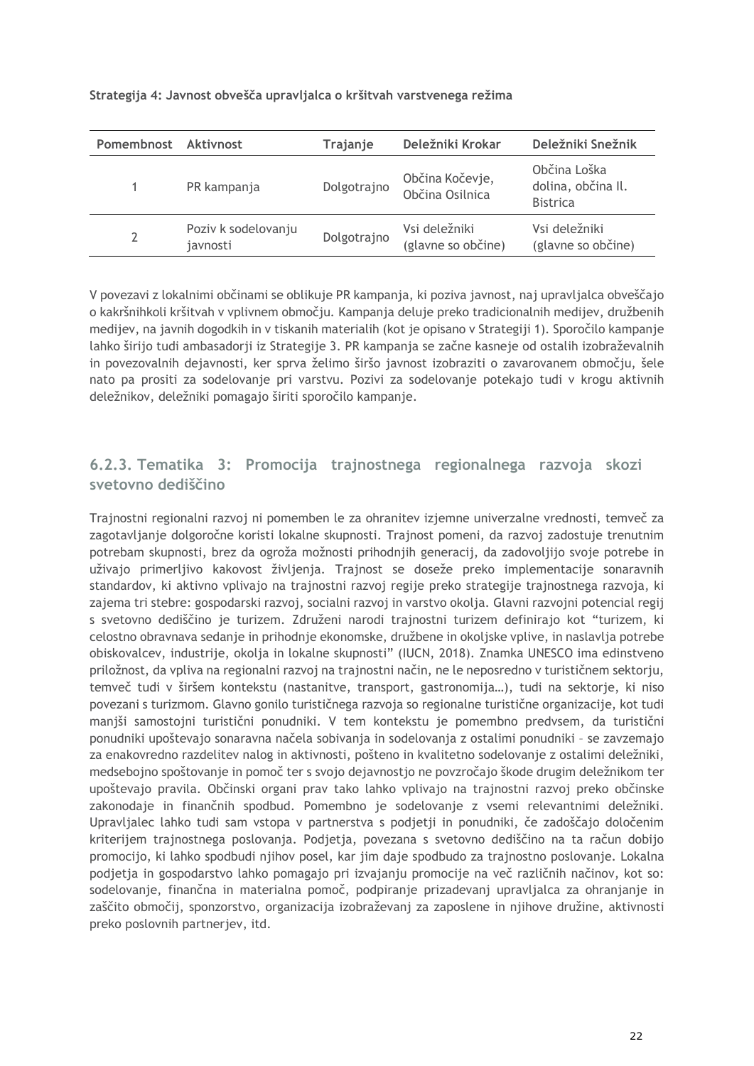**Strategija 4: Javnost obvešča upravljalca o kršitvah varstvenega režima**

| Pomembnost | Aktivnost | Trajanje | Deležniki Krokar | Deležniki Snežnik |
|---|---|---|---|---|
| 1 | PR kampanja | Dolgotrajno | Občina Kočevje, Občina Osilnica | Občina Loška dolina, občina Il. Bistrica |
| 2 | Poziv k sodelovanju javnosti | Dolgotrajno | Vsi deležniki (glavne so občine) | Vsi deležniki (glavne so občine) |

V povezavi z lokalnimi občinami se oblikuje PR kampanja, ki poziva javnost, naj upravljalca obveščajo o kakršnihkoli kršitvah v vplivnem območju. Kampanja deluje preko tradicionalnih medijev, družbenih medijev, na javnih dogodkih in v tiskanih materialih (kot je opisano v Strategiji 1). Sporočilo kampanje lahko širijo tudi ambasadorji iz Strategije 3. PR kampanja se začne kasneje od ostalih izobraževalnih in povezovalnih dejavnosti, ker sprva želimo širšo javnost izobraziti o zavarovanem območju, šele nato pa prositi za sodelovanje pri varstvu. Pozivi za sodelovanje potekajo tudi v krogu aktivnih deležnikov, deležniki pomagajo širiti sporočilo kampanje.

### 6.2.3. Tematika 3: Promocija trajnostnega regionalnega razvoja skozi svetovno dediščino

Trajnostni regionalni razvoj ni pomemben le za ohranitev izjemne univerzalne vrednosti, temveč za zagotavljanje dolgoročne koristi lokalne skupnosti. Trajnost pomeni, da razvoj zadostuje trenutnim potrebam skupnosti, brez da ogroža možnosti prihodnjih generacij, da zadovoljijo svoje potrebe in uživajo primerljivo kakovost življenja. Trajnost se doseže preko implementacije sonaravnih standardov, ki aktivno vplivajo na trajnostni razvoj regije preko strategije trajnostnega razvoja, ki zajema tri stebre: gospodarski razvoj, socialni razvoj in varstvo okolja. Glavni razvojni potencial regij s svetovno dediščino je turizem. Združeni narodi trajnostni turizem definirajo kot "turizem, ki celostno obravnava sedanje in prihodnje ekonomske, družbene in okoljske vplive, in naslavlja potrebe obiskovalcev, industrije, okolja in lokalne skupnosti" (IUCN, 2018). Znamka UNESCO ima edinstveno priložnost, da vpliva na regionalni razvoj na trajnostni način, ne le neposredno v turističnem sektorju, temveč tudi v širšem kontekstu (nastanitve, transport, gastronomija…), tudi na sektorje, ki niso povezani s turizmom. Glavno gonilo turističnega razvoja so regionalne turistične organizacije, kot tudi manjši samostojni turistični ponudniki. V tem kontekstu je pomembno predvsem, da turistični ponudniki upoštevajo sonaravna načela sobivanja in sodelovanja z ostalimi ponudniki – se zavzemajo za enakovredno razdelitev nalog in aktivnosti, pošteno in kvalitetno sodelovanje z ostalimi deležniki, medsebojno spoštovanje in pomoč ter s svojo dejavnostjo ne povzročajo škode drugim deležnikom ter upoštevajo pravila. Občinski organi prav tako lahko vplivajo na trajnostni razvoj preko občinske zakonodaje in finančnih spodbud. Pomembno je sodelovanje z vsemi relevantnimi deležniki. Upravljalec lahko tudi sam vstopa v partnerstva s podjetji in ponudniki, če zadoščajo določenim kriterijem trajnostnega poslovanja. Podjetja, povezana s svetovno dediščino na ta račun dobijo promocijo, ki lahko spodbudi njihov posel, kar jim daje spodbudo za trajnostno poslovanje. Lokalna podjetja in gospodarstvo lahko pomagajo pri izvajanju promocije na več različnih načinov, kot so: sodelovanje, finančna in materialna pomoč, podpiranje prizadevanj upravljalca za ohranjanje in zaščito območij, sponzorstvo, organizacija izobraževanj za zaposlene in njihove družine, aktivnosti preko poslovnih partnerjev, itd.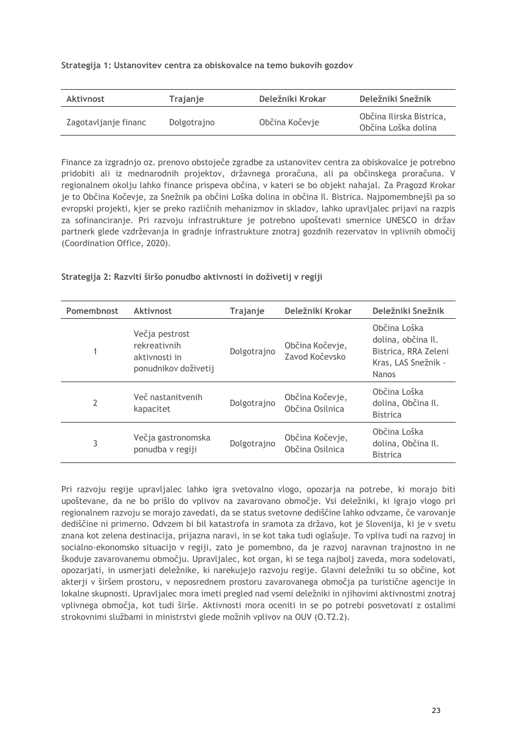**Strategija 1: Ustanovitev centra za obiskovalce na temo bukovih gozdov**

| Aktivnost | Trajanje | Deležniki Krokar | Deležniki Snežnik |
|---|---|---|---|
| Zagotavljanje financ | Dolgotrajno | Občina Kočevje | Občina Ilirska Bistrica, Občina Loška dolina |

Finance za izgradnjo oz. prenovo obstoječe zgradbe za ustanovitev centra za obiskovalce je potrebno pridobiti ali iz mednarodnih projektov, državnega proračuna, ali pa občinskega proračuna. V regionalnem okolju lahko finance prispeva občina, v kateri se bo objekt nahajal. Za Pragozd Krokar je to Občina Kočevje, za Snežnik pa občini Loška dolina in občina Il. Bistrica. Najpomembnejši pa so evropski projekti, kjer se preko različnih mehanizmov in skladov, lahko upravljalec prijavi na razpis za sofinanciranje. Pri razvoju infrastrukture je potrebno upoštevati smernice UNESCO in držav partnerk glede vzdrževanja in gradnje infrastrukture znotraj gozdnih rezervatov in vplivnih območij (Coordination Office, 2020).

**Strategija 2: Razviti širšo ponudbo aktivnosti in doživetij v regiji**

| Pomembnost | Aktivnost | Trajanje | Deležniki Krokar | Deležniki Snežnik |
|---|---|---|---|---|
| 1 | Večja pestrost rekreativnih aktivnosti in ponudnikov doživetij | Dolgotrajno | Občina Kočevje, Zavod Kočevsko | Občina Loška dolina, občina Il. Bistrica, RRA Zeleni Kras, LAS Snežnik - Nanos |
| 2 | Več nastanitvenih kapacitet | Dolgotrajno | Občina Kočevje, Občina Osilnica | Občina Loška dolina, Občina Il. Bistrica |
| 3 | Večja gastronomska ponudba v regiji | Dolgotrajno | Občina Kočevje, Občina Osilnica | Občina Loška dolina, Občina Il. Bistrica |

Pri razvoju regije upravljalec lahko igra svetovalno vlogo, opozarja na potrebe, ki morajo biti upoštevane, da ne bo prišlo do vplivov na zavarovano območje. Vsi deležniki, ki igrajo vlogo pri regionalnem razvoju se morajo zavedati, da se status svetovne dediščine lahko odvzame, če varovanje dediščine ni primerno. Odvzem bi bil katastrofa in sramota za državo, kot je Slovenija, ki je v svetu znana kot zelena destinacija, prijazna naravi, in se kot taka tudi oglašuje. To vpliva tudi na razvoj in socialno-ekonomsko situacijo v regiji, zato je pomembno, da je razvoj naravnan trajnostno in ne škoduje zavarovanemu območju. Upravljalec, kot organ, ki se tega najbolj zaveda, mora sodelovati, opozarjati, in usmerjati deležnike, ki narekujejo razvoju regije. Glavni deležniki tu so občine, kot akterji v širšem prostoru, v neposrednem prostoru zavarovanega območja pa turistične agencije in lokalne skupnosti. Upravljalec mora imeti pregled nad vsemi deležniki in njihovimi aktivnostmi znotraj vplivnega območja, kot tudi širše. Aktivnosti mora oceniti in se po potrebi posvetovati z ostalimi strokovnimi službami in ministrstvi glede možnih vplivov na OUV (O.T2.2).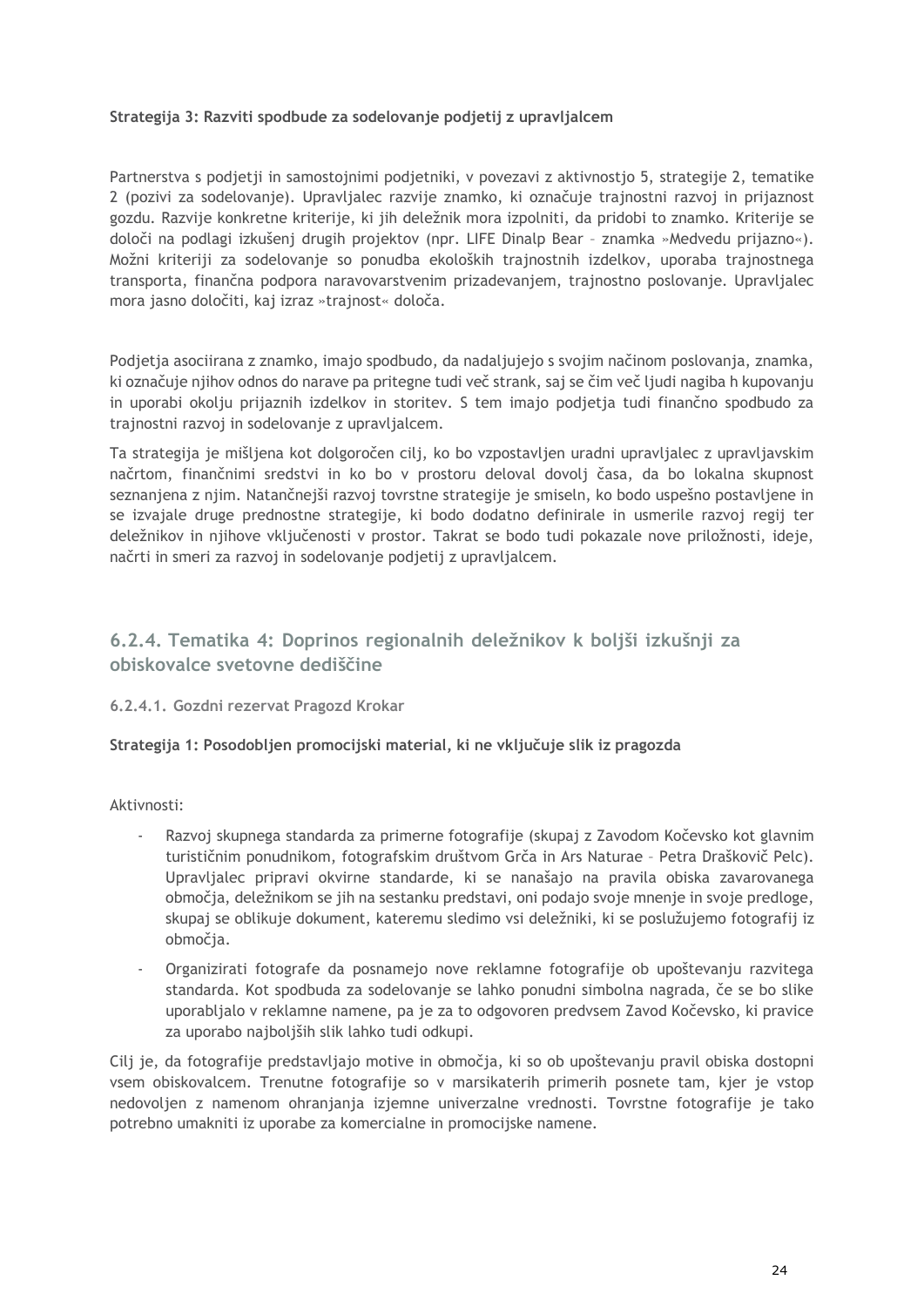**Strategija 3: Razviti spodbude za sodelovanje podjetij z upravljalcem**

Partnerstva s podjetji in samostojnimi podjetniki, v povezavi z aktivnostjo 5, strategije 2, tematike 2 (pozivi za sodelovanje). Upravljalec razvije znamko, ki označuje trajnostni razvoj in prijaznost gozdu. Razvije konkretne kriterije, ki jih deležnik mora izpolniti, da pridobi to znamko. Kriterije se določi na podlagi izkušenj drugih projektov (npr. LIFE Dinalp Bear – znamka »Medvedu prijazno«). Možni kriteriji za sodelovanje so ponudba ekoloških trajnostnih izdelkov, uporaba trajnostnega transporta, finančna podpora naravovarstvenim prizadevanjem, trajnostno poslovanje. Upravljalec mora jasno določiti, kaj izraz »trajnost« določa.

Podjetja asociirana z znamko, imajo spodbudo, da nadaljujejo s svojim načinom poslovanja, znamka, ki označuje njihov odnos do narave pa pritegne tudi več strank, saj se čim več ljudi nagiba h kupovanju in uporabi okolju prijaznih izdelkov in storitev. S tem imajo podjetja tudi finančno spodbudo za trajnostni razvoj in sodelovanje z upravljalcem.

Ta strategija je mišljena kot dolgoročen cilj, ko bo vzpostavljen uradni upravljalec z upravljavskim načrtom, finančnimi sredstvi in ko bo v prostoru deloval dovolj časa, da bo lokalna skupnost seznanjena z njim. Natančnejši razvoj tovrstne strategije je smiseln, ko bodo uspešno postavljene in se izvajale druge prednostne strategije, ki bodo dodatno definirale in usmerile razvoj regij ter deležnikov in njihove vključenosti v prostor. Takrat se bodo tudi pokazale nove priložnosti, ideje, načrti in smeri za razvoj in sodelovanje podjetij z upravljalcem.

### 6.2.4. Tematika 4: Doprinos regionalnih deležnikov k boljši izkušnji za obiskovalce svetovne dediščine

#### 6.2.4.1. Gozdni rezervat Pragozd Krokar

**Strategija 1: Posodobljen promocijski material, ki ne vključuje slik iz pragozda**

Aktivnosti:

- Razvoj skupnega standarda za primerne fotografije (skupaj z Zavodom Kočevsko kot glavnim turističnim ponudnikom, fotografskim društvom Grča in Ars Naturae – Petra Draškovič Pelc). Upravljalec pripravi okvirne standarde, ki se nanašajo na pravila obiska zavarovanega območja, deležnikom se jih na sestanku predstavi, oni podajo svoje mnenje in svoje predloge, skupaj se oblikuje dokument, kateremu sledimo vsi deležniki, ki se poslužujemo fotografij iz območja.
- Organizirati fotografe da posnamejo nove reklamne fotografije ob upoštevanju razvitega standarda. Kot spodbuda za sodelovanje se lahko ponudni simbolna nagrada, če se bo slike uporabljalo v reklamne namene, pa je za to odgovoren predvsem Zavod Kočevsko, ki pravice za uporabo najboljših slik lahko tudi odkupi.

Cilj je, da fotografije predstavljajo motive in območja, ki so ob upoštevanju pravil obiska dostopni vsem obiskovalcem. Trenutne fotografije so v marsikaterih primerih posnete tam, kjer je vstop nedovoljen z namenom ohranjanja izjemne univerzalne vrednosti. Tovrstne fotografije je tako potrebno umakniti iz uporabe za komercialne in promocijske namene.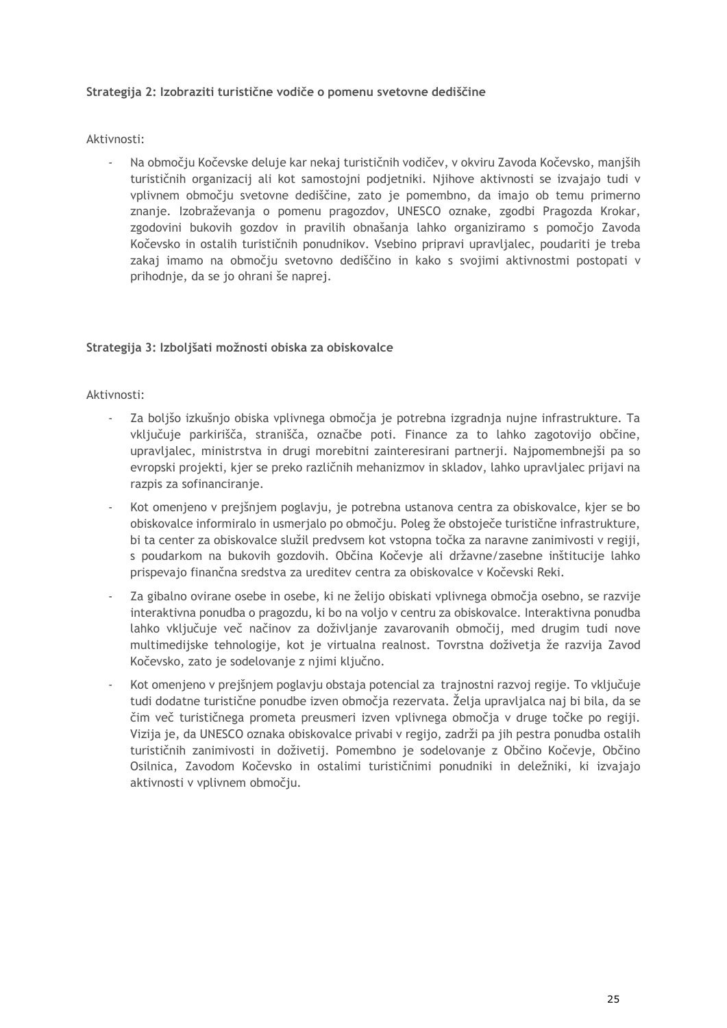**Strategija 2: Izobraziti turistične vodiče o pomenu svetovne dediščine**

Aktivnosti:

- Na območju Kočevske deluje kar nekaj turističnih vodičev, v okviru Zavoda Kočevsko, manjših turističnih organizacij ali kot samostojni podjetniki. Njihove aktivnosti se izvajajo tudi v vplivnem območju svetovne dediščine, zato je pomembno, da imajo ob temu primerno znanje. Izobraževanja o pomenu pragozdov, UNESCO oznake, zgodbi Pragozda Krokar, zgodovini bukovih gozdov in pravilih obnašanja lahko organiziramo s pomočjo Zavoda Kočevsko in ostalih turističnih ponudnikov. Vsebino pripravi upravljalec, poudariti je treba zakaj imamo na območju svetovno dediščino in kako s svojimi aktivnostmi postopati v prihodnje, da se jo ohrani še naprej.

**Strategija 3: Izboljšati možnosti obiska za obiskovalce**

Aktivnosti:

- Za boljšo izkušnjo obiska vplivnega območja je potrebna izgradnja nujne infrastrukture. Ta vključuje parkirišča, stranišča, označbe poti. Finance za to lahko zagotovijo občine, upravljalec, ministrstva in drugi morebitni zainteresirani partnerji. Najpomembnejši pa so evropski projekti, kjer se preko različnih mehanizmov in skladov, lahko upravljalec prijavi na razpis za sofinanciranje.
- Kot omenjeno v prejšnjem poglavju, je potrebna ustanova centra za obiskovalce, kjer se bo obiskovalce informiralo in usmerjalo po območju. Poleg že obstoječe turistične infrastrukture, bi ta center za obiskovalce služil predvsem kot vstopna točka za naravne zanimivosti v regiji, s poudarkom na bukovih gozdovih. Občina Kočevje ali državne/zasebne inštitucije lahko prispevajo finančna sredstva za ureditev centra za obiskovalce v Kočevski Reki.
- Za gibalno ovirane osebe in osebe, ki ne želijo obiskati vplivnega območja osebno, se razvije interaktivna ponudba o pragozdu, ki bo na voljo v centru za obiskovalce. Interaktivna ponudba lahko vključuje več načinov za doživljanje zavarovanih območij, med drugim tudi nove multimedijske tehnologije, kot je virtualna realnost. Tovrstna doživetja že razvija Zavod Kočevsko, zato je sodelovanje z njimi ključno.
- Kot omenjeno v prejšnjem poglavju obstaja potencial za trajnostni razvoj regije. To vključuje tudi dodatne turistične ponudbe izven območja rezervata. Želja upravljalca naj bi bila, da se čim več turističnega prometa preusmeri izven vplivnega območja v druge točke po regiji. Vizija je, da UNESCO oznaka obiskovalce privabi v regijo, zadrži pa jih pestra ponudba ostalih turističnih zanimivosti in doživetij. Pomembno je sodelovanje z Občino Kočevje, Občino Osilnica, Zavodom Kočevsko in ostalimi turističnimi ponudniki in deležniki, ki izvajajo aktivnosti v vplivnem območju.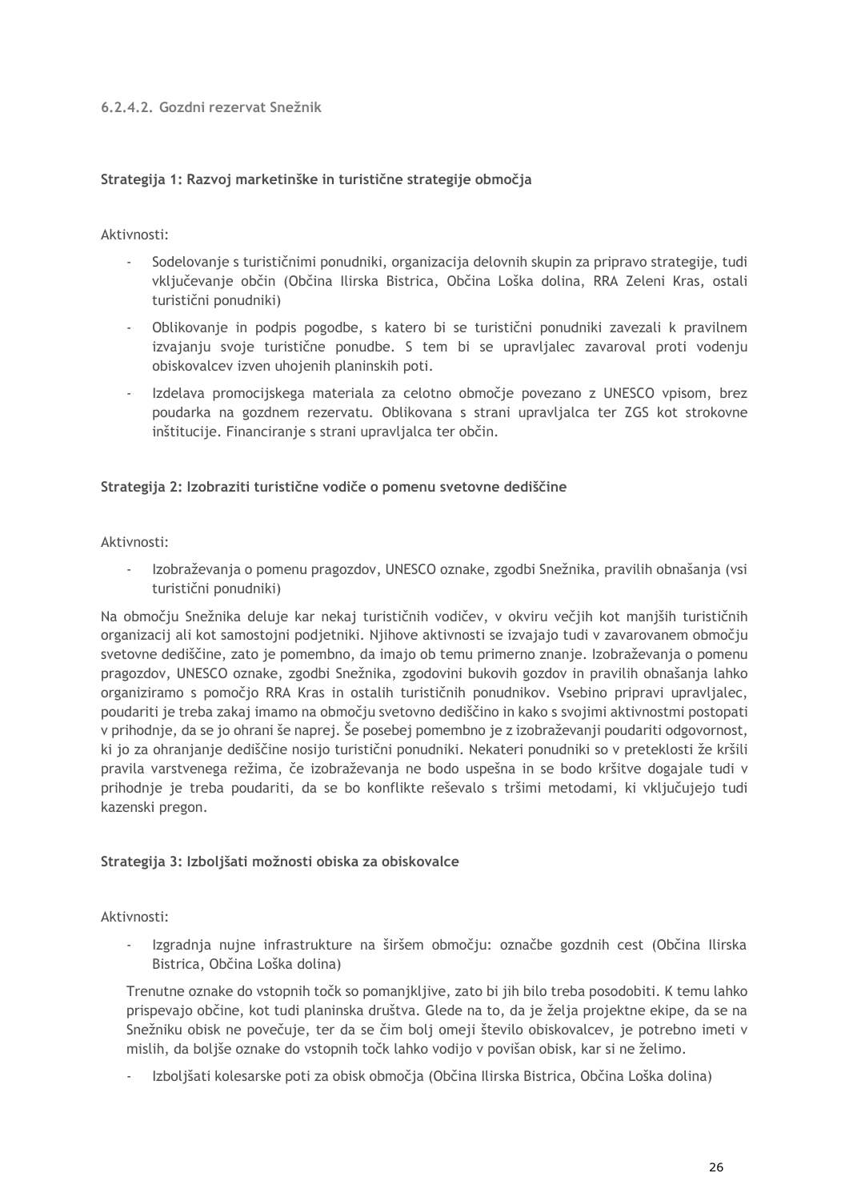#### 6.2.4.2. Gozdni rezervat Snežnik

**Strategija 1: Razvoj marketinške in turistične strategije območja**

Aktivnosti:

- Sodelovanje s turističnimi ponudniki, organizacija delovnih skupin za pripravo strategije, tudi vključevanje občin (Občina Ilirska Bistrica, Občina Loška dolina, RRA Zeleni Kras, ostali turistični ponudniki)
- Oblikovanje in podpis pogodbe, s katero bi se turistični ponudniki zavezali k pravilnem izvajanju svoje turistične ponudbe. S tem bi se upravljalec zavaroval proti vodenju obiskovalcev izven uhojenih planinskih poti.
- Izdelava promocijskega materiala za celotno območje povezano z UNESCO vpisom, brez poudarka na gozdnem rezervatu. Oblikovana s strani upravljalca ter ZGS kot strokovne inštitucije. Financiranje s strani upravljalca ter občin.

**Strategija 2: Izobraziti turistične vodiče o pomenu svetovne dediščine**

Aktivnosti:

- Izobraževanja o pomenu pragozdov, UNESCO oznake, zgodbi Snežnika, pravilih obnašanja (vsi turistični ponudniki)

Na območju Snežnika deluje kar nekaj turističnih vodičev, v okviru večjih kot manjših turističnih organizacij ali kot samostojni podjetniki. Njihove aktivnosti se izvajajo tudi v zavarovanem območju svetovne dediščine, zato je pomembno, da imajo ob temu primerno znanje. Izobraževanja o pomenu pragozdov, UNESCO oznake, zgodbi Snežnika, zgodovini bukovih gozdov in pravilih obnašanja lahko organiziramo s pomočjo RRA Kras in ostalih turističnih ponudnikov. Vsebino pripravi upravljalec, poudariti je treba zakaj imamo na območju svetovno dediščino in kako s svojimi aktivnostmi postopati v prihodnje, da se jo ohrani še naprej. Še posebej pomembno je z izobraževanji poudariti odgovornost, ki jo za ohranjanje dediščine nosijo turistični ponudniki. Nekateri ponudniki so v preteklosti že kršili pravila varstvenega režima, če izobraževanja ne bodo uspešna in se bodo kršitve dogajale tudi v prihodnje je treba poudariti, da se bo konflikte reševalo s tršimi metodami, ki vključujejo tudi kazenski pregon.

**Strategija 3: Izboljšati možnosti obiska za obiskovalce**

Aktivnosti:

- Izgradnja nujne infrastrukture na širšem območju: označbe gozdnih cest (Občina Ilirska Bistrica, Občina Loška dolina)

  Trenutne oznake do vstopnih točk so pomanjkljive, zato bi jih bilo treba posodobiti. K temu lahko prispevajo občine, kot tudi planinska društva. Glede na to, da je želja projektne ekipe, da se na Snežniku obisk ne povečuje, ter da se čim bolj omeji število obiskovalcev, je potrebno imeti v mislih, da boljše oznake do vstopnih točk lahko vodijo v povišan obisk, kar si ne želimo.

- Izboljšati kolesarske poti za obisk območja (Občina Ilirska Bistrica, Občina Loška dolina)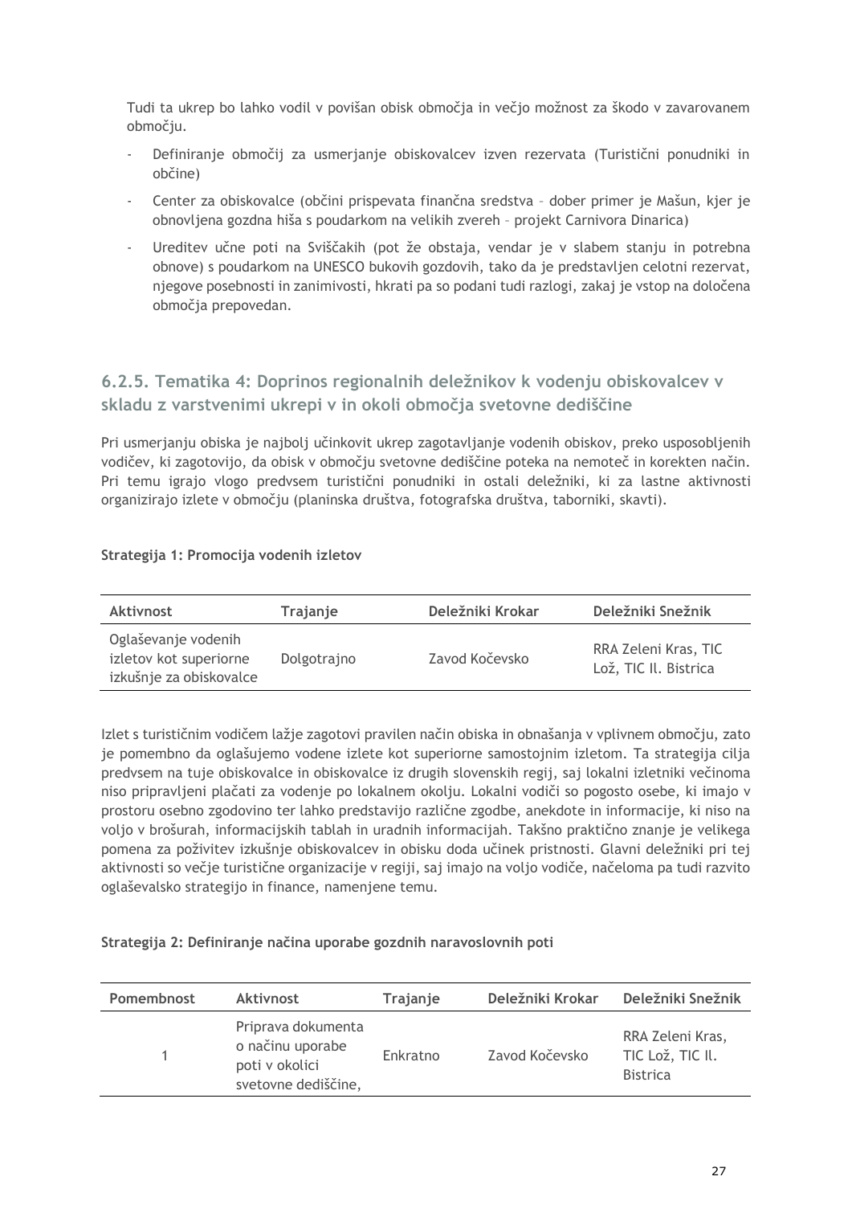Tudi ta ukrep bo lahko vodil v povišan obisk območja in večjo možnost za škodo v zavarovanem območju.

- Definiranje območij za usmerjanje obiskovalcev izven rezervata (Turistični ponudniki in občine)
- Center za obiskovalce (občini prispevata finančna sredstva – dober primer je Mašun, kjer je obnovljena gozdna hiša s poudarkom na velikih zvereh – projekt Carnivora Dinarica)
- Ureditev učne poti na Sviščakih (pot že obstaja, vendar je v slabem stanju in potrebna obnove) s poudarkom na UNESCO bukovih gozdovih, tako da je predstavljen celotni rezervat, njegove posebnosti in zanimivosti, hkrati pa so podani tudi razlogi, zakaj je vstop na določena območja prepovedan.

### 6.2.5. Tematika 4: Doprinos regionalnih deležnikov k vodenju obiskovalcev v skladu z varstvenimi ukrepi v in okoli območja svetovne dediščine

Pri usmerjanju obiska je najbolj učinkovit ukrep zagotavljanje vodenih obiskov, preko usposobljenih vodičev, ki zagotovijo, da obisk v območju svetovne dediščine poteka na nemoteč in korekten način. Pri temu igrajo vlogo predvsem turistični ponudniki in ostali deležniki, ki za lastne aktivnosti organizirajo izlete v območju (planinska društva, fotografska društva, taborniki, skavti).

**Strategija 1: Promocija vodenih izletov**

| Aktivnost | Trajanje | Deležniki Krokar | Deležniki Snežnik |
|---|---|---|---|
| Oglaševanje vodenih izletov kot superiorne izkušnje za obiskovalce | Dolgotrajno | Zavod Kočevsko | RRA Zeleni Kras, TIC Lož, TIC Il. Bistrica |

Izlet s turističnim vodičem lažje zagotovi pravilen način obiska in obnašanja v vplivnem območju, zato je pomembno da oglašujemo vodene izlete kot superiorne samostojnim izletom. Ta strategija cilja predvsem na tuje obiskovalce in obiskovalce iz drugih slovenskih regij, saj lokalni izletniki večinoma niso pripravljeni plačati za vodenje po lokalnem okolju. Lokalni vodiči so pogosto osebe, ki imajo v prostoru osebno zgodovino ter lahko predstavijo različne zgodbe, anekdote in informacije, ki niso na voljo v brošurah, informacijskih tablah in uradnih informacijah. Takšno praktično znanje je velikega pomena za poživitev izkušnje obiskovalcev in obisku doda učinek pristnosti. Glavni deležniki pri tej aktivnosti so večje turistične organizacije v regiji, saj imajo na voljo vodiče, načeloma pa tudi razvito oglaševalsko strategijo in finance, namenjene temu.

**Strategija 2: Definiranje načina uporabe gozdnih naravoslovnih poti**

| Pomembnost | Aktivnost | Trajanje | Deležniki Krokar | Deležniki Snežnik |
|---|---|---|---|---|
| 1 | Priprava dokumenta o načinu uporabe poti v okolici svetovne dediščine, | Enkratno | Zavod Kočevsko | RRA Zeleni Kras, TIC Lož, TIC Il. Bistrica |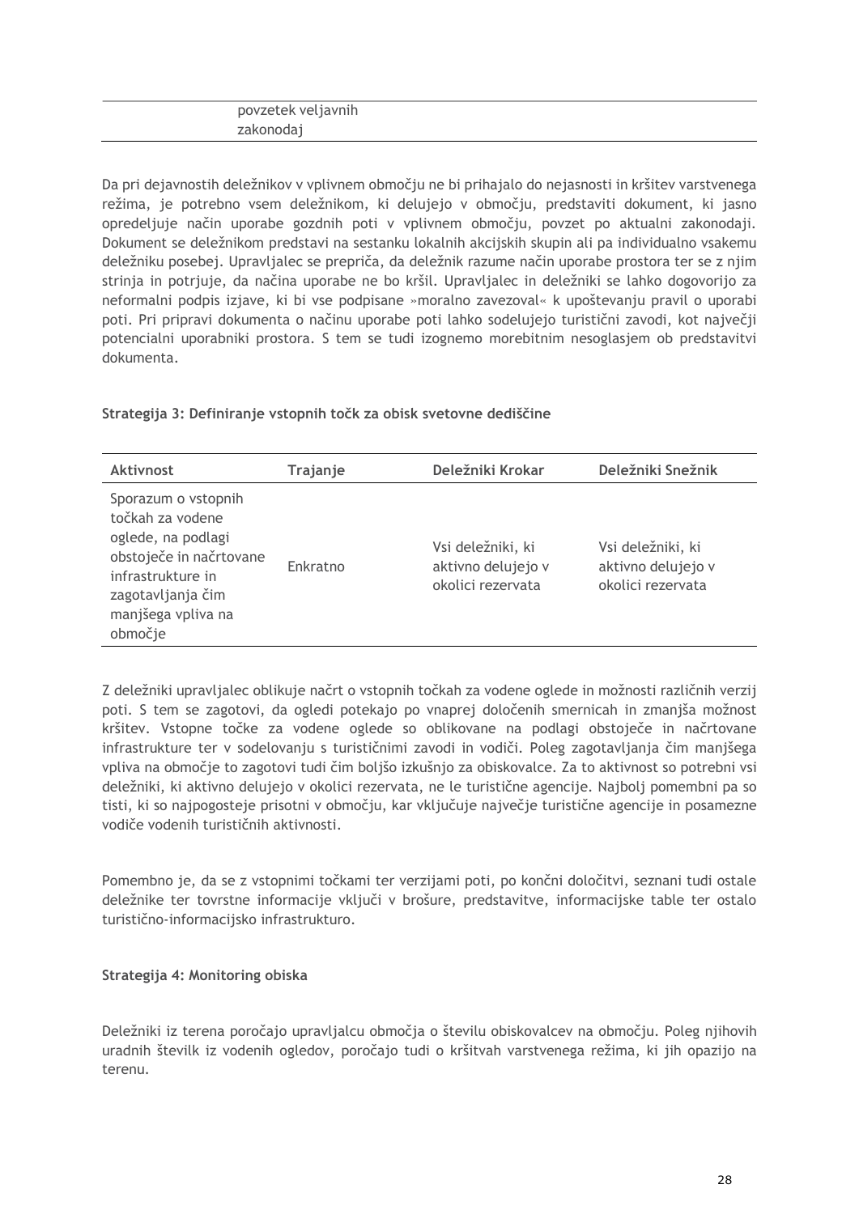| | povzetek veljavnih zakonodaj | | |
|---|---|---|---|

Da pri dejavnostih deležnikov v vplivnem območju ne bi prihajalo do nejasnosti in kršitev varstvenega režima, je potrebno vsem deležnikom, ki delujejo v območju, predstaviti dokument, ki jasno opredeljuje način uporabe gozdnih poti v vplivnem območju, povzet po aktualni zakonodaji. Dokument se deležnikom predstavi na sestanku lokalnih akcijskih skupin ali pa individualno vsakemu deležniku posebej. Upravljalec se prepriča, da deležnik razume način uporabe prostora ter se z njim strinja in potrjuje, da načina uporabe ne bo kršil. Upravljalec in deležniki se lahko dogovorijo za neformalni podpis izjave, ki bi vse podpisane »moralno zavezoval« k upoštevanju pravil o uporabi poti. Pri pripravi dokumenta o načinu uporabe poti lahko sodelujejo turistični zavodi, kot največji potencialni uporabniki prostora. S tem se tudi izognemo morebitnim nesoglasjem ob predstavitvi dokumenta.

**Strategija 3: Definiranje vstopnih točk za obisk svetovne dediščine**

| Aktivnost | Trajanje | Deležniki Krokar | Deležniki Snežnik |
|---|---|---|---|
| Sporazum o vstopnih točkah za vodene oglede, na podlagi obstoječe in načrtovane infrastrukture in zagotavljanja čim manjšega vpliva na območje | Enkratno | Vsi deležniki, ki aktivno delujejo v okolici rezervata | Vsi deležniki, ki aktivno delujejo v okolici rezervata |

Z deležniki upravljalec oblikuje načrt o vstopnih točkah za vodene oglede in možnosti različnih verzij poti. S tem se zagotovi, da ogledi potekajo po vnaprej določenih smernicah in zmanjša možnost kršitev. Vstopne točke za vodene oglede so oblikovane na podlagi obstoječe in načrtovane infrastrukture ter v sodelovanju s turističnimi zavodi in vodiči. Poleg zagotavljanja čim manjšega vpliva na območje to zagotovi tudi čim boljšo izkušnjo za obiskovalce. Za to aktivnost so potrebni vsi deležniki, ki aktivno delujejo v okolici rezervata, ne le turistične agencije. Najbolj pomembni pa so tisti, ki so najpogosteje prisotni v območju, kar vključuje največje turistične agencije in posamezne vodiče vodenih turističnih aktivnosti.

Pomembno je, da se z vstopnimi točkami ter verzijami poti, po končni določitvi, seznani tudi ostale deležnike ter tovrstne informacije vključi v brošure, predstavitve, informacijske table ter ostalo turistično-informacijsko infrastrukturo.

**Strategija 4: Monitoring obiska**

Deležniki iz terena poročajo upravljalcu območja o številu obiskovalcev na območju. Poleg njihovih uradnih številk iz vodenih ogledov, poročajo tudi o kršitvah varstvenega režima, ki jih opazijo na terenu.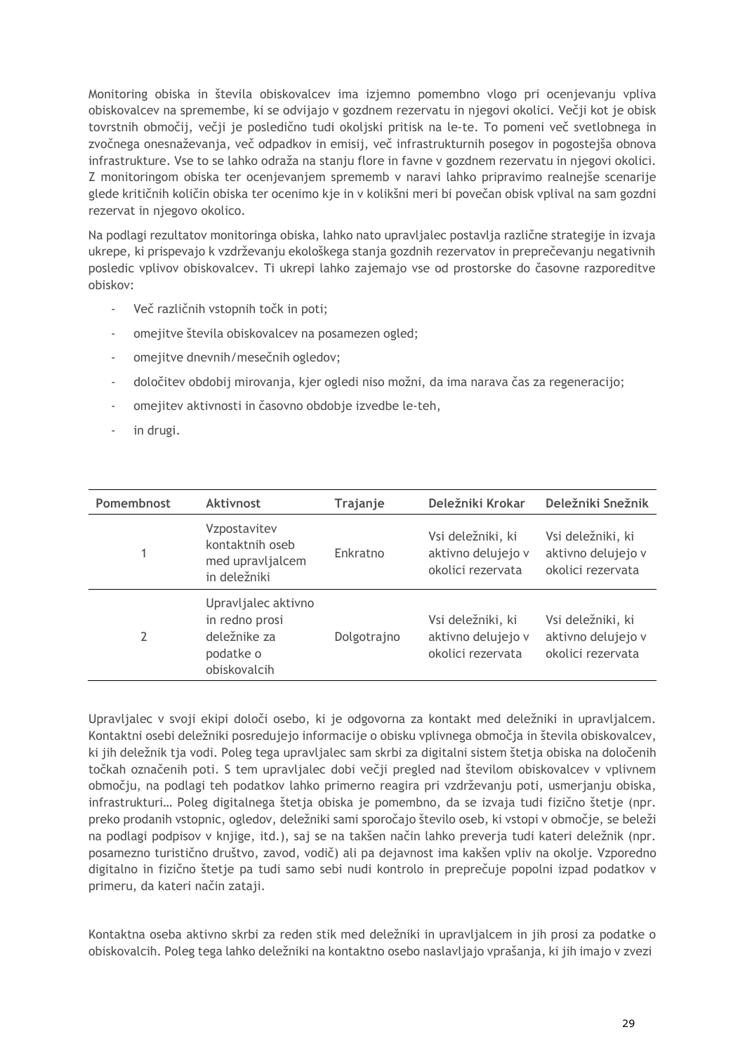Monitoring obiska in števila obiskovalcev ima izjemno pomembno vlogo pri ocenjevanju vpliva obiskovalcev na spremembe, ki se odvijajo v gozdnem rezervatu in njegovi okolici. Večji kot je obisk tovrstnih območij, večji je posledično tudi okoljski pritisk na le-te. To pomeni več svetlobnega in zvočnega onesnaževanja, več odpadkov in emisij, več infrastrukturnih posegov in pogostejša obnova infrastrukture. Vse to se lahko odraža na stanju flore in favne v gozdnem rezervatu in njegovi okolici. Z monitoringom obiska ter ocenjevanjem sprememb v naravi lahko pripravimo realnejše scenarije glede kritičnih količin obiska ter ocenimo kje in v kolikšni meri bi povečan obisk vplival na sam gozdni rezervat in njegovo okolico.

Na podlagi rezultatov monitoringa obiska, lahko nato upravljalec postavlja različne strategije in izvaja ukrepe, ki prispevajo k vzdrževanju ekološkega stanja gozdnih rezervatov in preprečevanju negativnih posledic vplivov obiskovalcev. Ti ukrepi lahko zajemajo vse od prostorske do časovne razporeditve obiskov:

- Več različnih vstopnih točk in poti;
- omejitve števila obiskovalcev na posamezen ogled;
- omejitve dnevnih/mesečnih ogledov;
- določitev obdobij mirovanja, kjer ogledi niso možni, da ima narava čas za regeneracijo;
- omejitev aktivnosti in časovno obdobje izvedbe le-teh,
- in drugi.

| Pomembnost | Aktivnost | Trajanje | Deležniki Krokar | Deležniki Snežnik |
|---|---|---|---|---|
| 1 | Vzpostavitev kontaktnih oseb med upravljalcem in deležniki | Enkratno | Vsi deležniki, ki aktivno delujejo v okolici rezervata | Vsi deležniki, ki aktivno delujejo v okolici rezervata |
| 2 | Upravljalec aktivno in redno prosi deležnike za podatke o obiskovalcih | Dolgotrajno | Vsi deležniki, ki aktivno delujejo v okolici rezervata | Vsi deležniki, ki aktivno delujejo v okolici rezervata |

Upravljalec v svoji ekipi določi osebo, ki je odgovorna za kontakt med deležniki in upravljalcem. Kontaktni osebi deležniki posredujejo informacije o obisku vplivnega območja in števila obiskovalcev, ki jih deležnik tja vodi. Poleg tega upravljalec sam skrbi za digitalni sistem štetja obiska na določenih točkah označenih poti. S tem upravljalec dobi večji pregled nad številom obiskovalcev v vplivnem območju, na podlagi teh podatkov lahko primerno reagira pri vzdrževanju poti, usmerjanju obiska, infrastrukturi… Poleg digitalnega štetja obiska je pomembno, da se izvaja tudi fizično štetje (npr. preko prodanih vstopnic, ogledov, deležniki sami sporočajo število oseb, ki vstopi v območje, se beleži na podlagi podpisov v knjige, itd.), saj se na takšen način lahko preverja tudi kateri deležnik (npr. posamezno turistično društvo, zavod, vodič) ali pa dejavnost ima kakšen vpliv na okolje. Vzporedno digitalno in fizično štetje pa tudi samo sebi nudi kontrolo in preprečuje popolni izpad podatkov v primeru, da kateri način zataji.

Kontaktna oseba aktivno skrbi za reden stik med deležniki in upravljalcem in jih prosi za podatke o obiskovalcih. Poleg tega lahko deležniki na kontaktno osebo naslavljajo vprašanja, ki jih imajo v zvezi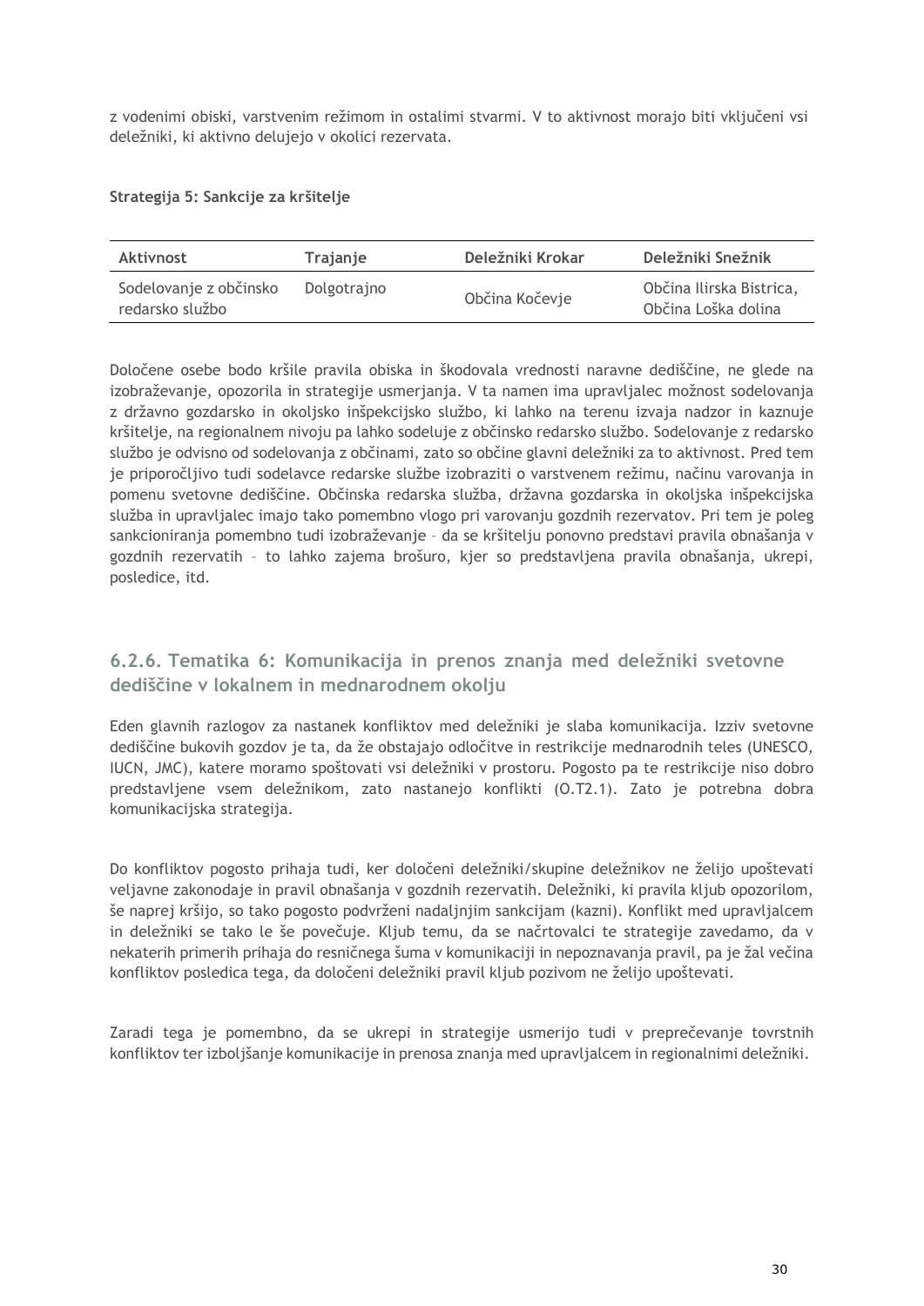z vodenimi obiski, varstvenim režimom in ostalimi stvarmi. V to aktivnost morajo biti vključeni vsi deležniki, ki aktivno delujejo v okolici rezervata.

**Strategija 5: Sankcije za kršitelje**

| Aktivnost | Trajanje | Deležniki Krokar | Deležniki Snežnik |
|---|---|---|---|
| Sodelovanje z občinsko redarsko službo | Dolgotrajno | Občina Kočevje | Občina Ilirska Bistrica, Občina Loška dolina |

Določene osebe bodo kršile pravila obiska in škodovala vrednosti naravne dediščine, ne glede na izobraževanje, opozorila in strategije usmerjanja. V ta namen ima upravljalec možnost sodelovanja z državno gozdarsko in okoljsko inšpekcijsko službo, ki lahko na terenu izvaja nadzor in kaznuje kršitelje, na regionalnem nivoju pa lahko sodeluje z občinsko redarsko službo. Sodelovanje z redarsko službo je odvisno od sodelovanja z občinami, zato so občine glavni deležniki za to aktivnost. Pred tem je priporočljivo tudi sodelavce redarske službe izobraziti o varstvenem režimu, načinu varovanja in pomenu svetovne dediščine. Občinska redarska služba, državna gozdarska in okoljska inšpekcijska služba in upravljalec imajo tako pomembno vlogo pri varovanju gozdnih rezervatov. Pri tem je poleg sankcioniranja pomembno tudi izobraževanje – da se kršitelju ponovno predstavi pravila obnašanja v gozdnih rezervatih – to lahko zajema brošuro, kjer so predstavljena pravila obnašanja, ukrepi, posledice, itd.

### 6.2.6. Tematika 6: Komunikacija in prenos znanja med deležniki svetovne dediščine v lokalnem in mednarodnem okolju

Eden glavnih razlogov za nastanek konfliktov med deležniki je slaba komunikacija. Izziv svetovne dediščine bukovih gozdov je ta, da že obstajajo odločitve in restrikcije mednarodnih teles (UNESCO, IUCN, JMC), katere moramo spoštovati vsi deležniki v prostoru. Pogosto pa te restrikcije niso dobro predstavljene vsem deležnikom, zato nastanejo konflikti (O.T2.1). Zato je potrebna dobra komunikacijska strategija.

Do konfliktov pogosto prihaja tudi, ker določeni deležniki/skupine deležnikov ne želijo upoštevati veljavne zakonodaje in pravil obnašanja v gozdnih rezervatih. Deležniki, ki pravila kljub opozorilom, še naprej kršijo, so tako pogosto podvrženi nadaljnjim sankcijam (kazni). Konflikt med upravljalcem in deležniki se tako le še povečuje. Kljub temu, da se načrtovalci te strategije zavedamo, da v nekaterih primerih prihaja do resničnega šuma v komunikaciji in nepoznavanja pravil, pa je žal večina konfliktov posledica tega, da določeni deležniki pravil kljub pozivom ne želijo upoštevati.

Zaradi tega je pomembno, da se ukrepi in strategije usmerijo tudi v preprečevanje tovrstnih konfliktov ter izboljšanje komunikacije in prenosa znanja med upravljalcem in regionalnimi deležniki.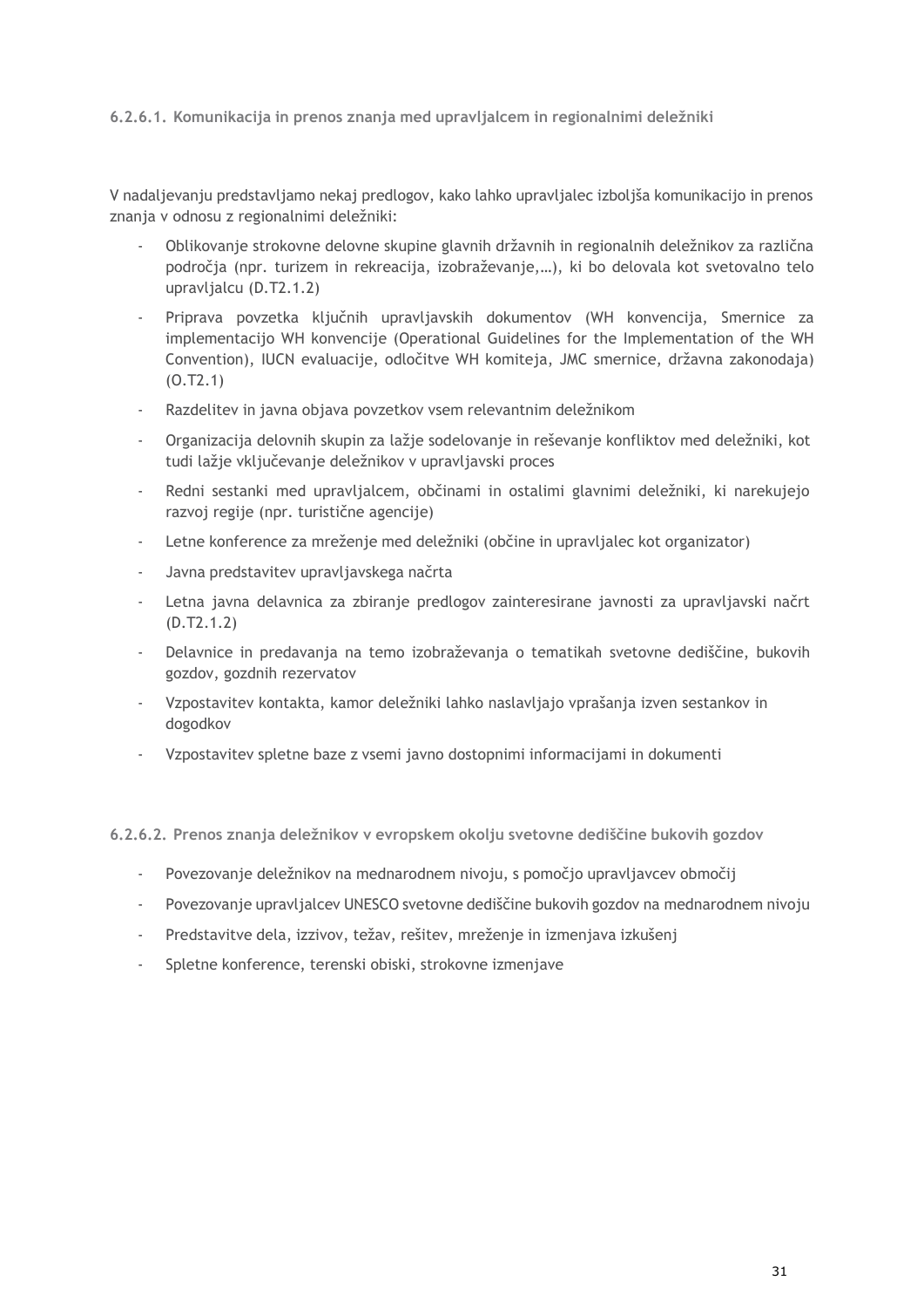#### 6.2.6.1. Komunikacija in prenos znanja med upravljalcem in regionalnimi deležniki

V nadaljevanju predstavljamo nekaj predlogov, kako lahko upravljalec izboljša komunikacijo in prenos znanja v odnosu z regionalnimi deležniki:

- Oblikovanje strokovne delovne skupine glavnih državnih in regionalnih deležnikov za različna področja (npr. turizem in rekreacija, izobraževanje,…), ki bo delovala kot svetovalno telo upravljalcu (D.T2.1.2)
- Priprava povzetka ključnih upravljavskih dokumentov (WH konvencija, Smernice za implementacijo WH konvencije (Operational Guidelines for the Implementation of the WH Convention), IUCN evaluacije, odločitve WH komiteja, JMC smernice, državna zakonodaja) (O.T2.1)
- Razdelitev in javna objava povzetkov vsem relevantnim deležnikom
- Organizacija delovnih skupin za lažje sodelovanje in reševanje konfliktov med deležniki, kot tudi lažje vključevanje deležnikov v upravljavski proces
- Redni sestanki med upravljalcem, občinami in ostalimi glavnimi deležniki, ki narekujejo razvoj regije (npr. turistične agencije)
- Letne konference za mreženje med deležniki (občine in upravljalec kot organizator)
- Javna predstavitev upravljavskega načrta
- Letna javna delavnica za zbiranje predlogov zainteresirane javnosti za upravljavski načrt (D.T2.1.2)
- Delavnice in predavanja na temo izobraževanja o tematikah svetovne dediščine, bukovih gozdov, gozdnih rezervatov
- Vzpostavitev kontakta, kamor deležniki lahko naslavljajo vprašanja izven sestankov in dogodkov
- Vzpostavitev spletne baze z vsemi javno dostopnimi informacijami in dokumenti

#### 6.2.6.2. Prenos znanja deležnikov v evropskem okolju svetovne dediščine bukovih gozdov

- Povezovanje deležnikov na mednarodnem nivoju, s pomočjo upravljavcev območij
- Povezovanje upravljalcev UNESCO svetovne dediščine bukovih gozdov na mednarodnem nivoju
- Predstavitve dela, izzivov, težav, rešitev, mreženje in izmenjava izkušenj
- Spletne konference, terenski obiski, strokovne izmenjave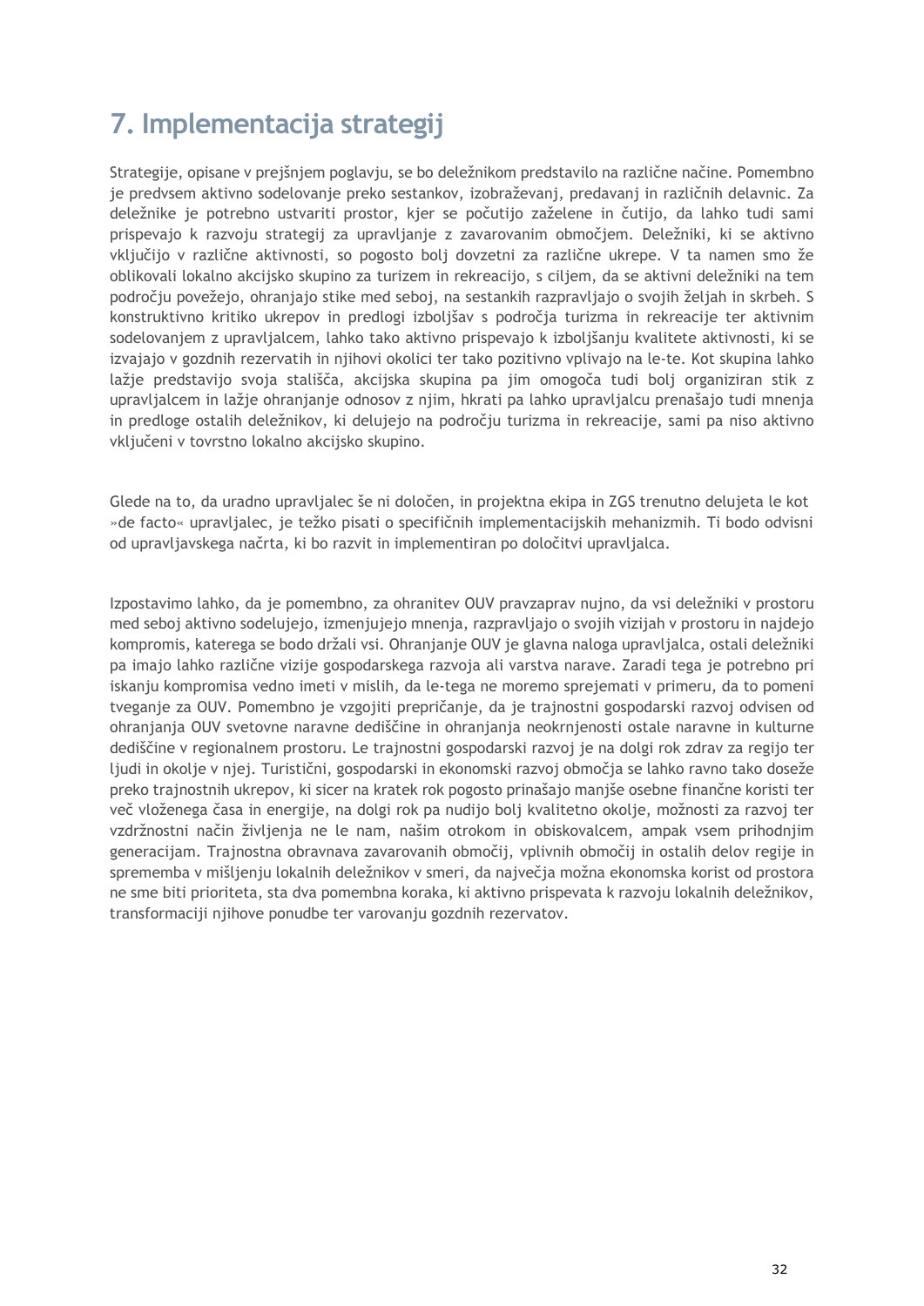# 7. Implementacija strategij

Strategije, opisane v prejšnjem poglavju, se bo deležnikom predstavilo na različne načine. Pomembno je predvsem aktivno sodelovanje preko sestankov, izobraževanj, predavanj in različnih delavnic. Za deležnike je potrebno ustvariti prostor, kjer se počutijo zaželene in čutijo, da lahko tudi sami prispevajo k razvoju strategij za upravljanje z zavarovanim območjem. Deležniki, ki se aktivno vključijo v različne aktivnosti, so pogosto bolj dovzetni za različne ukrepe. V ta namen smo že oblikovali lokalno akcijsko skupino za turizem in rekreacijo, s ciljem, da se aktivni deležniki na tem področju povežejo, ohranjajo stike med seboj, na sestankih razpravljajo o svojih željah in skrbeh. S konstruktivno kritiko ukrepov in predlogi izboljšav s področja turizma in rekreacije ter aktivnim sodelovanjem z upravljalcem, lahko tako aktivno prispevajo k izboljšanju kvalitete aktivnosti, ki se izvajajo v gozdnih rezervatih in njihovi okolici ter tako pozitivno vplivajo na le-te. Kot skupina lahko lažje predstavijo svoja stališča, akcijska skupina pa jim omogoča tudi bolj organiziran stik z upravljalcem in lažje ohranjanje odnosov z njim, hkrati pa lahko upravljalcu prenašajo tudi mnenja in predloge ostalih deležnikov, ki delujejo na področju turizma in rekreacije, sami pa niso aktivno vključeni v tovrstno lokalno akcijsko skupino.

Glede na to, da uradno upravljalec še ni določen, in projektna ekipa in ZGS trenutno delujeta le kot »de facto« upravljalec, je težko pisati o specifičnih implementacijskih mehanizmih. Ti bodo odvisni od upravljavskega načrta, ki bo razvit in implementiran po določitvi upravljalca.

Izpostavimo lahko, da je pomembno, za ohranitev OUV pravzaprav nujno, da vsi deležniki v prostoru med seboj aktivno sodelujejo, izmenjujejo mnenja, razpravljajo o svojih vizijah v prostoru in najdejo kompromis, katerega se bodo držali vsi. Ohranjanje OUV je glavna naloga upravljalca, ostali deležniki pa imajo lahko različne vizije gospodarskega razvoja ali varstva narave. Zaradi tega je potrebno pri iskanju kompromisa vedno imeti v mislih, da le-tega ne moremo sprejemati v primeru, da to pomeni tveganje za OUV. Pomembno je vzgojiti prepričanje, da je trajnostni gospodarski razvoj odvisen od ohranjanja OUV svetovne naravne dediščine in ohranjanja neokrnjenosti ostale naravne in kulturne dediščine v regionalnem prostoru. Le trajnostni gospodarski razvoj je na dolgi rok zdrav za regijo ter ljudi in okolje v njej. Turistični, gospodarski in ekonomski razvoj območja se lahko ravno tako doseže preko trajnostnih ukrepov, ki sicer na kratek rok pogosto prinašajo manjše osebne finančne koristi ter več vloženega časa in energije, na dolgi rok pa nudijo bolj kvalitetno okolje, možnosti za razvoj ter vzdržnostni način življenja ne le nam, našim otrokom in obiskovalcem, ampak vsem prihodnjim generacijam. Trajnostna obravnava zavarovanih območij, vplivnih območij in ostalih delov regije in sprememba v mišljenju lokalnih deležnikov v smeri, da največja možna ekonomska korist od prostora ne sme biti prioriteta, sta dva pomembna koraka, ki aktivno prispevata k razvoju lokalnih deležnikov, transformaciji njihove ponudbe ter varovanju gozdnih rezervatov.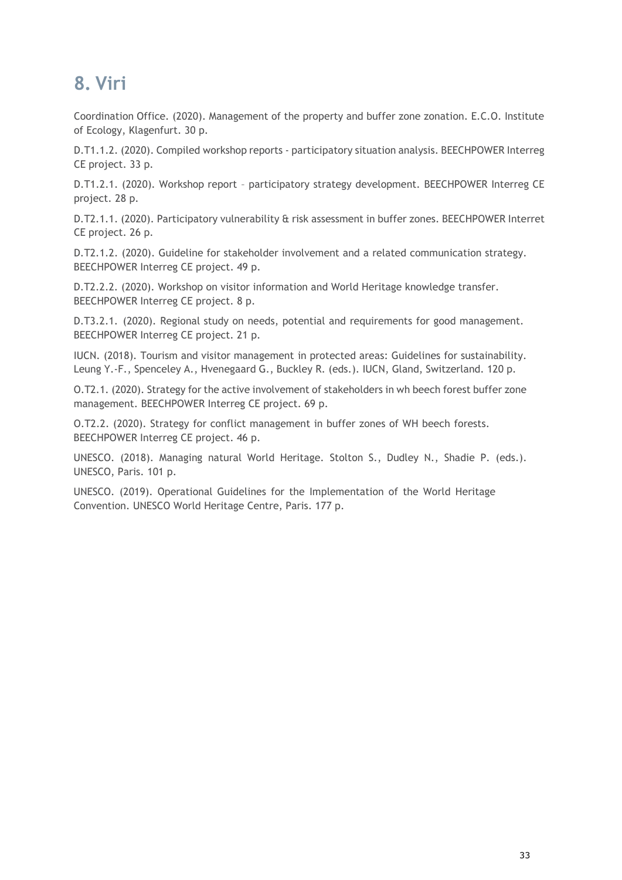# 8. Viri

Coordination Office. (2020). Management of the property and buffer zone zonation. E.C.O. Institute of Ecology, Klagenfurt. 30 p.

D.T1.1.2. (2020). Compiled workshop reports - participatory situation analysis. BEECHPOWER Interreg CE project. 33 p.

D.T1.2.1. (2020). Workshop report – participatory strategy development. BEECHPOWER Interreg CE project. 28 p.

D.T2.1.1. (2020). Participatory vulnerability & risk assessment in buffer zones. BEECHPOWER Interret CE project. 26 p.

D.T2.1.2. (2020). Guideline for stakeholder involvement and a related communication strategy. BEECHPOWER Interreg CE project. 49 p.

D.T2.2.2. (2020). Workshop on visitor information and World Heritage knowledge transfer. BEECHPOWER Interreg CE project. 8 p.

D.T3.2.1. (2020). Regional study on needs, potential and requirements for good management. BEECHPOWER Interreg CE project. 21 p.

IUCN. (2018). Tourism and visitor management in protected areas: Guidelines for sustainability. Leung Y.-F., Spenceley A., Hvenegaard G., Buckley R. (eds.). IUCN, Gland, Switzerland. 120 p.

O.T2.1. (2020). Strategy for the active involvement of stakeholders in wh beech forest buffer zone management. BEECHPOWER Interreg CE project. 69 p.

O.T2.2. (2020). Strategy for conflict management in buffer zones of WH beech forests. BEECHPOWER Interreg CE project. 46 p.

UNESCO. (2018). Managing natural World Heritage. Stolton S., Dudley N., Shadie P. (eds.). UNESCO, Paris. 101 p.

UNESCO. (2019). Operational Guidelines for the Implementation of the World Heritage Convention. UNESCO World Heritage Centre, Paris. 177 p.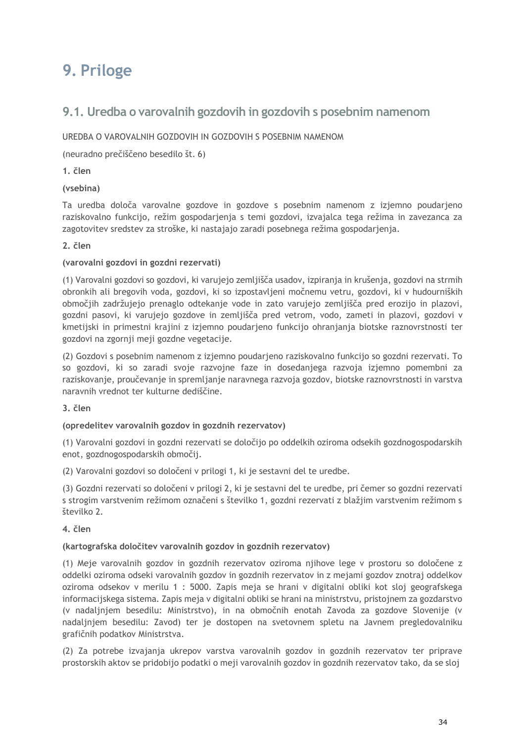# 9. Priloge

## 9.1. Uredba o varovalnih gozdovih in gozdovih s posebnim namenom

UREDBA O VAROVALNIH GOZDOVIH IN GOZDOVIH S POSEBNIM NAMENOM

(neuradno prečiščeno besedilo št. 6)

**1. člen**

**(vsebina)**

Ta uredba določa varovalne gozdove in gozdove s posebnim namenom z izjemno poudarjeno raziskovalno funkcijo, režim gospodarjenja s temi gozdovi, izvajalca tega režima in zavezanca za zagotovitev sredstev za stroške, ki nastajajo zaradi posebnega režima gospodarjenja.

**2. člen**

**(varovalni gozdovi in gozdni rezervati)**

(1) Varovalni gozdovi so gozdovi, ki varujejo zemljišča usadov, izpiranja in krušenja, gozdovi na strmih obronkih ali bregovih voda, gozdovi, ki so izpostavljeni močnemu vetru, gozdovi, ki v hudourniških območjih zadržujejo prenaglo odtekanje vode in zato varujejo zemljišča pred erozijo in plazovi, gozdni pasovi, ki varujejo gozdove in zemljišča pred vetrom, vodo, zameti in plazovi, gozdovi v kmetijski in primestni krajini z izjemno poudarjeno funkcijo ohranjanja biotske raznovrstnosti ter gozdovi na zgornji meji gozdne vegetacije.

(2) Gozdovi s posebnim namenom z izjemno poudarjeno raziskovalno funkcijo so gozdni rezervati. To so gozdovi, ki so zaradi svoje razvojne faze in dosedanjega razvoja izjemno pomembni za raziskovanje, proučevanje in spremljanje naravnega razvoja gozdov, biotske raznovrstnosti in varstva naravnih vrednot ter kulturne dediščine.

**3. člen**

**(opredelitev varovalnih gozdov in gozdnih rezervatov)**

(1) Varovalni gozdovi in gozdni rezervati se določijo po oddelkih oziroma odsekih gozdnogospodarskih enot, gozdnogospodarskih območij.

(2) Varovalni gozdovi so določeni v prilogi 1, ki je sestavni del te uredbe.

(3) Gozdni rezervati so določeni v prilogi 2, ki je sestavni del te uredbe, pri čemer so gozdni rezervati s strogim varstvenim režimom označeni s številko 1, gozdni rezervati z blažjim varstvenim režimom s številko 2.

**4. člen**

**(kartografska določitev varovalnih gozdov in gozdnih rezervatov)**

(1) Meje varovalnih gozdov in gozdnih rezervatov oziroma njihove lege v prostoru so določene z oddelki oziroma odseki varovalnih gozdov in gozdnih rezervatov in z mejami gozdov znotraj oddelkov oziroma odsekov v merilu 1 : 5000. Zapis meja se hrani v digitalni obliki kot sloj geografskega informacijskega sistema. Zapis meja v digitalni obliki se hrani na ministrstvu, pristojnem za gozdarstvo (v nadaljnjem besedilu: Ministrstvo), in na območnih enotah Zavoda za gozdove Slovenije (v nadaljnjem besedilu: Zavod) ter je dostopen na svetovnem spletu na Javnem pregledovalniku grafičnih podatkov Ministrstva.

(2) Za potrebe izvajanja ukrepov varstva varovalnih gozdov in gozdnih rezervatov ter priprave prostorskih aktov se pridobijo podatki o meji varovalnih gozdov in gozdnih rezervatov tako, da se sloj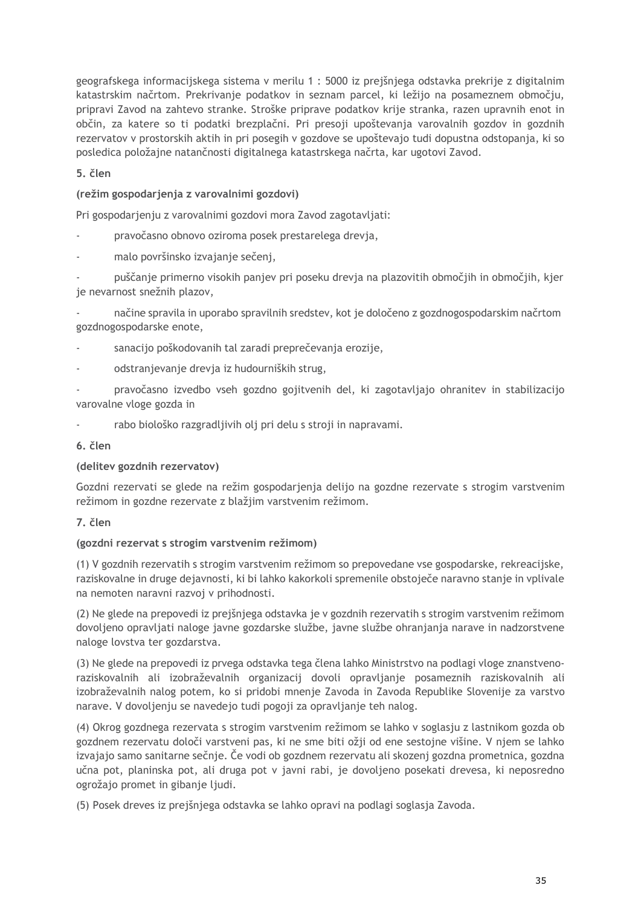geografskega informacijskega sistema v merilu 1 : 5000 iz prejšnjega odstavka prekrije z digitalnim katastrskim načrtom. Prekrivanje podatkov in seznam parcel, ki ležijo na posameznem območju, pripravi Zavod na zahtevo stranke. Stroške priprave podatkov krije stranka, razen upravnih enot in občin, za katere so ti podatki brezplačni. Pri presoji upoštevanja varovalnih gozdov in gozdnih rezervatov v prostorskih aktih in pri posegih v gozdove se upoštevajo tudi dopustna odstopanja, ki so posledica položajne natančnosti digitalnega katastrskega načrta, kar ugotovi Zavod.

**5. člen**

**(režim gospodarjenja z varovalnimi gozdovi)**

Pri gospodarjenju z varovalnimi gozdovi mora Zavod zagotavljati:

- pravočasno obnovo oziroma posek prestarelega drevja,
- malo površinsko izvajanje sečenj,
- puščanje primerno visokih panjev pri poseku drevja na plazovitih območjih in območjih, kjer je nevarnost snežnih plazov,
- načine spravila in uporabo spravilnih sredstev, kot je določeno z gozdnogospodarskim načrtom gozdnogospodarske enote,
- sanacijo poškodovanih tal zaradi preprečevanja erozije,
- odstranjevanje drevja iz hudourniških strug,
- pravočasno izvedbo vseh gozdno gojitvenih del, ki zagotavljajo ohranitev in stabilizacijo varovalne vloge gozda in
- rabo biološko razgradljivih olj pri delu s stroji in napravami.

**6. člen**

**(delitev gozdnih rezervatov)**

Gozdni rezervati se glede na režim gospodarjenja delijo na gozdne rezervate s strogim varstvenim režimom in gozdne rezervate z blažjim varstvenim režimom.

**7. člen**

**(gozdni rezervat s strogim varstvenim režimom)**

(1) V gozdnih rezervatih s strogim varstvenim režimom so prepovedane vse gospodarske, rekreacijske, raziskovalne in druge dejavnosti, ki bi lahko kakorkoli spremenile obstoječe naravno stanje in vplivale na nemoten naravni razvoj v prihodnosti.

(2) Ne glede na prepovedi iz prejšnjega odstavka je v gozdnih rezervatih s strogim varstvenim režimom dovoljeno opravljati naloge javne gozdarske službe, javne službe ohranjanja narave in nadzorstvene naloge lovstva ter gozdarstva.

(3) Ne glede na prepovedi iz prvega odstavka tega člena lahko Ministrstvo na podlagi vloge znanstveno-raziskovalnih ali izobraževalnih organizacij dovoli opravljanje posameznih raziskovalnih ali izobraževalnih nalog potem, ko si pridobi mnenje Zavoda in Zavoda Republike Slovenije za varstvo narave. V dovoljenju se navedejo tudi pogoji za opravljanje teh nalog.

(4) Okrog gozdnega rezervata s strogim varstvenim režimom se lahko v soglasju z lastnikom gozda ob gozdnem rezervatu določi varstveni pas, ki ne sme biti ožji od ene sestojne višine. V njem se lahko izvajajo samo sanitarne sečnje. Če vodi ob gozdnem rezervatu ali skozenj gozdna prometnica, gozdna učna pot, planinska pot, ali druga pot v javni rabi, je dovoljeno posekati drevesa, ki neposredno ogrožajo promet in gibanje ljudi.

(5) Posek dreves iz prejšnjega odstavka se lahko opravi na podlagi soglasja Zavoda.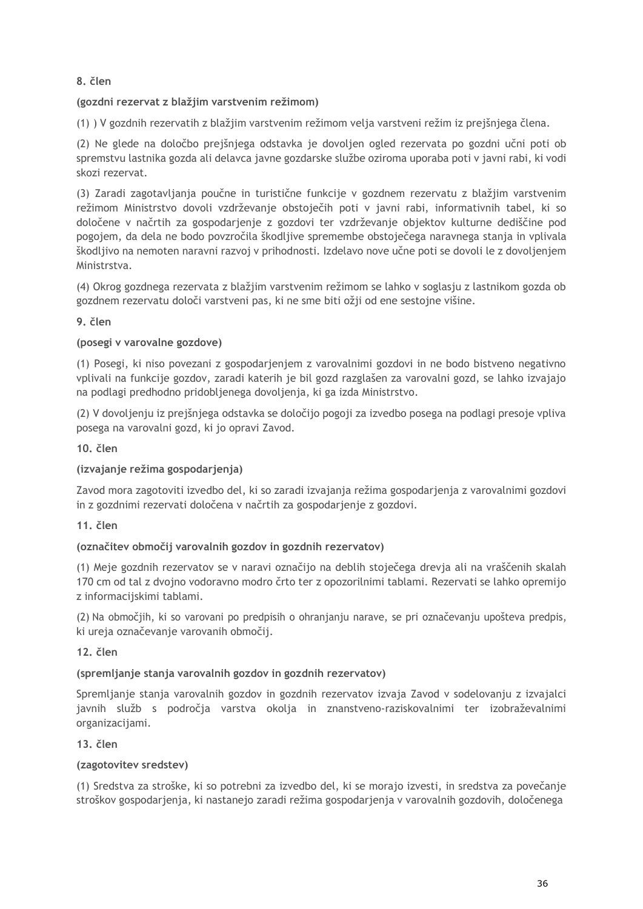**8. člen**

**(gozdni rezervat z blažjim varstvenim režimom)**

(1) ) V gozdnih rezervatih z blažjim varstvenim režimom velja varstveni režim iz prejšnjega člena.

(2) Ne glede na določbo prejšnjega odstavka je dovoljen ogled rezervata po gozdni učni poti ob spremstvu lastnika gozda ali delavca javne gozdarske službe oziroma uporaba poti v javni rabi, ki vodi skozi rezervat.

(3) Zaradi zagotavljanja poučne in turistične funkcije v gozdnem rezervatu z blažjim varstvenim režimom Ministrstvo dovoli vzdrževanje obstoječih poti v javni rabi, informativnih tabel, ki so določene v načrtih za gospodarjenje z gozdovi ter vzdrževanje objektov kulturne dediščine pod pogojem, da dela ne bodo povzročila škodljive spremembe obstoječega naravnega stanja in vplivala škodljivo na nemoten naravni razvoj v prihodnosti. Izdelavo nove učne poti se dovoli le z dovoljenjem Ministrstva.

(4) Okrog gozdnega rezervata z blažjim varstvenim režimom se lahko v soglasju z lastnikom gozda ob gozdnem rezervatu določi varstveni pas, ki ne sme biti ožji od ene sestojne višine.

**9. člen**

**(posegi v varovalne gozdove)**

(1) Posegi, ki niso povezani z gospodarjenjem z varovalnimi gozdovi in ne bodo bistveno negativno vplivali na funkcije gozdov, zaradi katerih je bil gozd razglašen za varovalni gozd, se lahko izvajajo na podlagi predhodno pridobljenega dovoljenja, ki ga izda Ministrstvo.

(2) V dovoljenju iz prejšnjega odstavka se določijo pogoji za izvedbo posega na podlagi presoje vpliva posega na varovalni gozd, ki jo opravi Zavod.

**10. člen**

**(izvajanje režima gospodarjenja)**

Zavod mora zagotoviti izvedbo del, ki so zaradi izvajanja režima gospodarjenja z varovalnimi gozdovi in z gozdnimi rezervati določena v načrtih za gospodarjenje z gozdovi.

**11. člen**

**(označitev območij varovalnih gozdov in gozdnih rezervatov)**

(1) Meje gozdnih rezervatov se v naravi označijo na deblih stoječega drevja ali na vraščenih skalah 170 cm od tal z dvojno vodoravno modro črto ter z opozorilnimi tablami. Rezervati se lahko opremijo z informacijskimi tablami.

(2) Na območjih, ki so varovani po predpisih o ohranjanju narave, se pri označevanju upošteva predpis, ki ureja označevanje varovanih območij.

**12. člen**

**(spremljanje stanja varovalnih gozdov in gozdnih rezervatov)**

Spremljanje stanja varovalnih gozdov in gozdnih rezervatov izvaja Zavod v sodelovanju z izvajalci javnih služb s področja varstva okolja in znanstveno-raziskovalnimi ter izobraževalnimi organizacijami.

**13. člen**

**(zagotovitev sredstev)**

(1) Sredstva za stroške, ki so potrebni za izvedbo del, ki se morajo izvesti, in sredstva za povečanje stroškov gospodarjenja, ki nastanejo zaradi režima gospodarjenja v varovalnih gozdovih, določenega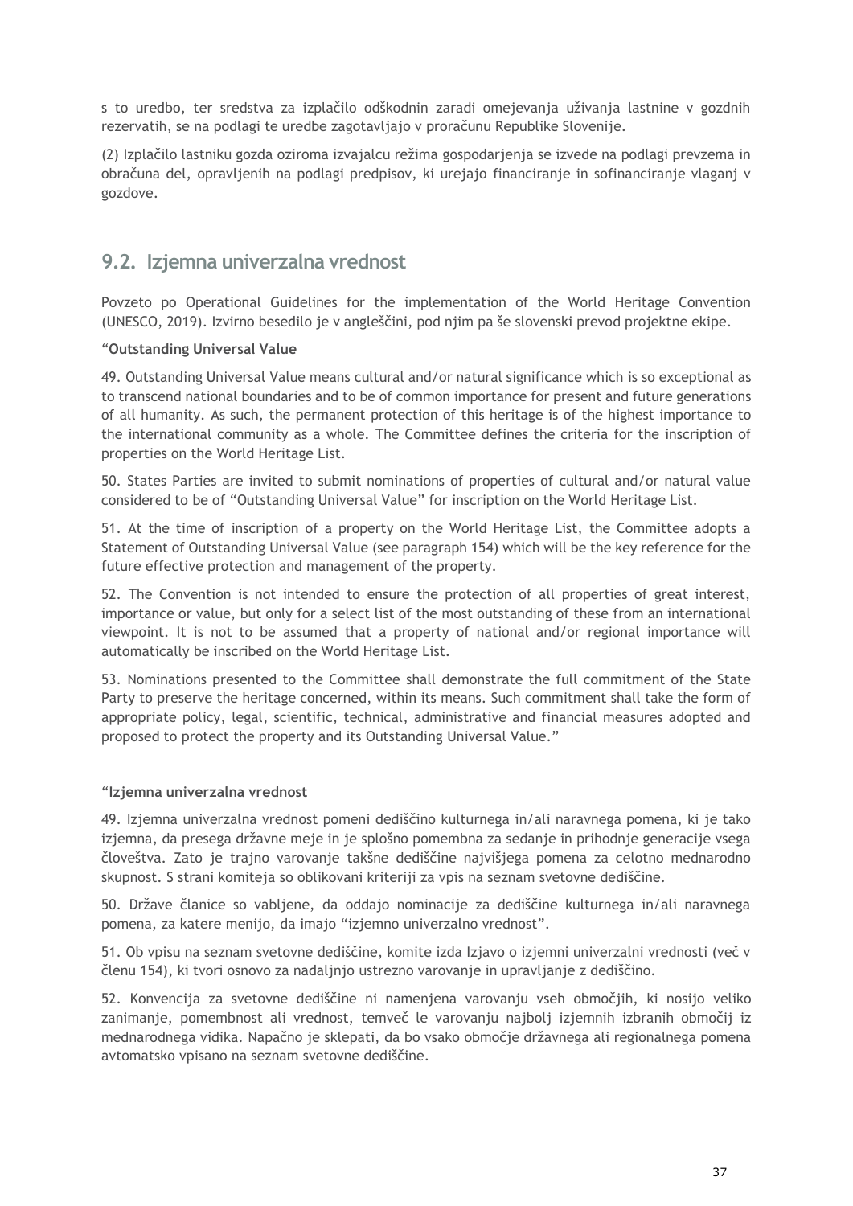s to uredbo, ter sredstva za izplačilo odškodnin zaradi omejevanja uživanja lastnine v gozdnih rezervatih, se na podlagi te uredbe zagotavljajo v proračunu Republike Slovenije.

(2) Izplačilo lastniku gozda oziroma izvajalcu režima gospodarjenja se izvede na podlagi prevzema in obračuna del, opravljenih na podlagi predpisov, ki urejajo financiranje in sofinanciranje vlaganj v gozdove.

## 9.2. Izjemna univerzalna vrednost

Povzeto po Operational Guidelines for the implementation of the World Heritage Convention (UNESCO, 2019). Izvirno besedilo je v angleščini, pod njim pa še slovenski prevod projektne ekipe.

"**Outstanding Universal Value**

49. Outstanding Universal Value means cultural and/or natural significance which is so exceptional as to transcend national boundaries and to be of common importance for present and future generations of all humanity. As such, the permanent protection of this heritage is of the highest importance to the international community as a whole. The Committee defines the criteria for the inscription of properties on the World Heritage List.

50. States Parties are invited to submit nominations of properties of cultural and/or natural value considered to be of "Outstanding Universal Value" for inscription on the World Heritage List.

51. At the time of inscription of a property on the World Heritage List, the Committee adopts a Statement of Outstanding Universal Value (see paragraph 154) which will be the key reference for the future effective protection and management of the property.

52. The Convention is not intended to ensure the protection of all properties of great interest, importance or value, but only for a select list of the most outstanding of these from an international viewpoint. It is not to be assumed that a property of national and/or regional importance will automatically be inscribed on the World Heritage List.

53. Nominations presented to the Committee shall demonstrate the full commitment of the State Party to preserve the heritage concerned, within its means. Such commitment shall take the form of appropriate policy, legal, scientific, technical, administrative and financial measures adopted and proposed to protect the property and its Outstanding Universal Value."

"**Izjemna univerzalna vrednost**

49. Izjemna univerzalna vrednost pomeni dediščino kulturnega in/ali naravnega pomena, ki je tako izjemna, da presega državne meje in je splošno pomembna za sedanje in prihodnje generacije vsega človeštva. Zato je trajno varovanje takšne dediščine najvišjega pomena za celotno mednarodno skupnost. S strani komiteja so oblikovani kriteriji za vpis na seznam svetovne dediščine.

50. Države članice so vabljene, da oddajo nominacije za dediščine kulturnega in/ali naravnega pomena, za katere menijo, da imajo "izjemno univerzalno vrednost".

51. Ob vpisu na seznam svetovne dediščine, komite izda Izjavo o izjemni univerzalni vrednosti (več v členu 154), ki tvori osnovo za nadaljnjo ustrezno varovanje in upravljanje z dediščino.

52. Konvencija za svetovne dediščine ni namenjena varovanju vseh območjih, ki nosijo veliko zanimanje, pomembnost ali vrednost, temveč le varovanju najbolj izjemnih izbranih območij iz mednarodnega vidika. Napačno je sklepati, da bo vsako območje državnega ali regionalnega pomena avtomatsko vpisano na seznam svetovne dediščine.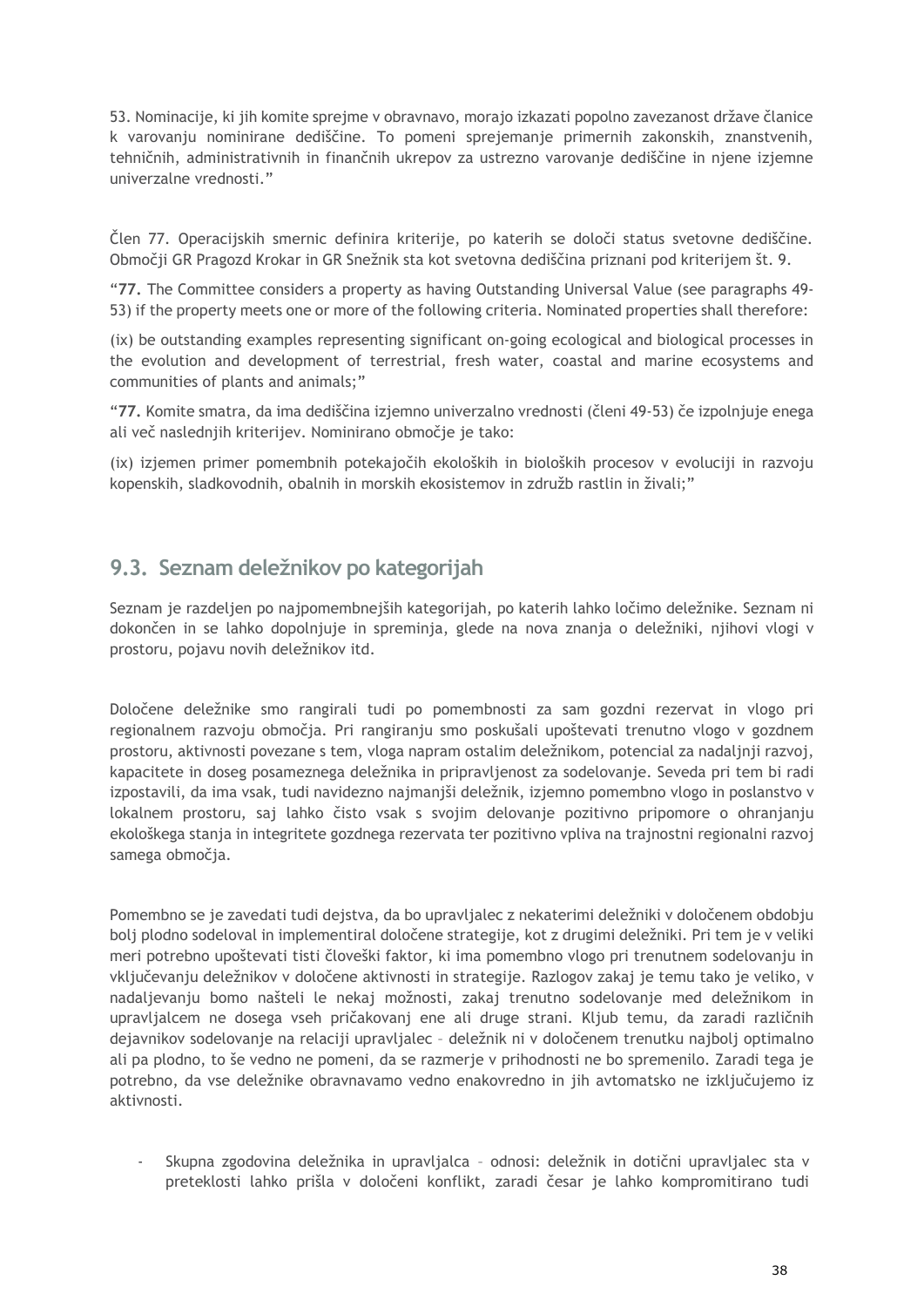53. Nominacije, ki jih komite sprejme v obravnavo, morajo izkazati popolno zavezanost države članice k varovanju nominirane dediščine. To pomeni sprejemanje primernih zakonskih, znanstvenih, tehničnih, administrativnih in finančnih ukrepov za ustrezno varovanje dediščine in njene izjemne univerzalne vrednosti."

Člen 77. Operacijskih smernic definira kriterije, po katerih se določi status svetovne dediščine. Območji GR Pragozd Krokar in GR Snežnik sta kot svetovna dediščina priznani pod kriterijem št. 9.

"**77.** The Committee considers a property as having Outstanding Universal Value (see paragraphs 49-53) if the property meets one or more of the following criteria. Nominated properties shall therefore:

(ix) be outstanding examples representing significant on-going ecological and biological processes in the evolution and development of terrestrial, fresh water, coastal and marine ecosystems and communities of plants and animals;"

"**77.** Komite smatra, da ima dediščina izjemno univerzalno vrednosti (členi 49-53) če izpolnjuje enega ali več naslednjih kriterijev. Nominirano območje je tako:

(ix) izjemen primer pomembnih potekajočih ekoloških in bioloških procesov v evoluciji in razvoju kopenskih, sladkovodnih, obalnih in morskih ekosistemov in združb rastlin in živali;"

## 9.3. Seznam deležnikov po kategorijah

Seznam je razdeljen po najpomembnejših kategorijah, po katerih lahko ločimo deležnike. Seznam ni dokončen in se lahko dopolnjuje in spreminja, glede na nova znanja o deležniki, njihovi vlogi v prostoru, pojavu novih deležnikov itd.

Določene deležnike smo rangirali tudi po pomembnosti za sam gozdni rezervat in vlogo pri regionalnem razvoju območja. Pri rangiranju smo poskušali upoštevati trenutno vlogo v gozdnem prostoru, aktivnosti povezane s tem, vloga napram ostalim deležnikom, potencial za nadaljnji razvoj, kapacitete in doseg posameznega deležnika in pripravljenost za sodelovanje. Seveda pri tem bi radi izpostavili, da ima vsak, tudi navidezno najmanjši deležnik, izjemno pomembno vlogo in poslanstvo v lokalnem prostoru, saj lahko čisto vsak s svojim delovanje pozitivno pripomore o ohranjanju ekološkega stanja in integritete gozdnega rezervata ter pozitivno vpliva na trajnostni regionalni razvoj samega območja.

Pomembno se je zavedati tudi dejstva, da bo upravljalec z nekaterimi deležniki v določenem obdobju bolj plodno sodeloval in implementiral določene strategije, kot z drugimi deležniki. Pri tem je v veliki meri potrebno upoštevati tisti človeški faktor, ki ima pomembno vlogo pri trenutnem sodelovanju in vključevanju deležnikov v določene aktivnosti in strategije. Razlogov zakaj je temu tako je veliko, v nadaljevanju bomo našteli le nekaj možnosti, zakaj trenutno sodelovanje med deležnikom in upravljalcem ne dosega vseh pričakovanj ene ali druge strani. Kljub temu, da zaradi različnih dejavnikov sodelovanje na relaciji upravljalec – deležnik ni v določenem trenutku najbolj optimalno ali pa plodno, to še vedno ne pomeni, da se razmerje v prihodnosti ne bo spremenilo. Zaradi tega je potrebno, da vse deležnike obravnavamo vedno enakovredno in jih avtomatsko ne izključujemo iz aktivnosti.

- Skupna zgodovina deležnika in upravljalca – odnosi: deležnik in dotični upravljalec sta v preteklosti lahko prišla v določeni konflikt, zaradi česar je lahko kompromitirano tudi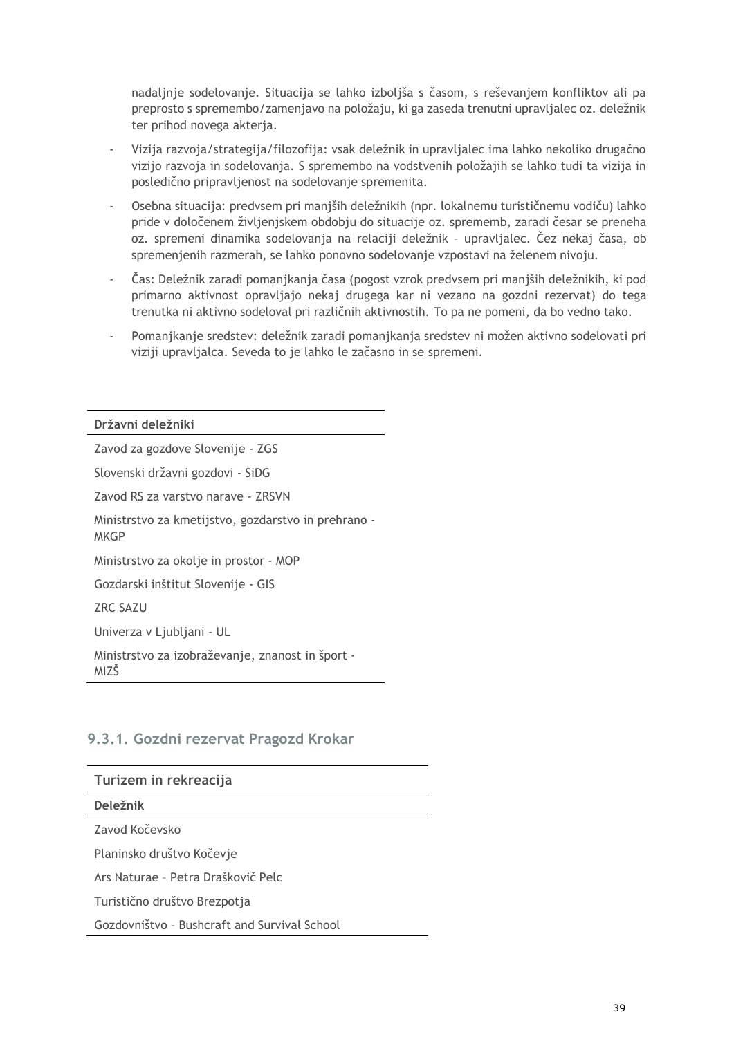nadaljnje sodelovanje. Situacija se lahko izboljša s časom, s reševanjem konfliktov ali pa preprosto s spremembo/zamenjavo na položaju, ki ga zaseda trenutni upravljalec oz. deležnik ter prihod novega akterja.

- Vizija razvoja/strategija/filozofija: vsak deležnik in upravljalec ima lahko nekoliko drugačno vizijo razvoja in sodelovanja. S spremembo na vodstvenih položajih se lahko tudi ta vizija in posledično pripravljenost na sodelovanje spremenita.
- Osebna situacija: predvsem pri manjših deležnikih (npr. lokalnemu turističnemu vodiču) lahko pride v določenem življenjskem obdobju do situacije oz. sprememb, zaradi česar se preneha oz. spremeni dinamika sodelovanja na relaciji deležnik – upravljalec. Čez nekaj časa, ob spremenjenih razmerah, se lahko ponovno sodelovanje vzpostavi na želenem nivoju.
- Čas: Deležnik zaradi pomanjkanja časa (pogost vzrok predvsem pri manjših deležnikih, ki pod primarno aktivnost opravljajo nekaj drugega kar ni vezano na gozdni rezervat) do tega trenutka ni aktivno sodeloval pri različnih aktivnostih. To pa ne pomeni, da bo vedno tako.
- Pomanjkanje sredstev: deležnik zaradi pomanjkanja sredstev ni možen aktivno sodelovati pri viziji upravljalca. Seveda to je lahko le začasno in se spremeni.

| **Državni deležniki** |
|---|
| Zavod za gozdove Slovenije - ZGS |
| Slovenski državni gozdovi - SiDG |
| Zavod RS za varstvo narave - ZRSVN |
| Ministrstvo za kmetijstvo, gozdarstvo in prehrano - MKGP |
| Ministrstvo za okolje in prostor - MOP |
| Gozdarski inštitut Slovenije - GIS |
| ZRC SAZU |
| Univerza v Ljubljani - UL |
| Ministrstvo za izobraževanje, znanost in šport - MIZŠ |

### 9.3.1. Gozdni rezervat Pragozd Krokar

| **Turizem in rekreacija** |
|---|
| **Deležnik** |
| Zavod Kočevsko |
| Planinsko društvo Kočevje |
| Ars Naturae – Petra Draškovič Pelc |
| Turistično društvo Brezpotja |
| Gozdovništvo – Bushcraft and Survival School |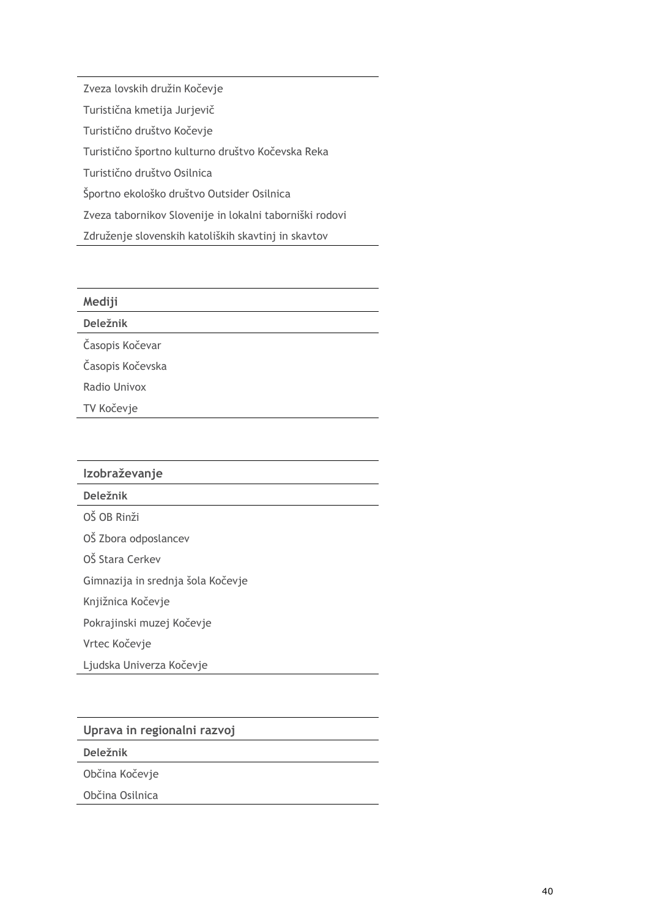| Zveza lovskih družin Kočevje |
| --- |
| Turistična kmetija Jurjevič |
| Turistično društvo Kočevje |
| Turistično športno kulturno društvo Kočevska Reka |
| Turistično društvo Osilnica |
| Športno ekološko društvo Outsider Osilnica |
| Zveza tabornikov Slovenije in lokalni taborniški rodovi |
| Združenje slovenskih katoliških skavtinj in skavtov |

| **Mediji** |
| --- |
| **Deležnik** |
| Časopis Kočevar |
| Časopis Kočevska |
| Radio Univox |
| TV Kočevje |

| **Izobraževanje** |
| --- |
| **Deležnik** |
| OŠ OB Rinži |
| OŠ Zbora odposlancev |
| OŠ Stara Cerkev |
| Gimnazija in srednja šola Kočevje |
| Knjižnica Kočevje |
| Pokrajinski muzej Kočevje |
| Vrtec Kočevje |
| Ljudska Univerza Kočevje |

| **Uprava in regionalni razvoj** |
| --- |
| **Deležnik** |
| Občina Kočevje |
| Občina Osilnica |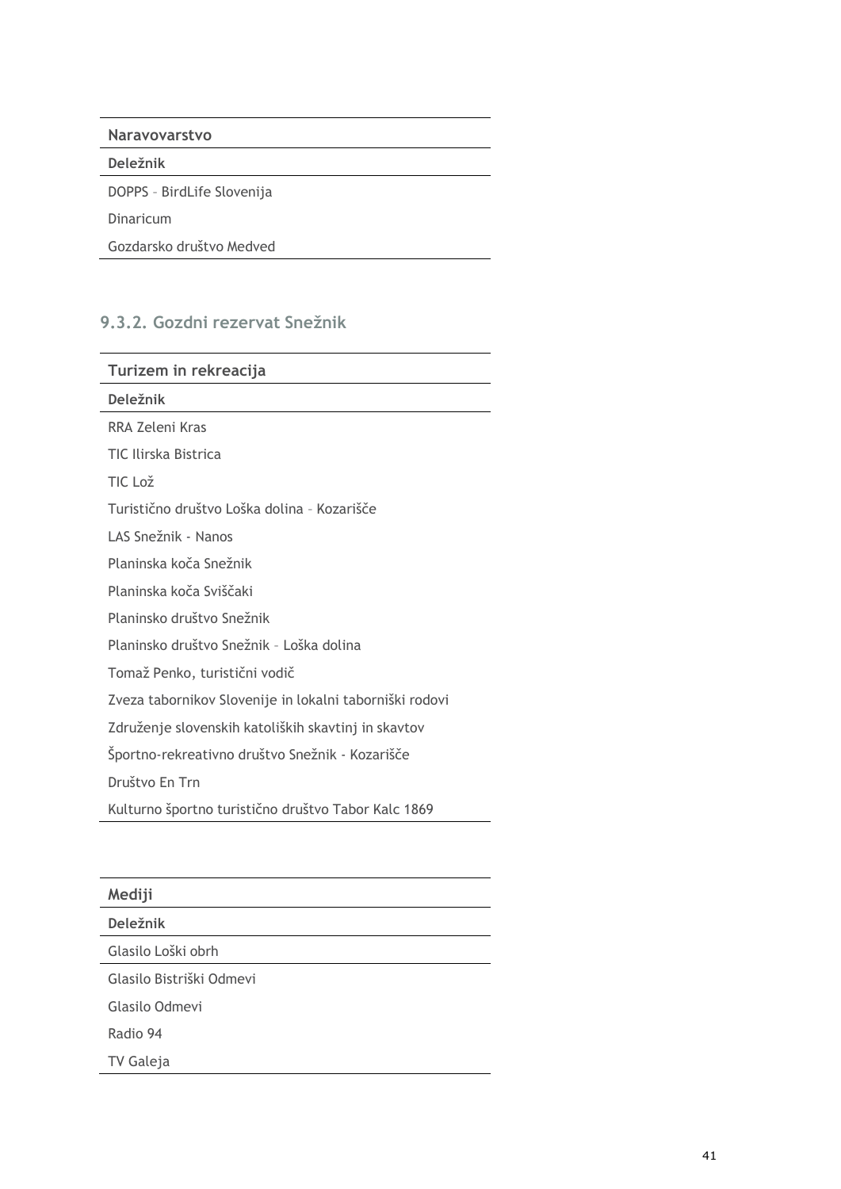| Naravovarstvo |
| --- |
| **Deležnik** |
| DOPPS – BirdLife Slovenija |
| Dinaricum |
| Gozdarsko društvo Medved |

### 9.3.2. Gozdni rezervat Snežnik

| Turizem in rekreacija |
| --- |
| **Deležnik** |
| RRA Zeleni Kras |
| TIC Ilirska Bistrica |
| TIC Lož |
| Turistično društvo Loška dolina – Kozarišče |
| LAS Snežnik - Nanos |
| Planinska koča Snežnik |
| Planinska koča Sviščaki |
| Planinsko društvo Snežnik |
| Planinsko društvo Snežnik – Loška dolina |
| Tomaž Penko, turistični vodič |
| Zveza tabornikov Slovenije in lokalni taborniški rodovi |
| Združenje slovenskih katoliških skavtinj in skavtov |
| Športno-rekreativno društvo Snežnik - Kozarišče |
| Društvo En Trn |
| Kulturno športno turistično društvo Tabor Kalc 1869 |

| Mediji |
| --- |
| **Deležnik** |
| Glasilo Loški obrh |
| Glasilo Bistriški Odmevi |
| Glasilo Odmevi |
| Radio 94 |
| TV Galeja |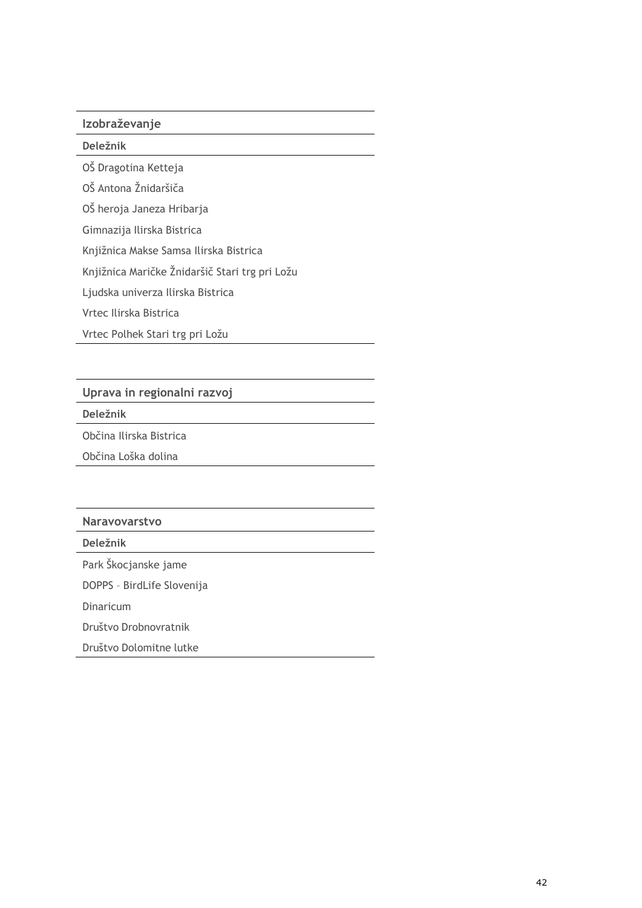| Izobraževanje |
| --- |
| **Deležnik** |
| OŠ Dragotina Ketteja |
| OŠ Antona Žnidaršiča |
| OŠ heroja Janeza Hribarja |
| Gimnazija Ilirska Bistrica |
| Knjižnica Makse Samsa Ilirska Bistrica |
| Knjižnica Maričke Žnidaršič Stari trg pri Ložu |
| Ljudska univerza Ilirska Bistrica |
| Vrtec Ilirska Bistrica |
| Vrtec Polhek Stari trg pri Ložu |

| Uprava in regionalni razvoj |
| --- |
| **Deležnik** |
| Občina Ilirska Bistrica |
| Občina Loška dolina |

| Naravovarstvo |
| --- |
| **Deležnik** |
| Park Škocjanske jame |
| DOPPS – BirdLife Slovenija |
| Dinaricum |
| Društvo Drobnovratnik |
| Društvo Dolomitne lutke |